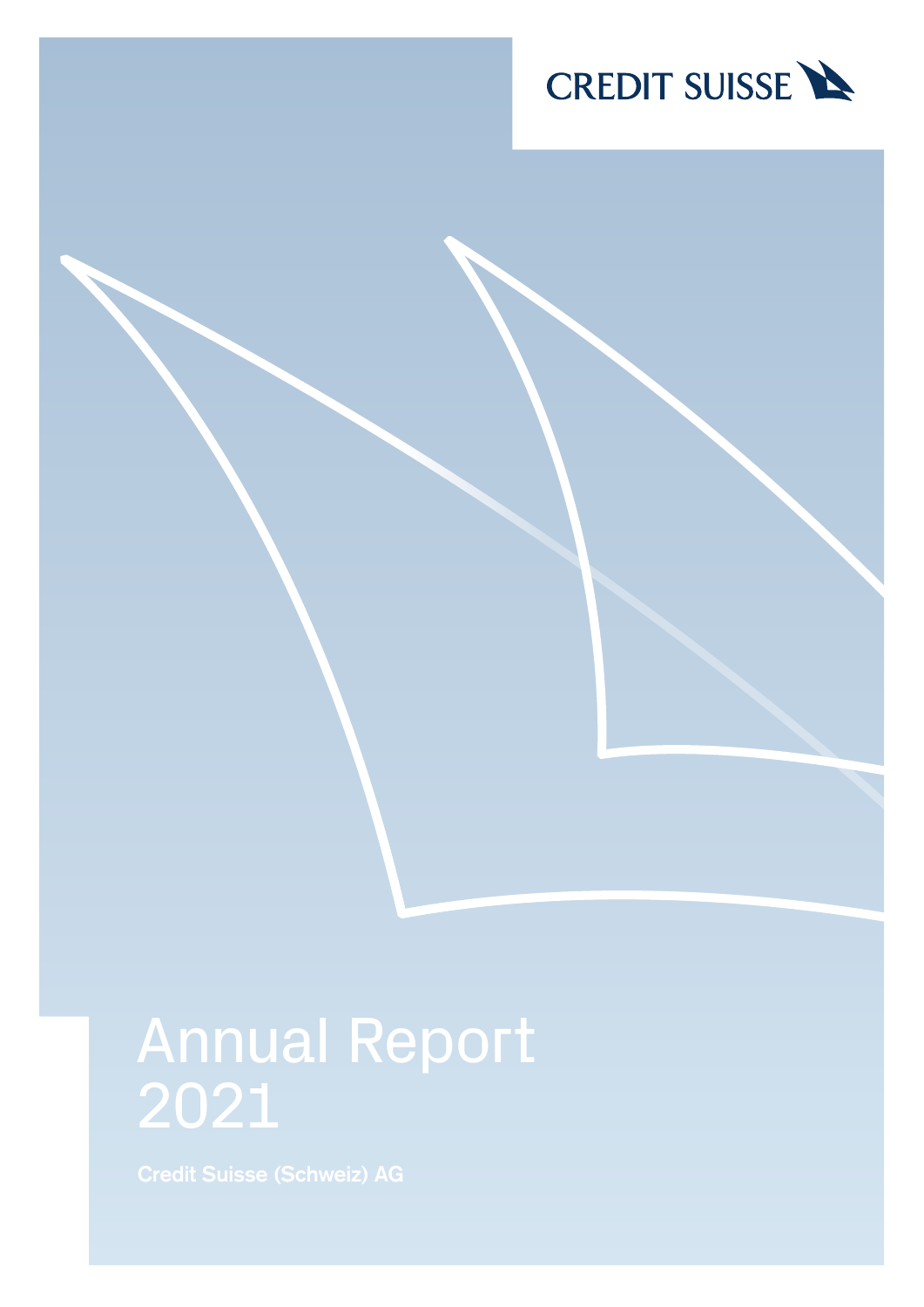CREDIT SUISSE

# Annual Report 2021

**Credit Suisse (Schweiz) AG**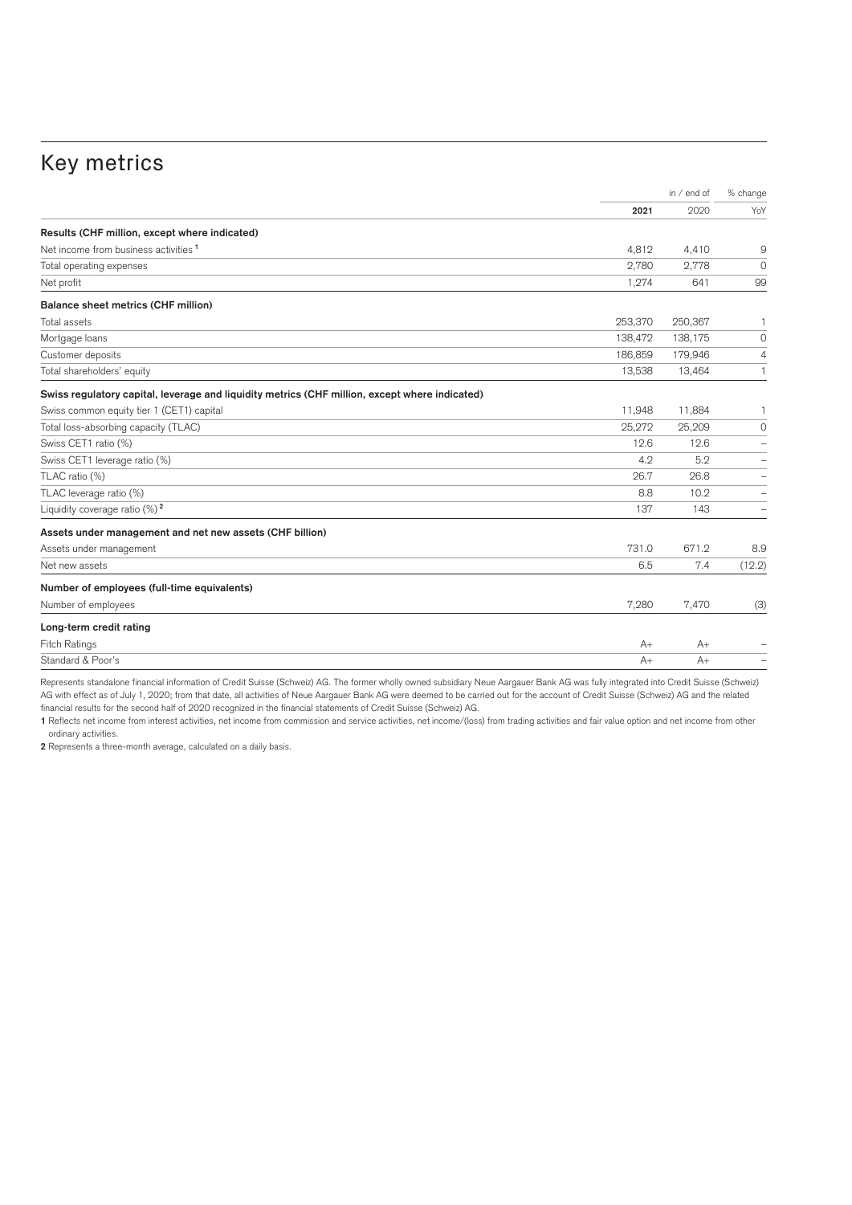# Key metrics

| | | in / end of | % change |
|---|---|---|---|
| | 2021 | 2020 | YoY |
| **Results (CHF million, except where indicated)** | | | |
| Net income from business activities [1] | 4,812 | 4,410 | 9 |
| Total operating expenses | 2,780 | 2,778 | 0 |
| Net profit | 1,274 | 641 | 99 |
| **Balance sheet metrics (CHF million)** | | | |
| Total assets | 253,370 | 250,367 | 1 |
| Mortgage loans | 138,472 | 138,175 | 0 |
| Customer deposits | 186,859 | 179,946 | 4 |
| Total shareholders' equity | 13,538 | 13,464 | 1 |
| **Swiss regulatory capital, leverage and liquidity metrics (CHF million, except where indicated)** | | | |
| Swiss common equity tier 1 (CET1) capital | 11,948 | 11,884 | 1 |
| Total loss-absorbing capacity (TLAC) | 25,272 | 25,209 | 0 |
| Swiss CET1 ratio (%) | 12.6 | 12.6 | – |
| Swiss CET1 leverage ratio (%) | 4.2 | 5.2 | – |
| TLAC ratio (%) | 26.7 | 26.8 | – |
| TLAC leverage ratio (%) | 8.8 | 10.2 | – |
| Liquidity coverage ratio (%) [2] | 137 | 143 | – |
| **Assets under management and net new assets (CHF billion)** | | | |
| Assets under management | 731.0 | 671.2 | 8.9 |
| Net new assets | 6.5 | 7.4 | (12.2) |
| **Number of employees (full-time equivalents)** | | | |
| Number of employees | 7,280 | 7,470 | (3) |
| **Long-term credit rating** | | | |
| Fitch Ratings | A+ | A+ | – |
| Standard & Poor's | A+ | A+ | – |

Represents standalone financial information of Credit Suisse (Schweiz) AG. The former wholly owned subsidiary Neue Aargauer Bank AG was fully integrated into Credit Suisse (Schweiz) AG with effect as of July 1, 2020; from that date, all activities of Neue Aargauer Bank AG were deemed to be carried out for the account of Credit Suisse (Schweiz) AG and the related financial results for the second half of 2020 recognized in the financial statements of Credit Suisse (Schweiz) AG.

1 Reflects net income from interest activities, net income from commission and service activities, net income/(loss) from trading activities and fair value option and net income from other ordinary activities.

2 Represents a three-month average, calculated on a daily basis.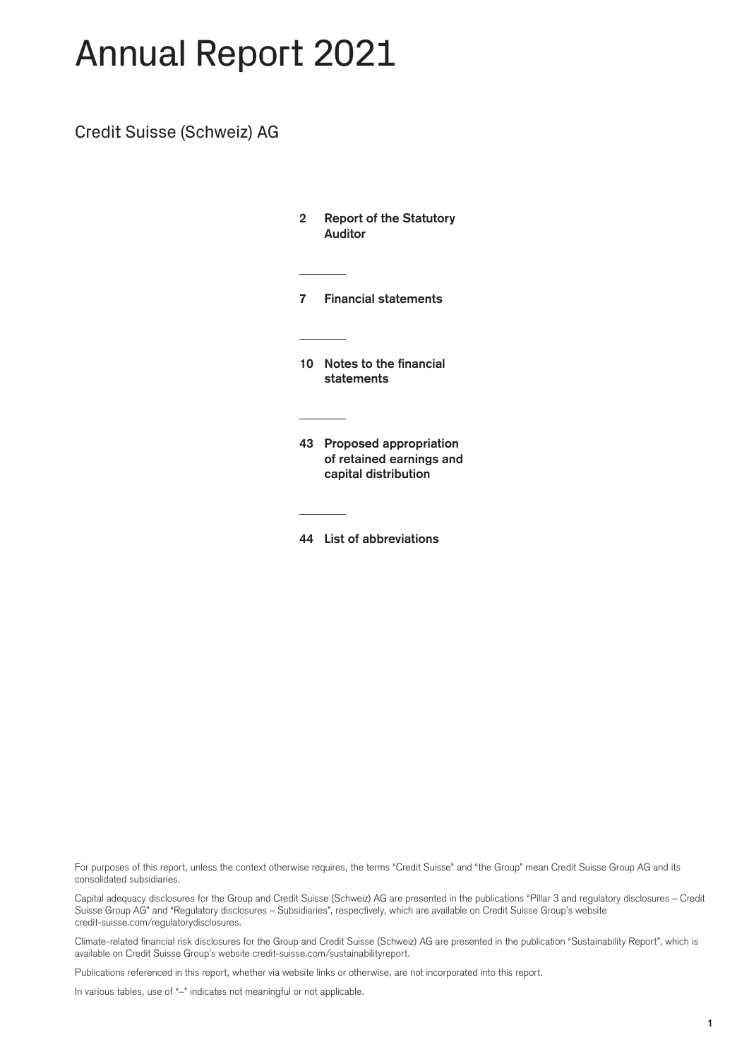# Annual Report 2021

## Credit Suisse (Schweiz) AG

**2 Report of the Statutory Auditor**

**7 Financial statements**

**10 Notes to the financial statements**

**43 Proposed appropriation of retained earnings and capital distribution**

**44 List of abbreviations**

For purposes of this report, unless the context otherwise requires, the terms "Credit Suisse" and "the Group" mean Credit Suisse Group AG and its consolidated subsidiaries.

Capital adequacy disclosures for the Group and Credit Suisse (Schweiz) AG are presented in the publications "Pillar 3 and regulatory disclosures – Credit Suisse Group AG" and "Regulatory disclosures – Subsidiaries", respectively, which are available on Credit Suisse Group's website credit-suisse.com/regulatorydisclosures.

Climate-related financial risk disclosures for the Group and Credit Suisse (Schweiz) AG are presented in the publication "Sustainability Report", which is available on Credit Suisse Group's website credit-suisse.com/sustainabilityreport.

Publications referenced in this report, whether via website links or otherwise, are not incorporated into this report.

In various tables, use of "–" indicates not meaningful or not applicable.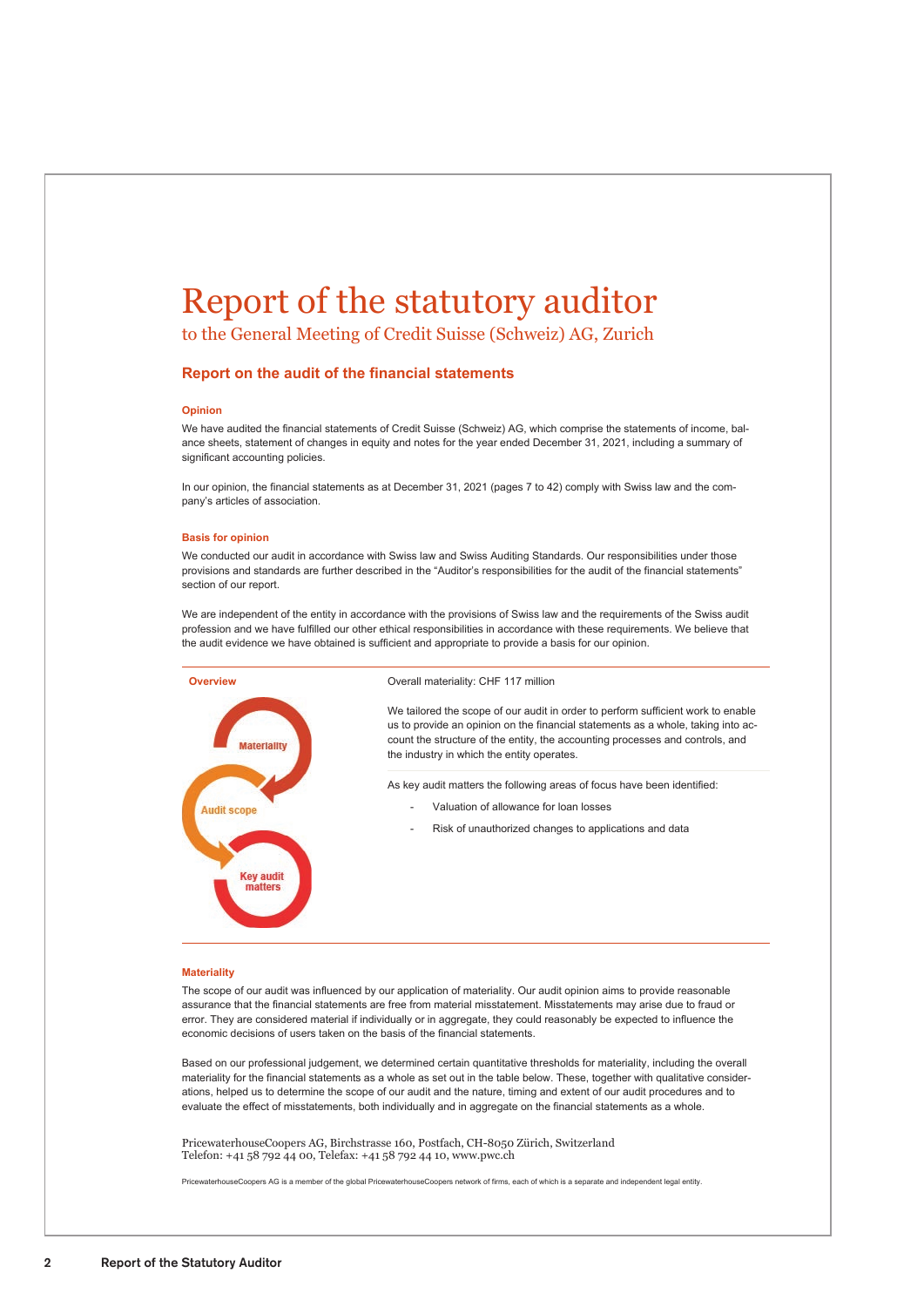# Report of the statutory auditor

to the General Meeting of Credit Suisse (Schweiz) AG, Zurich

## Report on the audit of the financial statements

### Opinion

We have audited the financial statements of Credit Suisse (Schweiz) AG, which comprise the statements of income, balance sheets, statement of changes in equity and notes for the year ended December 31, 2021, including a summary of significant accounting policies.

In our opinion, the financial statements as at December 31, 2021 (pages 7 to 42) comply with Swiss law and the company's articles of association.

### Basis for opinion

We conducted our audit in accordance with Swiss law and Swiss Auditing Standards. Our responsibilities under those provisions and standards are further described in the "Auditor's responsibilities for the audit of the financial statements" section of our report.

We are independent of the entity in accordance with the provisions of Swiss law and the requirements of the Swiss audit profession and we have fulfilled our other ethical responsibilities in accordance with these requirements. We believe that the audit evidence we have obtained is sufficient and appropriate to provide a basis for our opinion.

### Overview

Materiality / Audit scope / Key audit matters

Overall materiality: CHF 117 million

We tailored the scope of our audit in order to perform sufficient work to enable us to provide an opinion on the financial statements as a whole, taking into account the structure of the entity, the accounting processes and controls, and the industry in which the entity operates.

As key audit matters the following areas of focus have been identified:

- Valuation of allowance for loan losses
- Risk of unauthorized changes to applications and data

### Materiality

The scope of our audit was influenced by our application of materiality. Our audit opinion aims to provide reasonable assurance that the financial statements are free from material misstatement. Misstatements may arise due to fraud or error. They are considered material if individually or in aggregate, they could reasonably be expected to influence the economic decisions of users taken on the basis of the financial statements.

Based on our professional judgement, we determined certain quantitative thresholds for materiality, including the overall materiality for the financial statements as a whole as set out in the table below. These, together with qualitative considerations, helped us to determine the scope of our audit and the nature, timing and extent of our audit procedures and to evaluate the effect of misstatements, both individually and in aggregate on the financial statements as a whole.

PricewaterhouseCoopers AG, Birchstrasse 160, Postfach, CH-8050 Zürich, Switzerland
Telefon: +41 58 792 44 00, Telefax: +41 58 792 44 10, www.pwc.ch

PricewaterhouseCoopers AG is a member of the global PricewaterhouseCoopers network of firms, each of which is a separate and independent legal entity.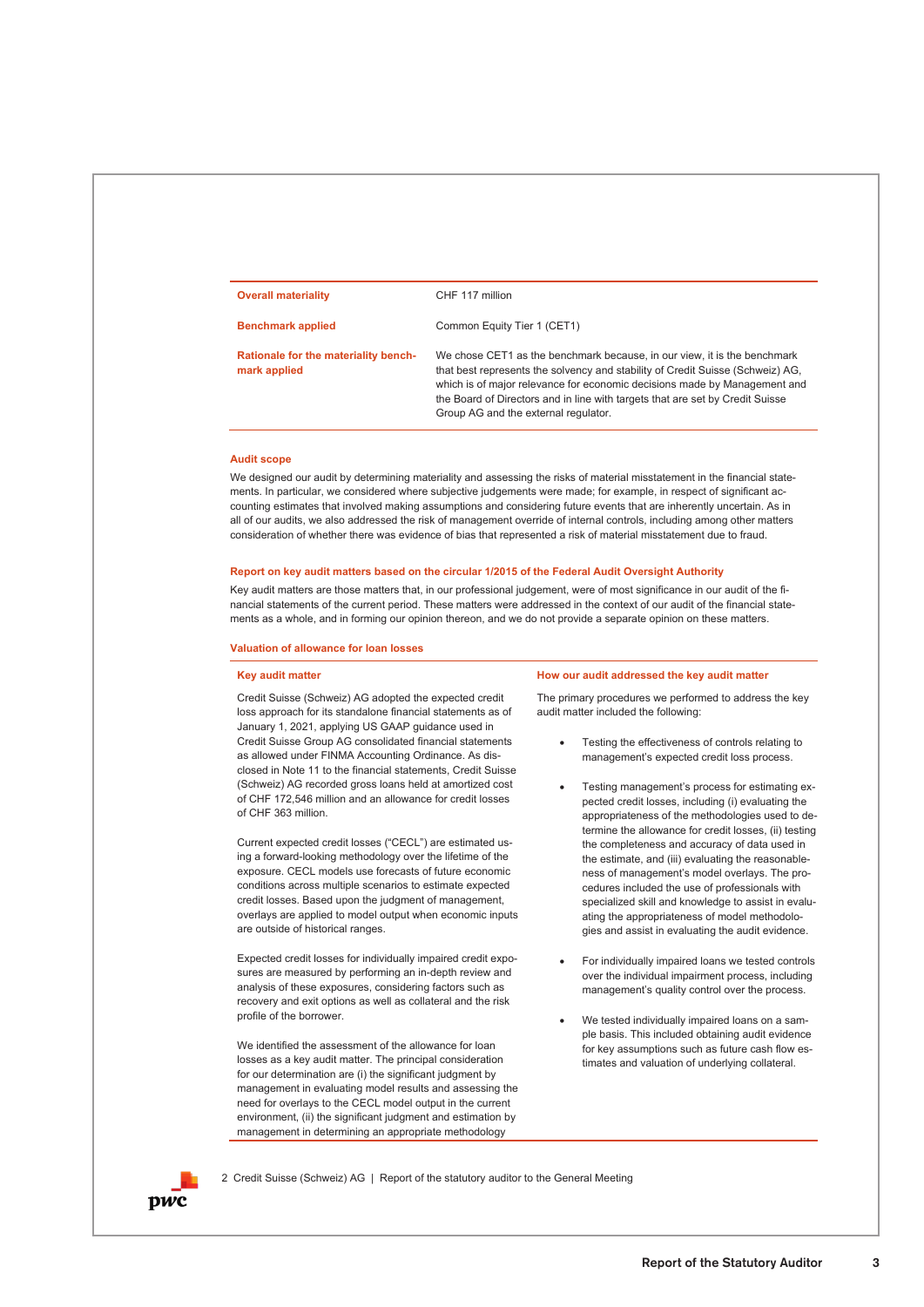| Overall materiality | CHF 117 million |
|---|---|
| Benchmark applied | Common Equity Tier 1 (CET1) |
| Rationale for the materiality benchmark applied | We chose CET1 as the benchmark because, in our view, it is the benchmark that best represents the solvency and stability of Credit Suisse (Schweiz) AG, which is of major relevance for economic decisions made by Management and the Board of Directors and in line with targets that are set by Credit Suisse Group AG and the external regulator. |

### Audit scope

We designed our audit by determining materiality and assessing the risks of material misstatement in the financial statements. In particular, we considered where subjective judgements were made; for example, in respect of significant accounting estimates that involved making assumptions and considering future events that are inherently uncertain. As in all of our audits, we also addressed the risk of management override of internal controls, including among other matters consideration of whether there was evidence of bias that represented a risk of material misstatement due to fraud.

### Report on key audit matters based on the circular 1/2015 of the Federal Audit Oversight Authority

Key audit matters are those matters that, in our professional judgement, were of most significance in our audit of the financial statements of the current period. These matters were addressed in the context of our audit of the financial statements as a whole, and in forming our opinion thereon, and we do not provide a separate opinion on these matters.

### Valuation of allowance for loan losses

#### Key audit matter

Credit Suisse (Schweiz) AG adopted the expected credit loss approach for its standalone financial statements as of January 1, 2021, applying US GAAP guidance used in Credit Suisse Group AG consolidated financial statements as allowed under FINMA Accounting Ordinance. As disclosed in Note 11 to the financial statements, Credit Suisse (Schweiz) AG recorded gross loans held at amortized cost of CHF 172,546 million and an allowance for credit losses of CHF 363 million.

Current expected credit losses ("CECL") are estimated using a forward-looking methodology over the lifetime of the exposure. CECL models use forecasts of future economic conditions across multiple scenarios to estimate expected credit losses. Based upon the judgment of management, overlays are applied to model output when economic inputs are outside of historical ranges.

Expected credit losses for individually impaired credit exposures are measured by performing an in-depth review and analysis of these exposures, considering factors such as recovery and exit options as well as collateral and the risk profile of the borrower.

We identified the assessment of the allowance for loan losses as a key audit matter. The principal consideration for our determination are (i) the significant judgment by management in evaluating model results and assessing the need for overlays to the CECL model output in the current environment, (ii) the significant judgment and estimation by management in determining an appropriate methodology

#### How our audit addressed the key audit matter

The primary procedures we performed to address the key audit matter included the following:

- Testing the effectiveness of controls relating to management's expected credit loss process.
- Testing management's process for estimating expected credit losses, including (i) evaluating the appropriateness of the methodologies used to determine the allowance for credit losses, (ii) testing the completeness and accuracy of data used in the estimate, and (iii) evaluating the reasonableness of management's model overlays. The procedures included the use of professionals with specialized skill and knowledge to assist in evaluating the appropriateness of model methodologies and assist in evaluating the audit evidence.
- For individually impaired loans we tested controls over the individual impairment process, including management's quality control over the process.
- We tested individually impaired loans on a sample basis. This included obtaining audit evidence for key assumptions such as future cash flow estimates and valuation of underlying collateral.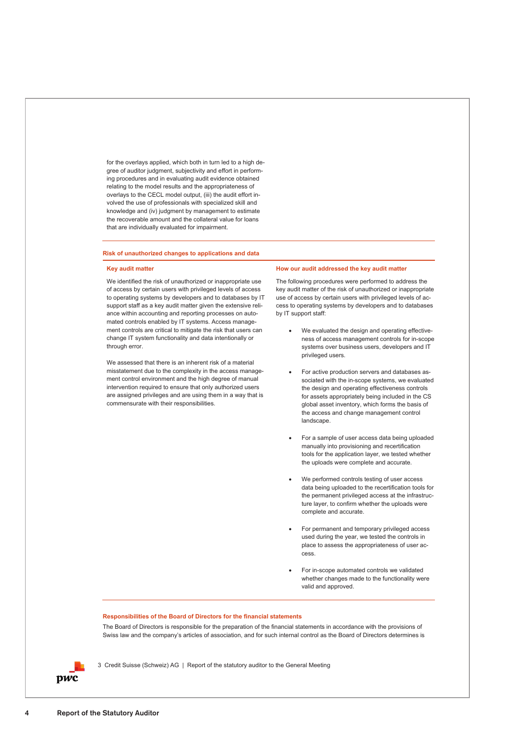for the overlays applied, which both in turn led to a high degree of auditor judgment, subjectivity and effort in performing procedures and in evaluating audit evidence obtained relating to the model results and the appropriateness of overlays to the CECL model output, (iii) the audit effort involved the use of professionals with specialized skill and knowledge and (iv) judgment by management to estimate the recoverable amount and the collateral value for loans that are individually evaluated for impairment.

### Risk of unauthorized changes to applications and data

#### Key audit matter

We identified the risk of unauthorized or inappropriate use of access by certain users with privileged levels of access to operating systems by developers and to databases by IT support staff as a key audit matter given the extensive reliance within accounting and reporting processes on automated controls enabled by IT systems. Access management controls are critical to mitigate the risk that users can change IT system functionality and data intentionally or through error.

We assessed that there is an inherent risk of a material misstatement due to the complexity in the access management control environment and the high degree of manual intervention required to ensure that only authorized users are assigned privileges and are using them in a way that is commensurate with their responsibilities.

#### How our audit addressed the key audit matter

The following procedures were performed to address the key audit matter of the risk of unauthorized or inappropriate use of access by certain users with privileged levels of access to operating systems by developers and to databases by IT support staff:

- We evaluated the design and operating effectiveness of access management controls for in-scope systems over business users, developers and IT privileged users.
- For active production servers and databases associated with the in-scope systems, we evaluated the design and operating effectiveness controls for assets appropriately being included in the CS global asset inventory, which forms the basis of the access and change management control landscape.
- For a sample of user access data being uploaded manually into provisioning and recertification tools for the application layer, we tested whether the uploads were complete and accurate.
- We performed controls testing of user access data being uploaded to the recertification tools for the permanent privileged access at the infrastructure layer, to confirm whether the uploads were complete and accurate.
- For permanent and temporary privileged access used during the year, we tested the controls in place to assess the appropriateness of user access.
- For in-scope automated controls we validated whether changes made to the functionality were valid and approved.

### Responsibilities of the Board of Directors for the financial statements

The Board of Directors is responsible for the preparation of the financial statements in accordance with the provisions of Swiss law and the company's articles of association, and for such internal control as the Board of Directors determines is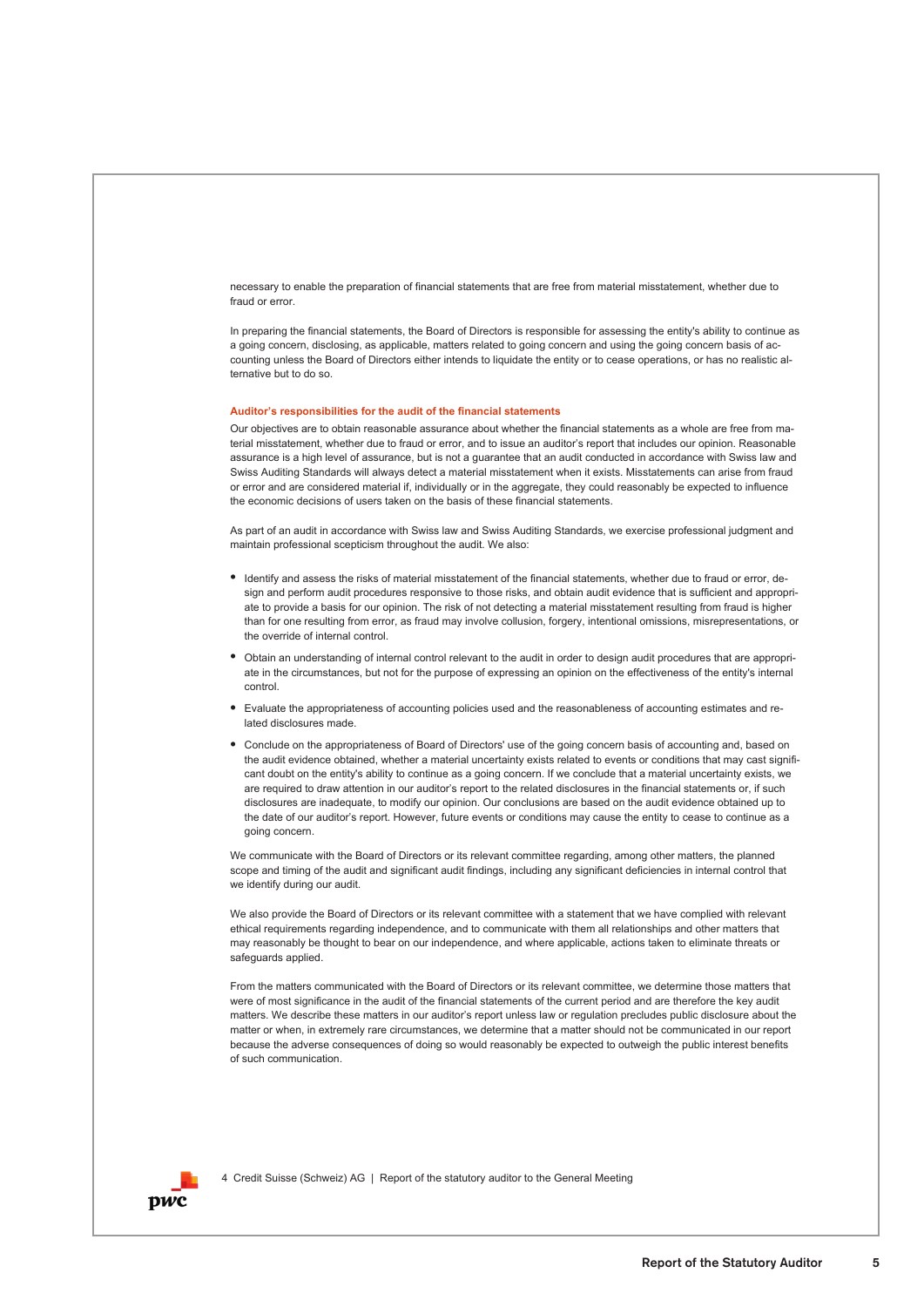necessary to enable the preparation of financial statements that are free from material misstatement, whether due to fraud or error.

In preparing the financial statements, the Board of Directors is responsible for assessing the entity's ability to continue as a going concern, disclosing, as applicable, matters related to going concern and using the going concern basis of accounting unless the Board of Directors either intends to liquidate the entity or to cease operations, or has no realistic alternative but to do so.

### Auditor's responsibilities for the audit of the financial statements

Our objectives are to obtain reasonable assurance about whether the financial statements as a whole are free from material misstatement, whether due to fraud or error, and to issue an auditor's report that includes our opinion. Reasonable assurance is a high level of assurance, but is not a guarantee that an audit conducted in accordance with Swiss law and Swiss Auditing Standards will always detect a material misstatement when it exists. Misstatements can arise from fraud or error and are considered material if, individually or in the aggregate, they could reasonably be expected to influence the economic decisions of users taken on the basis of these financial statements.

As part of an audit in accordance with Swiss law and Swiss Auditing Standards, we exercise professional judgment and maintain professional scepticism throughout the audit. We also:

- Identify and assess the risks of material misstatement of the financial statements, whether due to fraud or error, design and perform audit procedures responsive to those risks, and obtain audit evidence that is sufficient and appropriate to provide a basis for our opinion. The risk of not detecting a material misstatement resulting from fraud is higher than for one resulting from error, as fraud may involve collusion, forgery, intentional omissions, misrepresentations, or the override of internal control.
- Obtain an understanding of internal control relevant to the audit in order to design audit procedures that are appropriate in the circumstances, but not for the purpose of expressing an opinion on the effectiveness of the entity's internal control.
- Evaluate the appropriateness of accounting policies used and the reasonableness of accounting estimates and related disclosures made.
- Conclude on the appropriateness of Board of Directors' use of the going concern basis of accounting and, based on the audit evidence obtained, whether a material uncertainty exists related to events or conditions that may cast significant doubt on the entity's ability to continue as a going concern. If we conclude that a material uncertainty exists, we are required to draw attention in our auditor's report to the related disclosures in the financial statements or, if such disclosures are inadequate, to modify our opinion. Our conclusions are based on the audit evidence obtained up to the date of our auditor's report. However, future events or conditions may cause the entity to cease to continue as a going concern.

We communicate with the Board of Directors or its relevant committee regarding, among other matters, the planned scope and timing of the audit and significant audit findings, including any significant deficiencies in internal control that we identify during our audit.

We also provide the Board of Directors or its relevant committee with a statement that we have complied with relevant ethical requirements regarding independence, and to communicate with them all relationships and other matters that may reasonably be thought to bear on our independence, and where applicable, actions taken to eliminate threats or safeguards applied.

From the matters communicated with the Board of Directors or its relevant committee, we determine those matters that were of most significance in the audit of the financial statements of the current period and are therefore the key audit matters. We describe these matters in our auditor's report unless law or regulation precludes public disclosure about the matter or when, in extremely rare circumstances, we determine that a matter should not be communicated in our report because the adverse consequences of doing so would reasonably be expected to outweigh the public interest benefits of such communication.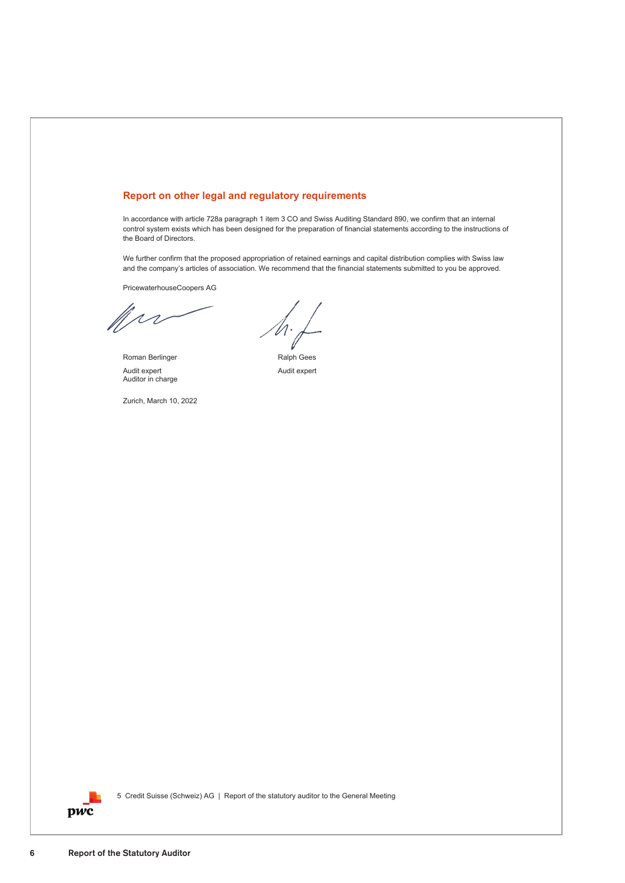## Report on other legal and regulatory requirements

In accordance with article 728a paragraph 1 item 3 CO and Swiss Auditing Standard 890, we confirm that an internal control system exists which has been designed for the preparation of financial statements according to the instructions of the Board of Directors.

We further confirm that the proposed appropriation of retained earnings and capital distribution complies with Swiss law and the company's articles of association. We recommend that the financial statements submitted to you be approved.

PricewaterhouseCoopers AG

Roman Berlinger
Audit expert
Auditor in charge

Ralph Gees
Audit expert

Zurich, March 10, 2022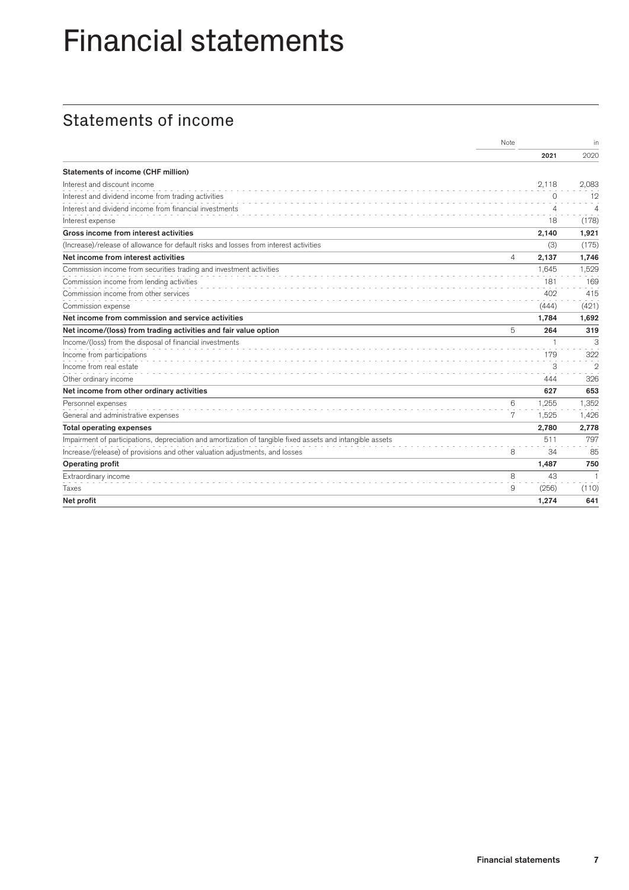# Financial statements

## Statements of income

| | Note | 2021 | in 2020 |
|---|---|---|---|
| **Statements of income (CHF million)** | | | |
| Interest and discount income | | 2,118 | 2,083 |
| Interest and dividend income from trading activities | | 0 | 12 |
| Interest and dividend income from financial investments | | 4 | 4 |
| Interest expense | | 18 | (178) |
| **Gross income from interest activities** | | **2,140** | **1,921** |
| (Increase)/release of allowance for default risks and losses from interest activities | | (3) | (175) |
| **Net income from interest activities** | 4 | **2,137** | **1,746** |
| Commission income from securities trading and investment activities | | 1,645 | 1,529 |
| Commission income from lending activities | | 181 | 169 |
| Commission income from other services | | 402 | 415 |
| Commission expense | | (444) | (421) |
| **Net income from commission and service activities** | | **1,784** | **1,692** |
| **Net income/(loss) from trading activities and fair value option** | 5 | **264** | **319** |
| Income/(loss) from the disposal of financial investments | | 1 | 3 |
| Income from participations | | 179 | 322 |
| Income from real estate | | 3 | 2 |
| Other ordinary income | | 444 | 326 |
| **Net income from other ordinary activities** | | **627** | **653** |
| Personnel expenses | 6 | 1,255 | 1,352 |
| General and administrative expenses | 7 | 1,525 | 1,426 |
| **Total operating expenses** | | **2,780** | **2,778** |
| Impairment of participations, depreciation and amortization of tangible fixed assets and intangible assets | | 511 | 797 |
| Increase/(release) of provisions and other valuation adjustments, and losses | 8 | 34 | 85 |
| **Operating profit** | | **1,487** | **750** |
| Extraordinary income | 8 | 43 | 1 |
| Taxes | 9 | (256) | (110) |
| **Net profit** | | **1,274** | **641** |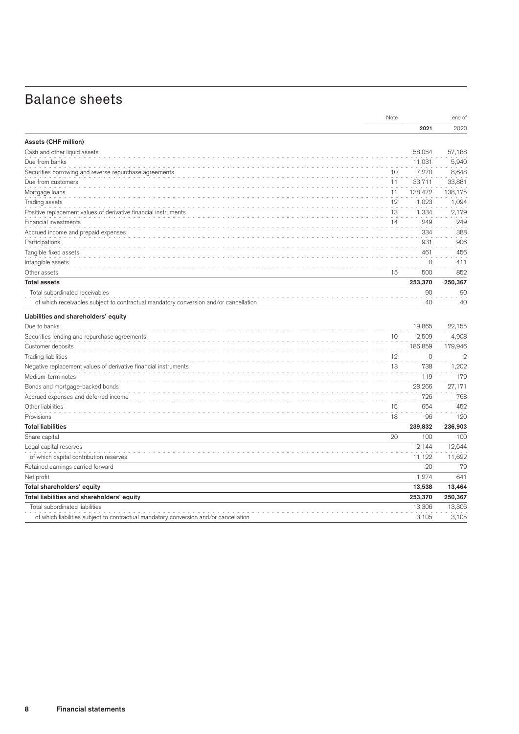# Balance sheets

| | Note | 2021 | end of 2020 |
|---|---|---|---|
| **Assets (CHF million)** | | | |
| Cash and other liquid assets | | 58,054 | 57,188 |
| Due from banks | | 11,031 | 5,940 |
| Securities borrowing and reverse repurchase agreements | 10 | 7,270 | 8,648 |
| Due from customers | 11 | 33,711 | 33,881 |
| Mortgage loans | 11 | 138,472 | 138,175 |
| Trading assets | 12 | 1,023 | 1,094 |
| Positive replacement values of derivative financial instruments | 13 | 1,334 | 2,179 |
| Financial investments | 14 | 249 | 249 |
| Accrued income and prepaid expenses | | 334 | 388 |
| Participations | | 931 | 906 |
| Tangible fixed assets | | 461 | 456 |
| Intangible assets | | 0 | 411 |
| Other assets | 15 | 500 | 852 |
| **Total assets** | | **253,370** | **250,367** |
| Total subordinated receivables | | 90 | 90 |
| of which receivables subject to contractual mandatory conversion and/or cancellation | | 40 | 40 |
| **Liabilities and shareholders' equity** | | | |
| Due to banks | | 19,865 | 22,155 |
| Securities lending and repurchase agreements | 10 | 2,509 | 4,908 |
| Customer deposits | | 186,859 | 179,946 |
| Trading liabilities | 12 | 0 | 2 |
| Negative replacement values of derivative financial instruments | 13 | 738 | 1,202 |
| Medium-term notes | | 119 | 179 |
| Bonds and mortgage-backed bonds | | 28,266 | 27,171 |
| Accrued expenses and deferred income | | 726 | 768 |
| Other liabilities | 15 | 654 | 452 |
| Provisions | 18 | 96 | 120 |
| **Total liabilities** | | **239,832** | **236,903** |
| Share capital | 20 | 100 | 100 |
| Legal capital reserves | | 12,144 | 12,644 |
| of which capital contribution reserves | | 11,122 | 11,622 |
| Retained earnings carried forward | | 20 | 79 |
| Net profit | | 1,274 | 641 |
| **Total shareholders' equity** | | **13,538** | **13,464** |
| **Total liabilities and shareholders' equity** | | **253,370** | **250,367** |
| Total subordinated liabilities | | 13,306 | 13,306 |
| of which liabilities subject to contractual mandatory conversion and/or cancellation | | 3,105 | 3,105 |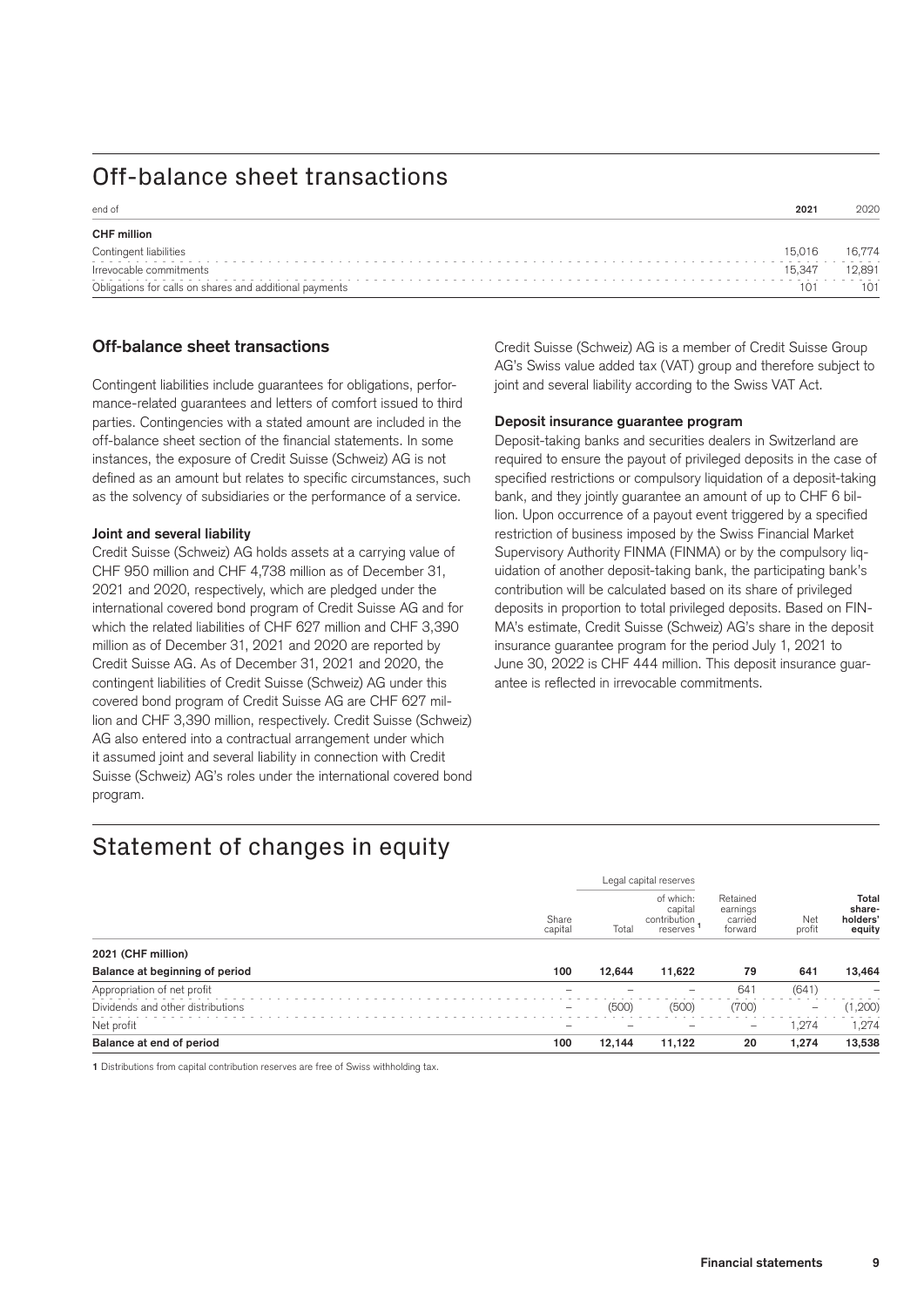# Off-balance sheet transactions

| end of | 2021 | 2020 |
|---|---|---|
| **CHF million** | | |
| Contingent liabilities | 15,016 | 16,774 |
| Irrevocable commitments | 15,347 | 12,891 |
| Obligations for calls on shares and additional payments | 101 | 101 |

### Off-balance sheet transactions

Contingent liabilities include guarantees for obligations, performance-related guarantees and letters of comfort issued to third parties. Contingencies with a stated amount are included in the off-balance sheet section of the financial statements. In some instances, the exposure of Credit Suisse (Schweiz) AG is not defined as an amount but relates to specific circumstances, such as the solvency of subsidiaries or the performance of a service.

#### Joint and several liability

Credit Suisse (Schweiz) AG holds assets at a carrying value of CHF 950 million and CHF 4,738 million as of December 31, 2021 and 2020, respectively, which are pledged under the international covered bond program of Credit Suisse AG and for which the related liabilities of CHF 627 million and CHF 3,390 million as of December 31, 2021 and 2020 are reported by Credit Suisse AG. As of December 31, 2021 and 2020, the contingent liabilities of Credit Suisse (Schweiz) AG under this covered bond program of Credit Suisse AG are CHF 627 million and CHF 3,390 million, respectively. Credit Suisse (Schweiz) AG also entered into a contractual arrangement under which it assumed joint and several liability in connection with Credit Suisse (Schweiz) AG's roles under the international covered bond program.

Credit Suisse (Schweiz) AG is a member of Credit Suisse Group AG's Swiss value added tax (VAT) group and therefore subject to joint and several liability according to the Swiss VAT Act.

#### Deposit insurance guarantee program

Deposit-taking banks and securities dealers in Switzerland are required to ensure the payout of privileged deposits in the case of specified restrictions or compulsory liquidation of a deposit-taking bank, and they jointly guarantee an amount of up to CHF 6 billion. Upon occurrence of a payout event triggered by a specified restriction of business imposed by the Swiss Financial Market Supervisory Authority FINMA (FINMA) or by the compulsory liquidation of another deposit-taking bank, the participating bank's contribution will be calculated based on its share of privileged deposits in proportion to total privileged deposits. Based on FINMA's estimate, Credit Suisse (Schweiz) AG's share in the deposit insurance guarantee program for the period July 1, 2021 to June 30, 2022 is CHF 444 million. This deposit insurance guarantee is reflected in irrevocable commitments.

# Statement of changes in equity

| | | Legal capital reserves | | | | |
|---|---|---|---|---|---|---|
| | Share capital | Total | of which: capital contribution reserves [1] | Retained earnings carried forward | Net profit | Total share-holders' equity |
| **2021 (CHF million)** | | | | | | |
| **Balance at beginning of period** | **100** | **12,644** | **11,622** | **79** | **641** | **13,464** |
| Appropriation of net profit | – | – | – | 641 | (641) | – |
| Dividends and other distributions | – | (500) | (500) | (700) | – | (1,200) |
| Net profit | – | – | – | – | 1,274 | 1,274 |
| **Balance at end of period** | **100** | **12,144** | **11,122** | **20** | **1,274** | **13,538** |

**1** Distributions from capital contribution reserves are free of Swiss withholding tax.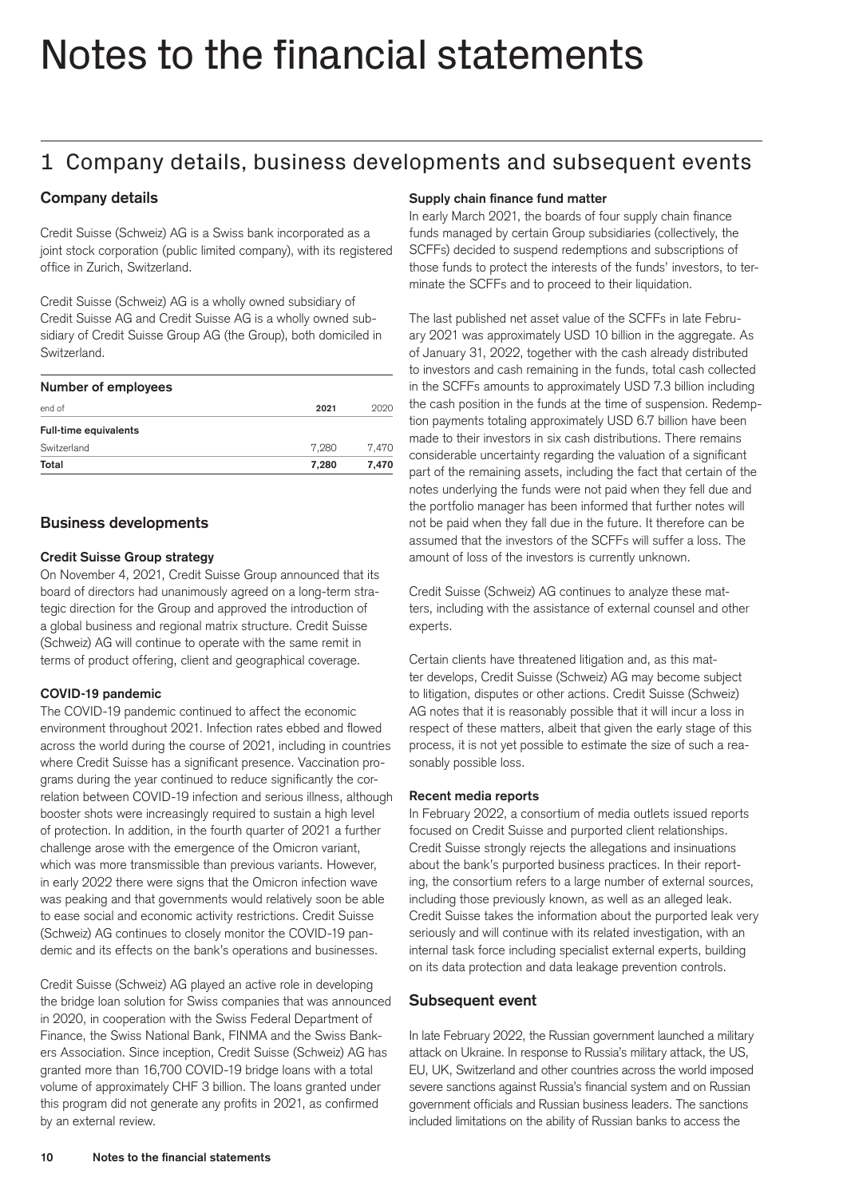# Notes to the financial statements

## 1 Company details, business developments and subsequent events

### Company details

Credit Suisse (Schweiz) AG is a Swiss bank incorporated as a joint stock corporation (public limited company), with its registered office in Zurich, Switzerland.

Credit Suisse (Schweiz) AG is a wholly owned subsidiary of Credit Suisse AG and Credit Suisse AG is a wholly owned subsidiary of Credit Suisse Group AG (the Group), both domiciled in Switzerland.

**Number of employees**

| end of | 2021 | 2020 |
|---|---|---|
| **Full-time equivalents** | | |
| Switzerland | 7,280 | 7,470 |
| **Total** | **7,280** | **7,470** |

### Business developments

#### Credit Suisse Group strategy

On November 4, 2021, Credit Suisse Group announced that its board of directors had unanimously agreed on a long-term strategic direction for the Group and approved the introduction of a global business and regional matrix structure. Credit Suisse (Schweiz) AG will continue to operate with the same remit in terms of product offering, client and geographical coverage.

#### COVID-19 pandemic

The COVID-19 pandemic continued to affect the economic environment throughout 2021. Infection rates ebbed and flowed across the world during the course of 2021, including in countries where Credit Suisse has a significant presence. Vaccination programs during the year continued to reduce significantly the correlation between COVID-19 infection and serious illness, although booster shots were increasingly required to sustain a high level of protection. In addition, in the fourth quarter of 2021 a further challenge arose with the emergence of the Omicron variant, which was more transmissible than previous variants. However, in early 2022 there were signs that the Omicron infection wave was peaking and that governments would relatively soon be able to ease social and economic activity restrictions. Credit Suisse (Schweiz) AG continues to closely monitor the COVID-19 pandemic and its effects on the bank's operations and businesses.

Credit Suisse (Schweiz) AG played an active role in developing the bridge loan solution for Swiss companies that was announced in 2020, in cooperation with the Swiss Federal Department of Finance, the Swiss National Bank, FINMA and the Swiss Bankers Association. Since inception, Credit Suisse (Schweiz) AG has granted more than 16,700 COVID-19 bridge loans with a total volume of approximately CHF 3 billion. The loans granted under this program did not generate any profits in 2021, as confirmed by an external review.

#### Supply chain finance fund matter

In early March 2021, the boards of four supply chain finance funds managed by certain Group subsidiaries (collectively, the SCFFs) decided to suspend redemptions and subscriptions of those funds to protect the interests of the funds' investors, to terminate the SCFFs and to proceed to their liquidation.

The last published net asset value of the SCFFs in late February 2021 was approximately USD 10 billion in the aggregate. As of January 31, 2022, together with the cash already distributed to investors and cash remaining in the funds, total cash collected in the SCFFs amounts to approximately USD 7.3 billion including the cash position in the funds at the time of suspension. Redemption payments totaling approximately USD 6.7 billion have been made to their investors in six cash distributions. There remains considerable uncertainty regarding the valuation of a significant part of the remaining assets, including the fact that certain of the notes underlying the funds were not paid when they fell due and the portfolio manager has been informed that further notes will not be paid when they fall due in the future. It therefore can be assumed that the investors of the SCFFs will suffer a loss. The amount of loss of the investors is currently unknown.

Credit Suisse (Schweiz) AG continues to analyze these matters, including with the assistance of external counsel and other experts.

Certain clients have threatened litigation and, as this matter develops, Credit Suisse (Schweiz) AG may become subject to litigation, disputes or other actions. Credit Suisse (Schweiz) AG notes that it is reasonably possible that it will incur a loss in respect of these matters, albeit that given the early stage of this process, it is not yet possible to estimate the size of such a reasonably possible loss.

#### Recent media reports

In February 2022, a consortium of media outlets issued reports focused on Credit Suisse and purported client relationships. Credit Suisse strongly rejects the allegations and insinuations about the bank's purported business practices. In their reporting, the consortium refers to a large number of external sources, including those previously known, as well as an alleged leak. Credit Suisse takes the information about the purported leak very seriously and will continue with its related investigation, with an internal task force including specialist external experts, building on its data protection and data leakage prevention controls.

### Subsequent event

In late February 2022, the Russian government launched a military attack on Ukraine. In response to Russia's military attack, the US, EU, UK, Switzerland and other countries across the world imposed severe sanctions against Russia's financial system and on Russian government officials and Russian business leaders. The sanctions included limitations on the ability of Russian banks to access the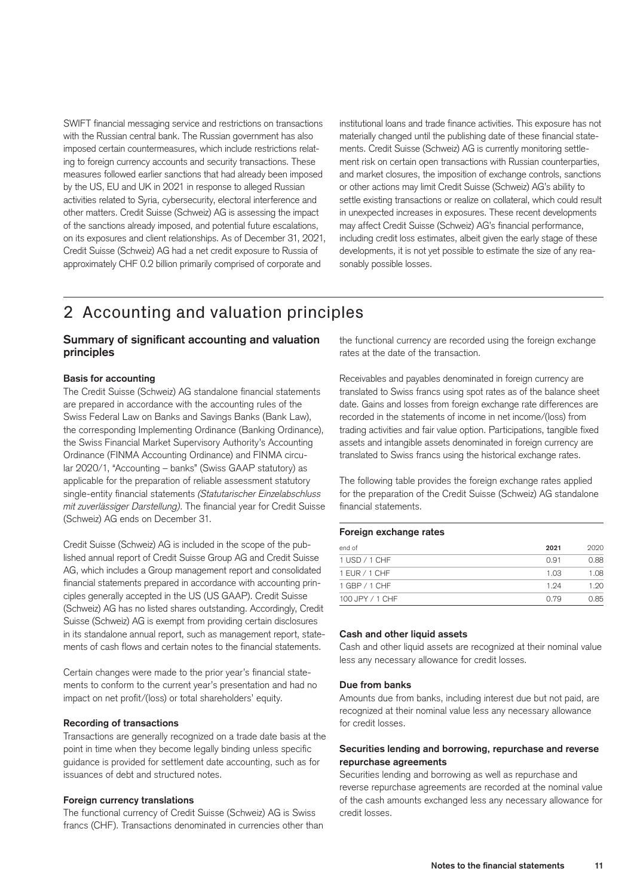SWIFT financial messaging service and restrictions on transactions with the Russian central bank. The Russian government has also imposed certain countermeasures, which include restrictions relating to foreign currency accounts and security transactions. These measures followed earlier sanctions that had already been imposed by the US, EU and UK in 2021 in response to alleged Russian activities related to Syria, cybersecurity, electoral interference and other matters. Credit Suisse (Schweiz) AG is assessing the impact of the sanctions already imposed, and potential future escalations, on its exposures and client relationships. As of December 31, 2021, Credit Suisse (Schweiz) AG had a net credit exposure to Russia of approximately CHF 0.2 billion primarily comprised of corporate and institutional loans and trade finance activities. This exposure has not materially changed until the publishing date of these financial statements. Credit Suisse (Schweiz) AG is currently monitoring settlement risk on certain open transactions with Russian counterparties, and market closures, the imposition of exchange controls, sanctions or other actions may limit Credit Suisse (Schweiz) AG's ability to settle existing transactions or realize on collateral, which could result in unexpected increases in exposures. These recent developments may affect Credit Suisse (Schweiz) AG's financial performance, including credit loss estimates, albeit given the early stage of these developments, it is not yet possible to estimate the size of any reasonably possible losses.

# 2 Accounting and valuation principles

## Summary of significant accounting and valuation principles

### Basis for accounting

The Credit Suisse (Schweiz) AG standalone financial statements are prepared in accordance with the accounting rules of the Swiss Federal Law on Banks and Savings Banks (Bank Law), the corresponding Implementing Ordinance (Banking Ordinance), the Swiss Financial Market Supervisory Authority's Accounting Ordinance (FINMA Accounting Ordinance) and FINMA circular 2020/1, "Accounting – banks" (Swiss GAAP statutory) as applicable for the preparation of reliable assessment statutory single-entity financial statements *(Statutarischer Einzelabschluss mit zuverlässiger Darstellung)*. The financial year for Credit Suisse (Schweiz) AG ends on December 31.

Credit Suisse (Schweiz) AG is included in the scope of the published annual report of Credit Suisse Group AG and Credit Suisse AG, which includes a Group management report and consolidated financial statements prepared in accordance with accounting principles generally accepted in the US (US GAAP). Credit Suisse (Schweiz) AG has no listed shares outstanding. Accordingly, Credit Suisse (Schweiz) AG is exempt from providing certain disclosures in its standalone annual report, such as management report, statements of cash flows and certain notes to the financial statements.

Certain changes were made to the prior year's financial statements to conform to the current year's presentation and had no impact on net profit/(loss) or total shareholders' equity.

### Recording of transactions

Transactions are generally recognized on a trade date basis at the point in time when they become legally binding unless specific guidance is provided for settlement date accounting, such as for issuances of debt and structured notes.

### Foreign currency translations

The functional currency of Credit Suisse (Schweiz) AG is Swiss francs (CHF). Transactions denominated in currencies other than the functional currency are recorded using the foreign exchange rates at the date of the transaction.

Receivables and payables denominated in foreign currency are translated to Swiss francs using spot rates as of the balance sheet date. Gains and losses from foreign exchange rate differences are recorded in the statements of income in net income/(loss) from trading activities and fair value option. Participations, tangible fixed assets and intangible assets denominated in foreign currency are translated to Swiss francs using the historical exchange rates.

The following table provides the foreign exchange rates applied for the preparation of the Credit Suisse (Schweiz) AG standalone financial statements.

**Foreign exchange rates**

| end of | 2021 | 2020 |
|---|---|---|
| 1 USD / 1 CHF | 0.91 | 0.88 |
| 1 EUR / 1 CHF | 1.03 | 1.08 |
| 1 GBP / 1 CHF | 1.24 | 1.20 |
| 100 JPY / 1 CHF | 0.79 | 0.85 |

### Cash and other liquid assets

Cash and other liquid assets are recognized at their nominal value less any necessary allowance for credit losses.

### Due from banks

Amounts due from banks, including interest due but not paid, are recognized at their nominal value less any necessary allowance for credit losses.

### Securities lending and borrowing, repurchase and reverse repurchase agreements

Securities lending and borrowing as well as repurchase and reverse repurchase agreements are recorded at the nominal value of the cash amounts exchanged less any necessary allowance for credit losses.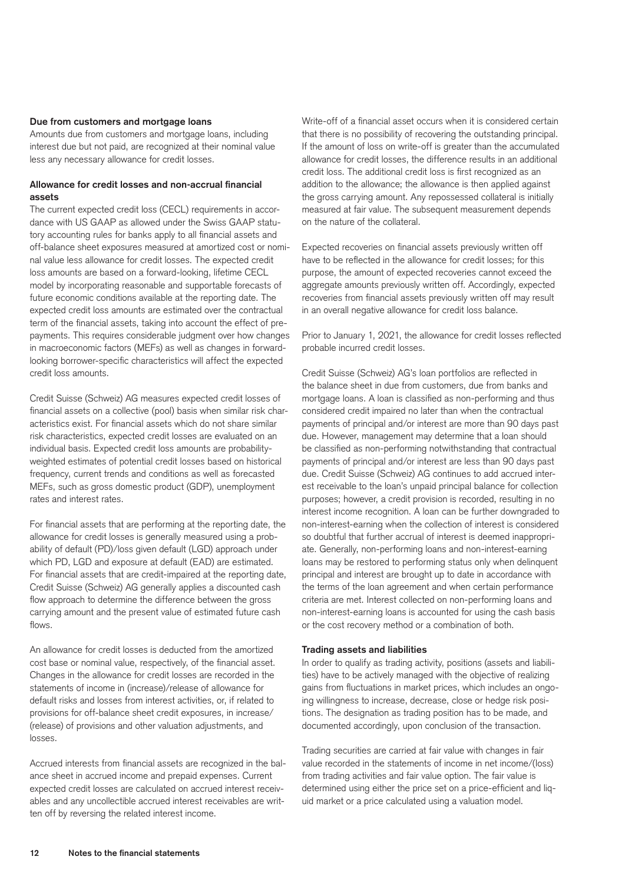#### Due from customers and mortgage loans

Amounts due from customers and mortgage loans, including interest due but not paid, are recognized at their nominal value less any necessary allowance for credit losses.

#### Allowance for credit losses and non-accrual financial assets

The current expected credit loss (CECL) requirements in accordance with US GAAP as allowed under the Swiss GAAP statutory accounting rules for banks apply to all financial assets and off-balance sheet exposures measured at amortized cost or nominal value less allowance for credit losses. The expected credit loss amounts are based on a forward-looking, lifetime CECL model by incorporating reasonable and supportable forecasts of future economic conditions available at the reporting date. The expected credit loss amounts are estimated over the contractual term of the financial assets, taking into account the effect of prepayments. This requires considerable judgment over how changes in macroeconomic factors (MEFs) as well as changes in forward-looking borrower-specific characteristics will affect the expected credit loss amounts.

Credit Suisse (Schweiz) AG measures expected credit losses of financial assets on a collective (pool) basis when similar risk characteristics exist. For financial assets which do not share similar risk characteristics, expected credit losses are evaluated on an individual basis. Expected credit loss amounts are probability-weighted estimates of potential credit losses based on historical frequency, current trends and conditions as well as forecasted MEFs, such as gross domestic product (GDP), unemployment rates and interest rates.

For financial assets that are performing at the reporting date, the allowance for credit losses is generally measured using a probability of default (PD)/loss given default (LGD) approach under which PD, LGD and exposure at default (EAD) are estimated. For financial assets that are credit-impaired at the reporting date, Credit Suisse (Schweiz) AG generally applies a discounted cash flow approach to determine the difference between the gross carrying amount and the present value of estimated future cash flows.

An allowance for credit losses is deducted from the amortized cost base or nominal value, respectively, of the financial asset. Changes in the allowance for credit losses are recorded in the statements of income in (increase)/release of allowance for default risks and losses from interest activities, or, if related to provisions for off-balance sheet credit exposures, in increase/(release) of provisions and other valuation adjustments, and losses.

Accrued interests from financial assets are recognized in the balance sheet in accrued income and prepaid expenses. Current expected credit losses are calculated on accrued interest receivables and any uncollectible accrued interest receivables are written off by reversing the related interest income.

Write-off of a financial asset occurs when it is considered certain that there is no possibility of recovering the outstanding principal. If the amount of loss on write-off is greater than the accumulated allowance for credit losses, the difference results in an additional credit loss. The additional credit loss is first recognized as an addition to the allowance; the allowance is then applied against the gross carrying amount. Any repossessed collateral is initially measured at fair value. The subsequent measurement depends on the nature of the collateral.

Expected recoveries on financial assets previously written off have to be reflected in the allowance for credit losses; for this purpose, the amount of expected recoveries cannot exceed the aggregate amounts previously written off. Accordingly, expected recoveries from financial assets previously written off may result in an overall negative allowance for credit loss balance.

Prior to January 1, 2021, the allowance for credit losses reflected probable incurred credit losses.

Credit Suisse (Schweiz) AG's loan portfolios are reflected in the balance sheet in due from customers, due from banks and mortgage loans. A loan is classified as non-performing and thus considered credit impaired no later than when the contractual payments of principal and/or interest are more than 90 days past due. However, management may determine that a loan should be classified as non-performing notwithstanding that contractual payments of principal and/or interest are less than 90 days past due. Credit Suisse (Schweiz) AG continues to add accrued interest receivable to the loan's unpaid principal balance for collection purposes; however, a credit provision is recorded, resulting in no interest income recognition. A loan can be further downgraded to non-interest-earning when the collection of interest is considered so doubtful that further accrual of interest is deemed inappropriate. Generally, non-performing loans and non-interest-earning loans may be restored to performing status only when delinquent principal and interest are brought up to date in accordance with the terms of the loan agreement and when certain performance criteria are met. Interest collected on non-performing loans and non-interest-earning loans is accounted for using the cash basis or the cost recovery method or a combination of both.

#### Trading assets and liabilities

In order to qualify as trading activity, positions (assets and liabilities) have to be actively managed with the objective of realizing gains from fluctuations in market prices, which includes an ongoing willingness to increase, decrease, close or hedge risk positions. The designation as trading position has to be made, and documented accordingly, upon conclusion of the transaction.

Trading securities are carried at fair value with changes in fair value recorded in the statements of income in net income/(loss) from trading activities and fair value option. The fair value is determined using either the price set on a price-efficient and liquid market or a price calculated using a valuation model.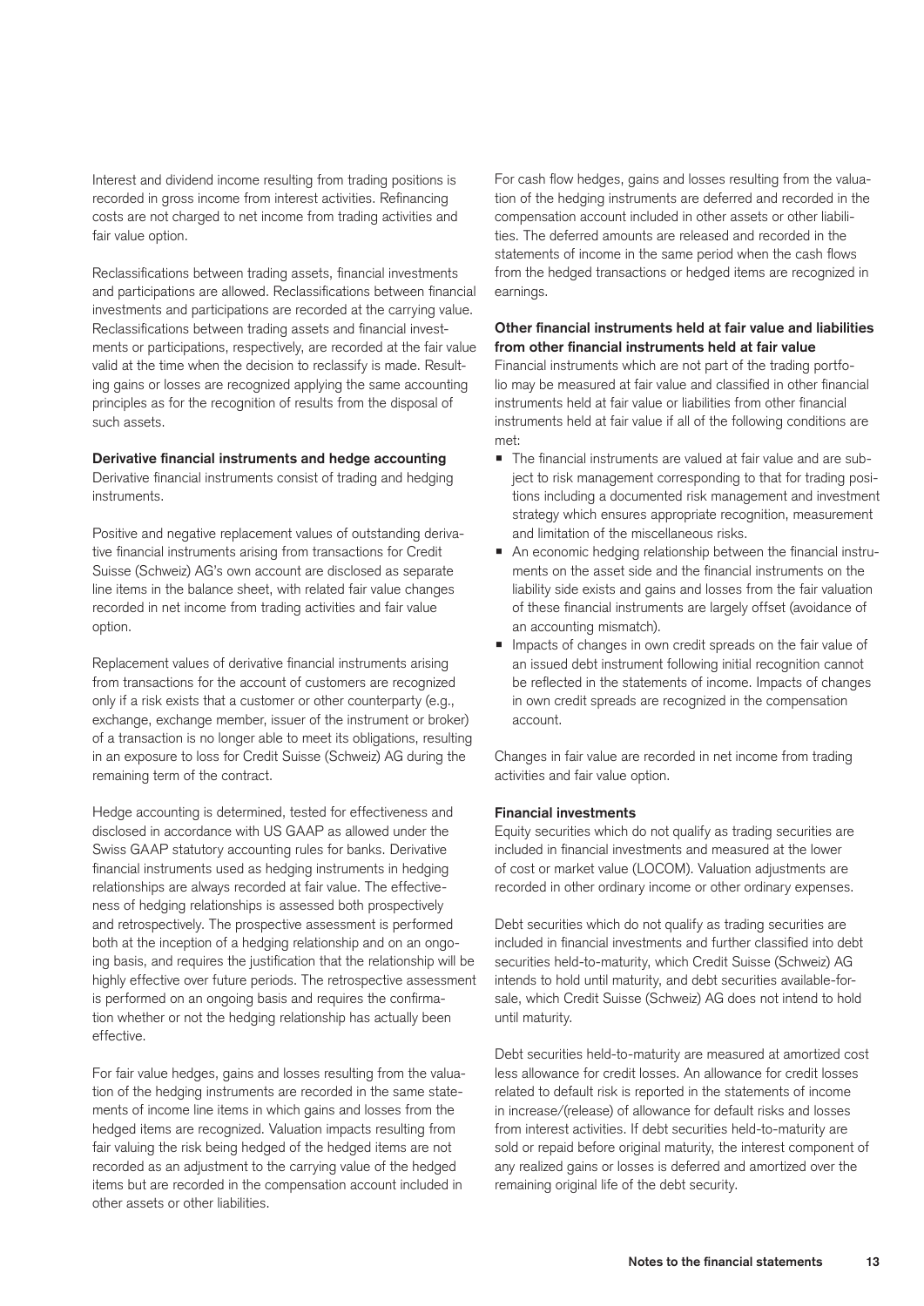Interest and dividend income resulting from trading positions is recorded in gross income from interest activities. Refinancing costs are not charged to net income from trading activities and fair value option.

Reclassifications between trading assets, financial investments and participations are allowed. Reclassifications between financial investments and participations are recorded at the carrying value. Reclassifications between trading assets and financial investments or participations, respectively, are recorded at the fair value valid at the time when the decision to reclassify is made. Resulting gains or losses are recognized applying the same accounting principles as for the recognition of results from the disposal of such assets.

**Derivative financial instruments and hedge accounting**

Derivative financial instruments consist of trading and hedging instruments.

Positive and negative replacement values of outstanding derivative financial instruments arising from transactions for Credit Suisse (Schweiz) AG's own account are disclosed as separate line items in the balance sheet, with related fair value changes recorded in net income from trading activities and fair value option.

Replacement values of derivative financial instruments arising from transactions for the account of customers are recognized only if a risk exists that a customer or other counterparty (e.g., exchange, exchange member, issuer of the instrument or broker) of a transaction is no longer able to meet its obligations, resulting in an exposure to loss for Credit Suisse (Schweiz) AG during the remaining term of the contract.

Hedge accounting is determined, tested for effectiveness and disclosed in accordance with US GAAP as allowed under the Swiss GAAP statutory accounting rules for banks. Derivative financial instruments used as hedging instruments in hedging relationships are always recorded at fair value. The effectiveness of hedging relationships is assessed both prospectively and retrospectively. The prospective assessment is performed both at the inception of a hedging relationship and on an ongoing basis, and requires the justification that the relationship will be highly effective over future periods. The retrospective assessment is performed on an ongoing basis and requires the confirmation whether or not the hedging relationship has actually been effective.

For fair value hedges, gains and losses resulting from the valuation of the hedging instruments are recorded in the same statements of income line items in which gains and losses from the hedged items are recognized. Valuation impacts resulting from fair valuing the risk being hedged of the hedged items are not recorded as an adjustment to the carrying value of the hedged items but are recorded in the compensation account included in other assets or other liabilities.

For cash flow hedges, gains and losses resulting from the valuation of the hedging instruments are deferred and recorded in the compensation account included in other assets or other liabilities. The deferred amounts are released and recorded in the statements of income in the same period when the cash flows from the hedged transactions or hedged items are recognized in earnings.

**Other financial instruments held at fair value and liabilities from other financial instruments held at fair value**

Financial instruments which are not part of the trading portfolio may be measured at fair value and classified in other financial instruments held at fair value or liabilities from other financial instruments held at fair value if all of the following conditions are met:

- The financial instruments are valued at fair value and are subject to risk management corresponding to that for trading positions including a documented risk management and investment strategy which ensures appropriate recognition, measurement and limitation of the miscellaneous risks.
- An economic hedging relationship between the financial instruments on the asset side and the financial instruments on the liability side exists and gains and losses from the fair valuation of these financial instruments are largely offset (avoidance of an accounting mismatch).
- Impacts of changes in own credit spreads on the fair value of an issued debt instrument following initial recognition cannot be reflected in the statements of income. Impacts of changes in own credit spreads are recognized in the compensation account.

Changes in fair value are recorded in net income from trading activities and fair value option.

**Financial investments**

Equity securities which do not qualify as trading securities are included in financial investments and measured at the lower of cost or market value (LOCOM). Valuation adjustments are recorded in other ordinary income or other ordinary expenses.

Debt securities which do not qualify as trading securities are included in financial investments and further classified into debt securities held-to-maturity, which Credit Suisse (Schweiz) AG intends to hold until maturity, and debt securities available-for-sale, which Credit Suisse (Schweiz) AG does not intend to hold until maturity.

Debt securities held-to-maturity are measured at amortized cost less allowance for credit losses. An allowance for credit losses related to default risk is reported in the statements of income in increase/(release) of allowance for default risks and losses from interest activities. If debt securities held-to-maturity are sold or repaid before original maturity, the interest component of any realized gains or losses is deferred and amortized over the remaining original life of the debt security.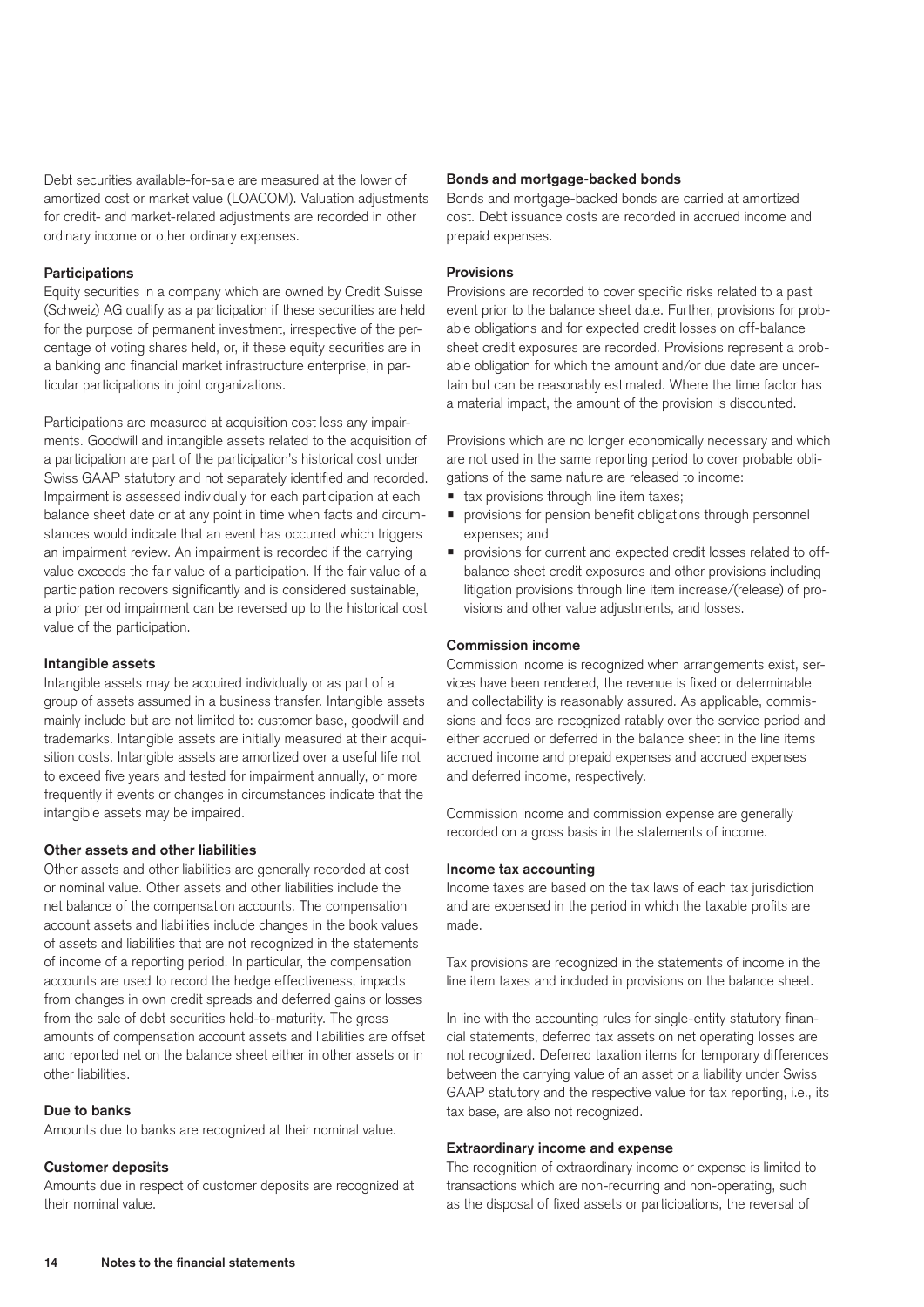Debt securities available-for-sale are measured at the lower of amortized cost or market value (LOACOM). Valuation adjustments for credit- and market-related adjustments are recorded in other ordinary income or other ordinary expenses.

#### Participations

Equity securities in a company which are owned by Credit Suisse (Schweiz) AG qualify as a participation if these securities are held for the purpose of permanent investment, irrespective of the percentage of voting shares held, or, if these equity securities are in a banking and financial market infrastructure enterprise, in particular participations in joint organizations.

Participations are measured at acquisition cost less any impairments. Goodwill and intangible assets related to the acquisition of a participation are part of the participation's historical cost under Swiss GAAP statutory and not separately identified and recorded. Impairment is assessed individually for each participation at each balance sheet date or at any point in time when facts and circumstances would indicate that an event has occurred which triggers an impairment review. An impairment is recorded if the carrying value exceeds the fair value of a participation. If the fair value of a participation recovers significantly and is considered sustainable, a prior period impairment can be reversed up to the historical cost value of the participation.

#### Intangible assets

Intangible assets may be acquired individually or as part of a group of assets assumed in a business transfer. Intangible assets mainly include but are not limited to: customer base, goodwill and trademarks. Intangible assets are initially measured at their acquisition costs. Intangible assets are amortized over a useful life not to exceed five years and tested for impairment annually, or more frequently if events or changes in circumstances indicate that the intangible assets may be impaired.

#### Other assets and other liabilities

Other assets and other liabilities are generally recorded at cost or nominal value. Other assets and other liabilities include the net balance of the compensation accounts. The compensation account assets and liabilities include changes in the book values of assets and liabilities that are not recognized in the statements of income of a reporting period. In particular, the compensation accounts are used to record the hedge effectiveness, impacts from changes in own credit spreads and deferred gains or losses from the sale of debt securities held-to-maturity. The gross amounts of compensation account assets and liabilities are offset and reported net on the balance sheet either in other assets or in other liabilities.

#### Due to banks

Amounts due to banks are recognized at their nominal value.

#### Customer deposits

Amounts due in respect of customer deposits are recognized at their nominal value.

#### Bonds and mortgage-backed bonds

Bonds and mortgage-backed bonds are carried at amortized cost. Debt issuance costs are recorded in accrued income and prepaid expenses.

#### Provisions

Provisions are recorded to cover specific risks related to a past event prior to the balance sheet date. Further, provisions for probable obligations and for expected credit losses on off-balance sheet credit exposures are recorded. Provisions represent a probable obligation for which the amount and/or due date are uncertain but can be reasonably estimated. Where the time factor has a material impact, the amount of the provision is discounted.

Provisions which are no longer economically necessary and which are not used in the same reporting period to cover probable obligations of the same nature are released to income:

- tax provisions through line item taxes;
- provisions for pension benefit obligations through personnel expenses; and
- provisions for current and expected credit losses related to off-balance sheet credit exposures and other provisions including litigation provisions through line item increase/(release) of provisions and other value adjustments, and losses.

#### Commission income

Commission income is recognized when arrangements exist, services have been rendered, the revenue is fixed or determinable and collectability is reasonably assured. As applicable, commissions and fees are recognized ratably over the service period and either accrued or deferred in the balance sheet in the line items accrued income and prepaid expenses and accrued expenses and deferred income, respectively.

Commission income and commission expense are generally recorded on a gross basis in the statements of income.

#### Income tax accounting

Income taxes are based on the tax laws of each tax jurisdiction and are expensed in the period in which the taxable profits are made.

Tax provisions are recognized in the statements of income in the line item taxes and included in provisions on the balance sheet.

In line with the accounting rules for single-entity statutory financial statements, deferred tax assets on net operating losses are not recognized. Deferred taxation items for temporary differences between the carrying value of an asset or a liability under Swiss GAAP statutory and the respective value for tax reporting, i.e., its tax base, are also not recognized.

#### Extraordinary income and expense

The recognition of extraordinary income or expense is limited to transactions which are non-recurring and non-operating, such as the disposal of fixed assets or participations, the reversal of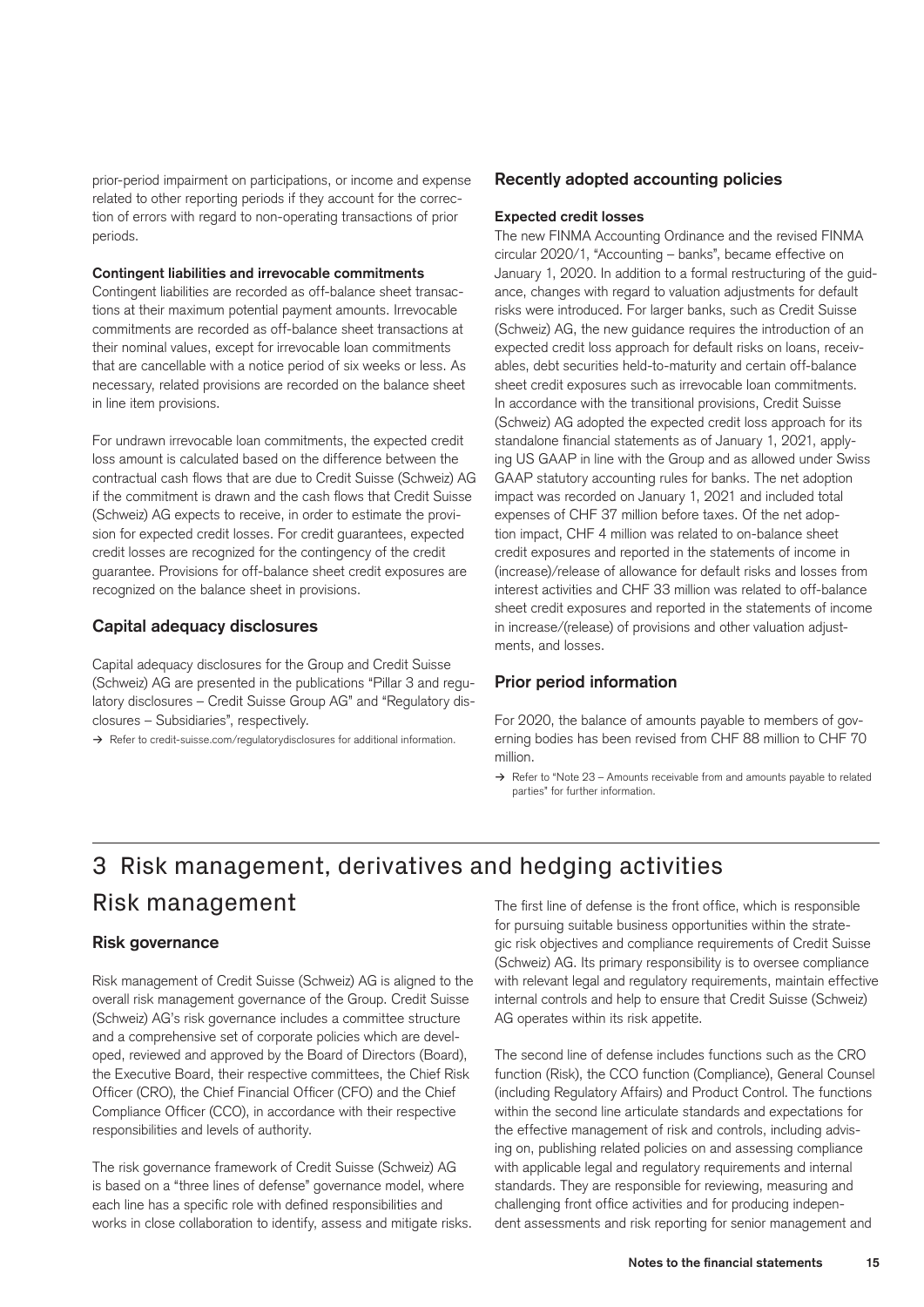prior-period impairment on participations, or income and expense related to other reporting periods if they account for the correction of errors with regard to non-operating transactions of prior periods.

#### Contingent liabilities and irrevocable commitments

Contingent liabilities are recorded as off-balance sheet transactions at their maximum potential payment amounts. Irrevocable commitments are recorded as off-balance sheet transactions at their nominal values, except for irrevocable loan commitments that are cancellable with a notice period of six weeks or less. As necessary, related provisions are recorded on the balance sheet in line item provisions.

For undrawn irrevocable loan commitments, the expected credit loss amount is calculated based on the difference between the contractual cash flows that are due to Credit Suisse (Schweiz) AG if the commitment is drawn and the cash flows that Credit Suisse (Schweiz) AG expects to receive, in order to estimate the provision for expected credit losses. For credit guarantees, expected credit losses are recognized for the contingency of the credit guarantee. Provisions for off-balance sheet credit exposures are recognized on the balance sheet in provisions.

### Capital adequacy disclosures

Capital adequacy disclosures for the Group and Credit Suisse (Schweiz) AG are presented in the publications "Pillar 3 and regulatory disclosures – Credit Suisse Group AG" and "Regulatory disclosures – Subsidiaries", respectively.

→ Refer to credit-suisse.com/regulatorydisclosures for additional information.

### Recently adopted accounting policies

#### Expected credit losses

The new FINMA Accounting Ordinance and the revised FINMA circular 2020/1, "Accounting – banks", became effective on January 1, 2020. In addition to a formal restructuring of the guidance, changes with regard to valuation adjustments for default risks were introduced. For larger banks, such as Credit Suisse (Schweiz) AG, the new guidance requires the introduction of an expected credit loss approach for default risks on loans, receivables, debt securities held-to-maturity and certain off-balance sheet credit exposures such as irrevocable loan commitments. In accordance with the transitional provisions, Credit Suisse (Schweiz) AG adopted the expected credit loss approach for its standalone financial statements as of January 1, 2021, applying US GAAP in line with the Group and as allowed under Swiss GAAP statutory accounting rules for banks. The net adoption impact was recorded on January 1, 2021 and included total expenses of CHF 37 million before taxes. Of the net adoption impact, CHF 4 million was related to on-balance sheet credit exposures and reported in the statements of income in (increase)/release of allowance for default risks and losses from interest activities and CHF 33 million was related to off-balance sheet credit exposures and reported in the statements of income in increase/(release) of provisions and other valuation adjustments, and losses.

### Prior period information

For 2020, the balance of amounts payable to members of governing bodies has been revised from CHF 88 million to CHF 70 million.

→ Refer to "Note 23 – Amounts receivable from and amounts payable to related parties" for further information.

# 3 Risk management, derivatives and hedging activities

## Risk management

### Risk governance

Risk management of Credit Suisse (Schweiz) AG is aligned to the overall risk management governance of the Group. Credit Suisse (Schweiz) AG's risk governance includes a committee structure and a comprehensive set of corporate policies which are developed, reviewed and approved by the Board of Directors (Board), the Executive Board, their respective committees, the Chief Risk Officer (CRO), the Chief Financial Officer (CFO) and the Chief Compliance Officer (CCO), in accordance with their respective responsibilities and levels of authority.

The risk governance framework of Credit Suisse (Schweiz) AG is based on a "three lines of defense" governance model, where each line has a specific role with defined responsibilities and works in close collaboration to identify, assess and mitigate risks.

The first line of defense is the front office, which is responsible for pursuing suitable business opportunities within the strategic risk objectives and compliance requirements of Credit Suisse (Schweiz) AG. Its primary responsibility is to oversee compliance with relevant legal and regulatory requirements, maintain effective internal controls and help to ensure that Credit Suisse (Schweiz) AG operates within its risk appetite.

The second line of defense includes functions such as the CRO function (Risk), the CCO function (Compliance), General Counsel (including Regulatory Affairs) and Product Control. The functions within the second line articulate standards and expectations for the effective management of risk and controls, including advising on, publishing related policies on and assessing compliance with applicable legal and regulatory requirements and internal standards. They are responsible for reviewing, measuring and challenging front office activities and for producing independent assessments and risk reporting for senior management and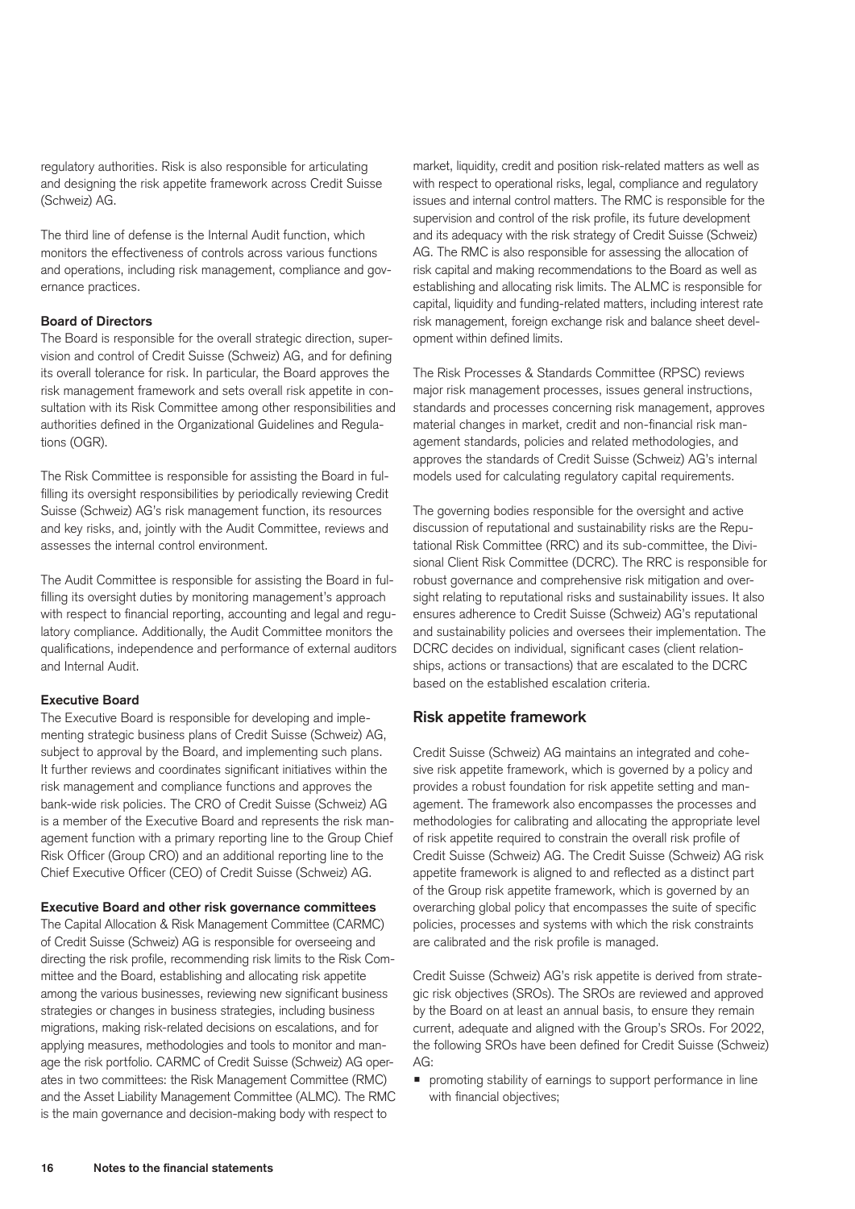regulatory authorities. Risk is also responsible for articulating and designing the risk appetite framework across Credit Suisse (Schweiz) AG.

The third line of defense is the Internal Audit function, which monitors the effectiveness of controls across various functions and operations, including risk management, compliance and governance practices.

**Board of Directors**

The Board is responsible for the overall strategic direction, supervision and control of Credit Suisse (Schweiz) AG, and for defining its overall tolerance for risk. In particular, the Board approves the risk management framework and sets overall risk appetite in consultation with its Risk Committee among other responsibilities and authorities defined in the Organizational Guidelines and Regulations (OGR).

The Risk Committee is responsible for assisting the Board in fulfilling its oversight responsibilities by periodically reviewing Credit Suisse (Schweiz) AG's risk management function, its resources and key risks, and, jointly with the Audit Committee, reviews and assesses the internal control environment.

The Audit Committee is responsible for assisting the Board in fulfilling its oversight duties by monitoring management's approach with respect to financial reporting, accounting and legal and regulatory compliance. Additionally, the Audit Committee monitors the qualifications, independence and performance of external auditors and Internal Audit.

**Executive Board**

The Executive Board is responsible for developing and implementing strategic business plans of Credit Suisse (Schweiz) AG, subject to approval by the Board, and implementing such plans. It further reviews and coordinates significant initiatives within the risk management and compliance functions and approves the bank-wide risk policies. The CRO of Credit Suisse (Schweiz) AG is a member of the Executive Board and represents the risk management function with a primary reporting line to the Group Chief Risk Officer (Group CRO) and an additional reporting line to the Chief Executive Officer (CEO) of Credit Suisse (Schweiz) AG.

**Executive Board and other risk governance committees**

The Capital Allocation & Risk Management Committee (CARMC) of Credit Suisse (Schweiz) AG is responsible for overseeing and directing the risk profile, recommending risk limits to the Risk Committee and the Board, establishing and allocating risk appetite among the various businesses, reviewing new significant business strategies or changes in business strategies, including business migrations, making risk-related decisions on escalations, and for applying measures, methodologies and tools to monitor and manage the risk portfolio. CARMC of Credit Suisse (Schweiz) AG operates in two committees: the Risk Management Committee (RMC) and the Asset Liability Management Committee (ALMC). The RMC is the main governance and decision-making body with respect to market, liquidity, credit and position risk-related matters as well as with respect to operational risks, legal, compliance and regulatory issues and internal control matters. The RMC is responsible for the supervision and control of the risk profile, its future development and its adequacy with the risk strategy of Credit Suisse (Schweiz) AG. The RMC is also responsible for assessing the allocation of risk capital and making recommendations to the Board as well as establishing and allocating risk limits. The ALMC is responsible for capital, liquidity and funding-related matters, including interest rate risk management, foreign exchange risk and balance sheet development within defined limits.

The Risk Processes & Standards Committee (RPSC) reviews major risk management processes, issues general instructions, standards and processes concerning risk management, approves material changes in market, credit and non-financial risk management standards, policies and related methodologies, and approves the standards of Credit Suisse (Schweiz) AG's internal models used for calculating regulatory capital requirements.

The governing bodies responsible for the oversight and active discussion of reputational and sustainability risks are the Reputational Risk Committee (RRC) and its sub-committee, the Divisional Client Risk Committee (DCRC). The RRC is responsible for robust governance and comprehensive risk mitigation and oversight relating to reputational risks and sustainability issues. It also ensures adherence to Credit Suisse (Schweiz) AG's reputational and sustainability policies and oversees their implementation. The DCRC decides on individual, significant cases (client relationships, actions or transactions) that are escalated to the DCRC based on the established escalation criteria.

## Risk appetite framework

Credit Suisse (Schweiz) AG maintains an integrated and cohesive risk appetite framework, which is governed by a policy and provides a robust foundation for risk appetite setting and management. The framework also encompasses the processes and methodologies for calibrating and allocating the appropriate level of risk appetite required to constrain the overall risk profile of Credit Suisse (Schweiz) AG. The Credit Suisse (Schweiz) AG risk appetite framework is aligned to and reflected as a distinct part of the Group risk appetite framework, which is governed by an overarching global policy that encompasses the suite of specific policies, processes and systems with which the risk constraints are calibrated and the risk profile is managed.

Credit Suisse (Schweiz) AG's risk appetite is derived from strategic risk objectives (SROs). The SROs are reviewed and approved by the Board on at least an annual basis, to ensure they remain current, adequate and aligned with the Group's SROs. For 2022, the following SROs have been defined for Credit Suisse (Schweiz) AG:

- promoting stability of earnings to support performance in line with financial objectives;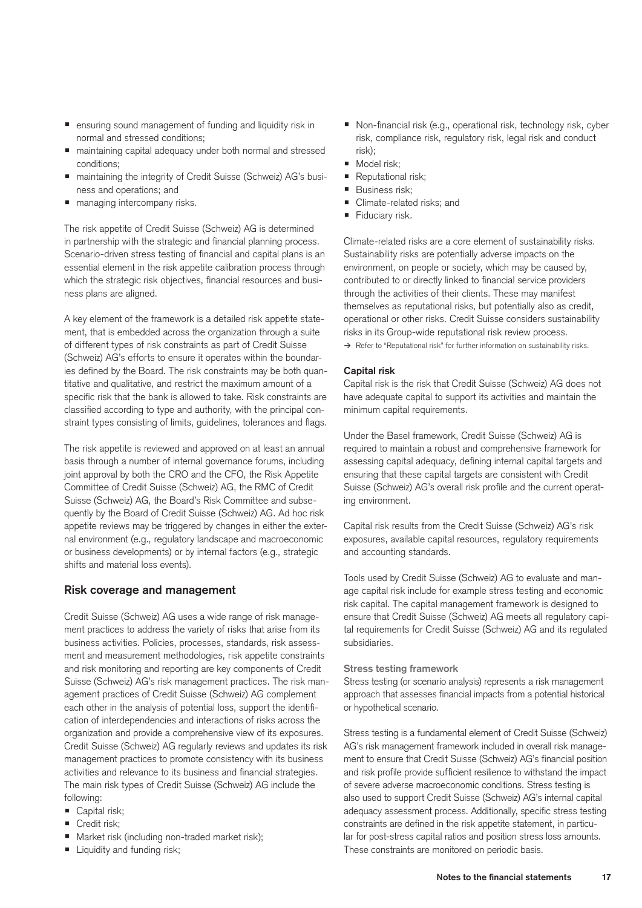- ensuring sound management of funding and liquidity risk in normal and stressed conditions;
- maintaining capital adequacy under both normal and stressed conditions;
- maintaining the integrity of Credit Suisse (Schweiz) AG's business and operations; and
- managing intercompany risks.

The risk appetite of Credit Suisse (Schweiz) AG is determined in partnership with the strategic and financial planning process. Scenario-driven stress testing of financial and capital plans is an essential element in the risk appetite calibration process through which the strategic risk objectives, financial resources and business plans are aligned.

A key element of the framework is a detailed risk appetite statement, that is embedded across the organization through a suite of different types of risk constraints as part of Credit Suisse (Schweiz) AG's efforts to ensure it operates within the boundaries defined by the Board. The risk constraints may be both quantitative and qualitative, and restrict the maximum amount of a specific risk that the bank is allowed to take. Risk constraints are classified according to type and authority, with the principal constraint types consisting of limits, guidelines, tolerances and flags.

The risk appetite is reviewed and approved on at least an annual basis through a number of internal governance forums, including joint approval by both the CRO and the CFO, the Risk Appetite Committee of Credit Suisse (Schweiz) AG, the RMC of Credit Suisse (Schweiz) AG, the Board's Risk Committee and subsequently by the Board of Credit Suisse (Schweiz) AG. Ad hoc risk appetite reviews may be triggered by changes in either the external environment (e.g., regulatory landscape and macroeconomic or business developments) or by internal factors (e.g., strategic shifts and material loss events).

## Risk coverage and management

Credit Suisse (Schweiz) AG uses a wide range of risk management practices to address the variety of risks that arise from its business activities. Policies, processes, standards, risk assessment and measurement methodologies, risk appetite constraints and risk monitoring and reporting are key components of Credit Suisse (Schweiz) AG's risk management practices. The risk management practices of Credit Suisse (Schweiz) AG complement each other in the analysis of potential loss, support the identification of interdependencies and interactions of risks across the organization and provide a comprehensive view of its exposures. Credit Suisse (Schweiz) AG regularly reviews and updates its risk management practices to promote consistency with its business activities and relevance to its business and financial strategies. The main risk types of Credit Suisse (Schweiz) AG include the following:

- Capital risk;
- Credit risk;
- Market risk (including non-traded market risk);
- Liquidity and funding risk;
- Non-financial risk (e.g., operational risk, technology risk, cyber risk, compliance risk, regulatory risk, legal risk and conduct risk);
- Model risk;
- Reputational risk;
- Business risk;
- Climate-related risks; and
- Fiduciary risk.

Climate-related risks are a core element of sustainability risks. Sustainability risks are potentially adverse impacts on the environment, on people or society, which may be caused by, contributed to or directly linked to financial service providers through the activities of their clients. These may manifest themselves as reputational risks, but potentially also as credit, operational or other risks. Credit Suisse considers sustainability risks in its Group-wide reputational risk review process.

→ Refer to "Reputational risk" for further information on sustainability risks.

### Capital risk

Capital risk is the risk that Credit Suisse (Schweiz) AG does not have adequate capital to support its activities and maintain the minimum capital requirements.

Under the Basel framework, Credit Suisse (Schweiz) AG is required to maintain a robust and comprehensive framework for assessing capital adequacy, defining internal capital targets and ensuring that these capital targets are consistent with Credit Suisse (Schweiz) AG's overall risk profile and the current operating environment.

Capital risk results from the Credit Suisse (Schweiz) AG's risk exposures, available capital resources, regulatory requirements and accounting standards.

Tools used by Credit Suisse (Schweiz) AG to evaluate and manage capital risk include for example stress testing and economic risk capital. The capital management framework is designed to ensure that Credit Suisse (Schweiz) AG meets all regulatory capital requirements for Credit Suisse (Schweiz) AG and its regulated subsidiaries.

#### Stress testing framework

Stress testing (or scenario analysis) represents a risk management approach that assesses financial impacts from a potential historical or hypothetical scenario.

Stress testing is a fundamental element of Credit Suisse (Schweiz) AG's risk management framework included in overall risk management to ensure that Credit Suisse (Schweiz) AG's financial position and risk profile provide sufficient resilience to withstand the impact of severe adverse macroeconomic conditions. Stress testing is also used to support Credit Suisse (Schweiz) AG's internal capital adequacy assessment process. Additionally, specific stress testing constraints are defined in the risk appetite statement, in particular for post-stress capital ratios and position stress loss amounts. These constraints are monitored on periodic basis.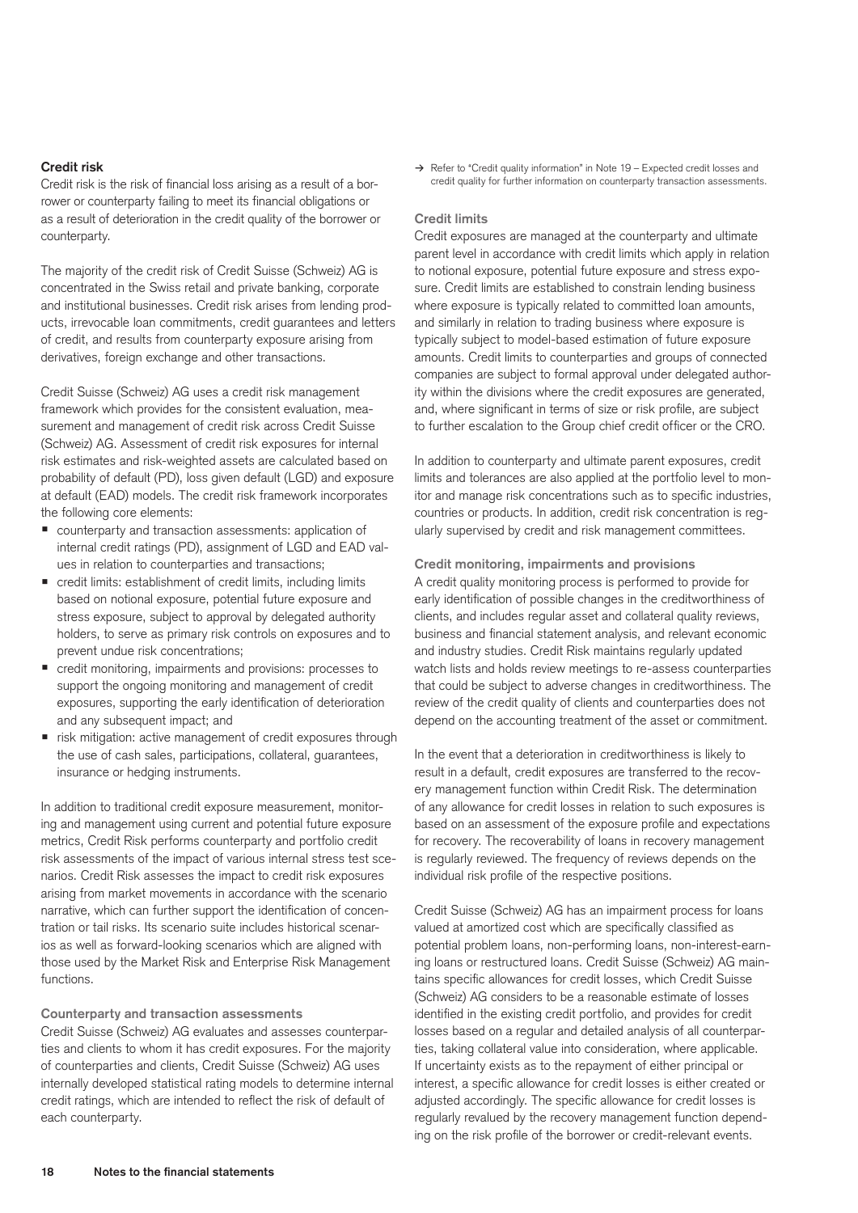### Credit risk

Credit risk is the risk of financial loss arising as a result of a borrower or counterparty failing to meet its financial obligations or as a result of deterioration in the credit quality of the borrower or counterparty.

The majority of the credit risk of Credit Suisse (Schweiz) AG is concentrated in the Swiss retail and private banking, corporate and institutional businesses. Credit risk arises from lending products, irrevocable loan commitments, credit guarantees and letters of credit, and results from counterparty exposure arising from derivatives, foreign exchange and other transactions.

Credit Suisse (Schweiz) AG uses a credit risk management framework which provides for the consistent evaluation, measurement and management of credit risk across Credit Suisse (Schweiz) AG. Assessment of credit risk exposures for internal risk estimates and risk-weighted assets are calculated based on probability of default (PD), loss given default (LGD) and exposure at default (EAD) models. The credit risk framework incorporates the following core elements:

- counterparty and transaction assessments: application of internal credit ratings (PD), assignment of LGD and EAD values in relation to counterparties and transactions;
- credit limits: establishment of credit limits, including limits based on notional exposure, potential future exposure and stress exposure, subject to approval by delegated authority holders, to serve as primary risk controls on exposures and to prevent undue risk concentrations;
- credit monitoring, impairments and provisions: processes to support the ongoing monitoring and management of credit exposures, supporting the early identification of deterioration and any subsequent impact; and
- risk mitigation: active management of credit exposures through the use of cash sales, participations, collateral, guarantees, insurance or hedging instruments.

In addition to traditional credit exposure measurement, monitoring and management using current and potential future exposure metrics, Credit Risk performs counterparty and portfolio credit risk assessments of the impact of various internal stress test scenarios. Credit Risk assesses the impact to credit risk exposures arising from market movements in accordance with the scenario narrative, which can further support the identification of concentration or tail risks. Its scenario suite includes historical scenarios as well as forward-looking scenarios which are aligned with those used by the Market Risk and Enterprise Risk Management functions.

#### Counterparty and transaction assessments

Credit Suisse (Schweiz) AG evaluates and assesses counterparties and clients to whom it has credit exposures. For the majority of counterparties and clients, Credit Suisse (Schweiz) AG uses internally developed statistical rating models to determine internal credit ratings, which are intended to reflect the risk of default of each counterparty.

→ Refer to "Credit quality information" in Note 19 – Expected credit losses and credit quality for further information on counterparty transaction assessments.

#### Credit limits

Credit exposures are managed at the counterparty and ultimate parent level in accordance with credit limits which apply in relation to notional exposure, potential future exposure and stress exposure. Credit limits are established to constrain lending business where exposure is typically related to committed loan amounts, and similarly in relation to trading business where exposure is typically subject to model-based estimation of future exposure amounts. Credit limits to counterparties and groups of connected companies are subject to formal approval under delegated authority within the divisions where the credit exposures are generated, and, where significant in terms of size or risk profile, are subject to further escalation to the Group chief credit officer or the CRO.

In addition to counterparty and ultimate parent exposures, credit limits and tolerances are also applied at the portfolio level to monitor and manage risk concentrations such as to specific industries, countries or products. In addition, credit risk concentration is regularly supervised by credit and risk management committees.

#### Credit monitoring, impairments and provisions

A credit quality monitoring process is performed to provide for early identification of possible changes in the creditworthiness of clients, and includes regular asset and collateral quality reviews, business and financial statement analysis, and relevant economic and industry studies. Credit Risk maintains regularly updated watch lists and holds review meetings to re-assess counterparties that could be subject to adverse changes in creditworthiness. The review of the credit quality of clients and counterparties does not depend on the accounting treatment of the asset or commitment.

In the event that a deterioration in creditworthiness is likely to result in a default, credit exposures are transferred to the recovery management function within Credit Risk. The determination of any allowance for credit losses in relation to such exposures is based on an assessment of the exposure profile and expectations for recovery. The recoverability of loans in recovery management is regularly reviewed. The frequency of reviews depends on the individual risk profile of the respective positions.

Credit Suisse (Schweiz) AG has an impairment process for loans valued at amortized cost which are specifically classified as potential problem loans, non-performing loans, non-interest-earning loans or restructured loans. Credit Suisse (Schweiz) AG maintains specific allowances for credit losses, which Credit Suisse (Schweiz) AG considers to be a reasonable estimate of losses identified in the existing credit portfolio, and provides for credit losses based on a regular and detailed analysis of all counterparties, taking collateral value into consideration, where applicable. If uncertainty exists as to the repayment of either principal or interest, a specific allowance for credit losses is either created or adjusted accordingly. The specific allowance for credit losses is regularly revalued by the recovery management function depending on the risk profile of the borrower or credit-relevant events.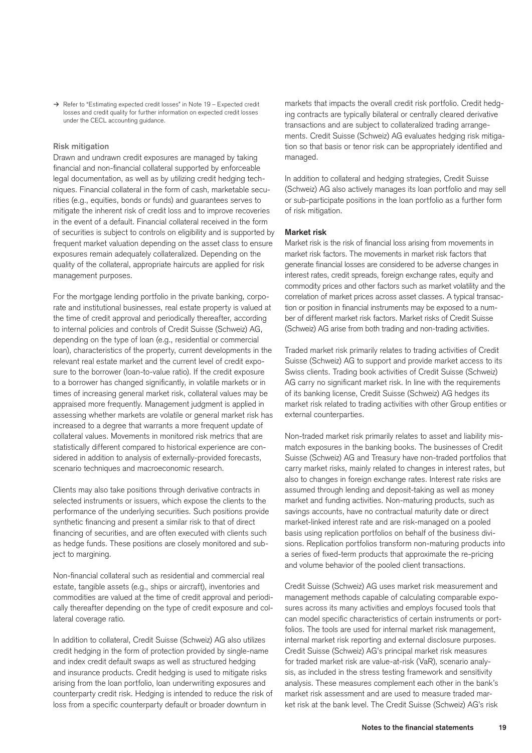→ Refer to "Estimating expected credit losses" in Note 19 – Expected credit losses and credit quality for further information on expected credit losses under the CECL accounting guidance.

### Risk mitigation

Drawn and undrawn credit exposures are managed by taking financial and non-financial collateral supported by enforceable legal documentation, as well as by utilizing credit hedging techniques. Financial collateral in the form of cash, marketable securities (e.g., equities, bonds or funds) and guarantees serves to mitigate the inherent risk of credit loss and to improve recoveries in the event of a default. Financial collateral received in the form of securities is subject to controls on eligibility and is supported by frequent market valuation depending on the asset class to ensure exposures remain adequately collateralized. Depending on the quality of the collateral, appropriate haircuts are applied for risk management purposes.

For the mortgage lending portfolio in the private banking, corporate and institutional businesses, real estate property is valued at the time of credit approval and periodically thereafter, according to internal policies and controls of Credit Suisse (Schweiz) AG, depending on the type of loan (e.g., residential or commercial loan), characteristics of the property, current developments in the relevant real estate market and the current level of credit exposure to the borrower (loan-to-value ratio). If the credit exposure to a borrower has changed significantly, in volatile markets or in times of increasing general market risk, collateral values may be appraised more frequently. Management judgment is applied in assessing whether markets are volatile or general market risk has increased to a degree that warrants a more frequent update of collateral values. Movements in monitored risk metrics that are statistically different compared to historical experience are considered in addition to analysis of externally-provided forecasts, scenario techniques and macroeconomic research.

Clients may also take positions through derivative contracts in selected instruments or issuers, which expose the clients to the performance of the underlying securities. Such positions provide synthetic financing and present a similar risk to that of direct financing of securities, and are often executed with clients such as hedge funds. These positions are closely monitored and subject to margining.

Non-financial collateral such as residential and commercial real estate, tangible assets (e.g., ships or aircraft), inventories and commodities are valued at the time of credit approval and periodically thereafter depending on the type of credit exposure and collateral coverage ratio.

In addition to collateral, Credit Suisse (Schweiz) AG also utilizes credit hedging in the form of protection provided by single-name and index credit default swaps as well as structured hedging and insurance products. Credit hedging is used to mitigate risks arising from the loan portfolio, loan underwriting exposures and counterparty credit risk. Hedging is intended to reduce the risk of loss from a specific counterparty default or broader downturn in markets that impacts the overall credit risk portfolio. Credit hedging contracts are typically bilateral or centrally cleared derivative transactions and are subject to collateralized trading arrangements. Credit Suisse (Schweiz) AG evaluates hedging risk mitigation so that basis or tenor risk can be appropriately identified and managed.

In addition to collateral and hedging strategies, Credit Suisse (Schweiz) AG also actively manages its loan portfolio and may sell or sub-participate positions in the loan portfolio as a further form of risk mitigation.

### Market risk

Market risk is the risk of financial loss arising from movements in market risk factors. The movements in market risk factors that generate financial losses are considered to be adverse changes in interest rates, credit spreads, foreign exchange rates, equity and commodity prices and other factors such as market volatility and the correlation of market prices across asset classes. A typical transaction or position in financial instruments may be exposed to a number of different market risk factors. Market risks of Credit Suisse (Schweiz) AG arise from both trading and non-trading activities.

Traded market risk primarily relates to trading activities of Credit Suisse (Schweiz) AG to support and provide market access to its Swiss clients. Trading book activities of Credit Suisse (Schweiz) AG carry no significant market risk. In line with the requirements of its banking license, Credit Suisse (Schweiz) AG hedges its market risk related to trading activities with other Group entities or external counterparties.

Non-traded market risk primarily relates to asset and liability mismatch exposures in the banking books. The businesses of Credit Suisse (Schweiz) AG and Treasury have non-traded portfolios that carry market risks, mainly related to changes in interest rates, but also to changes in foreign exchange rates. Interest rate risks are assumed through lending and deposit-taking as well as money market and funding activities. Non-maturing products, such as savings accounts, have no contractual maturity date or direct market-linked interest rate and are risk-managed on a pooled basis using replication portfolios on behalf of the business divisions. Replication portfolios transform non-maturing products into a series of fixed-term products that approximate the re-pricing and volume behavior of the pooled client transactions.

Credit Suisse (Schweiz) AG uses market risk measurement and management methods capable of calculating comparable exposures across its many activities and employs focused tools that can model specific characteristics of certain instruments or portfolios. The tools are used for internal market risk management, internal market risk reporting and external disclosure purposes. Credit Suisse (Schweiz) AG's principal market risk measures for traded market risk are value-at-risk (VaR), scenario analysis, as included in the stress testing framework and sensitivity analysis. These measures complement each other in the bank's market risk assessment and are used to measure traded market risk at the bank level. The Credit Suisse (Schweiz) AG's risk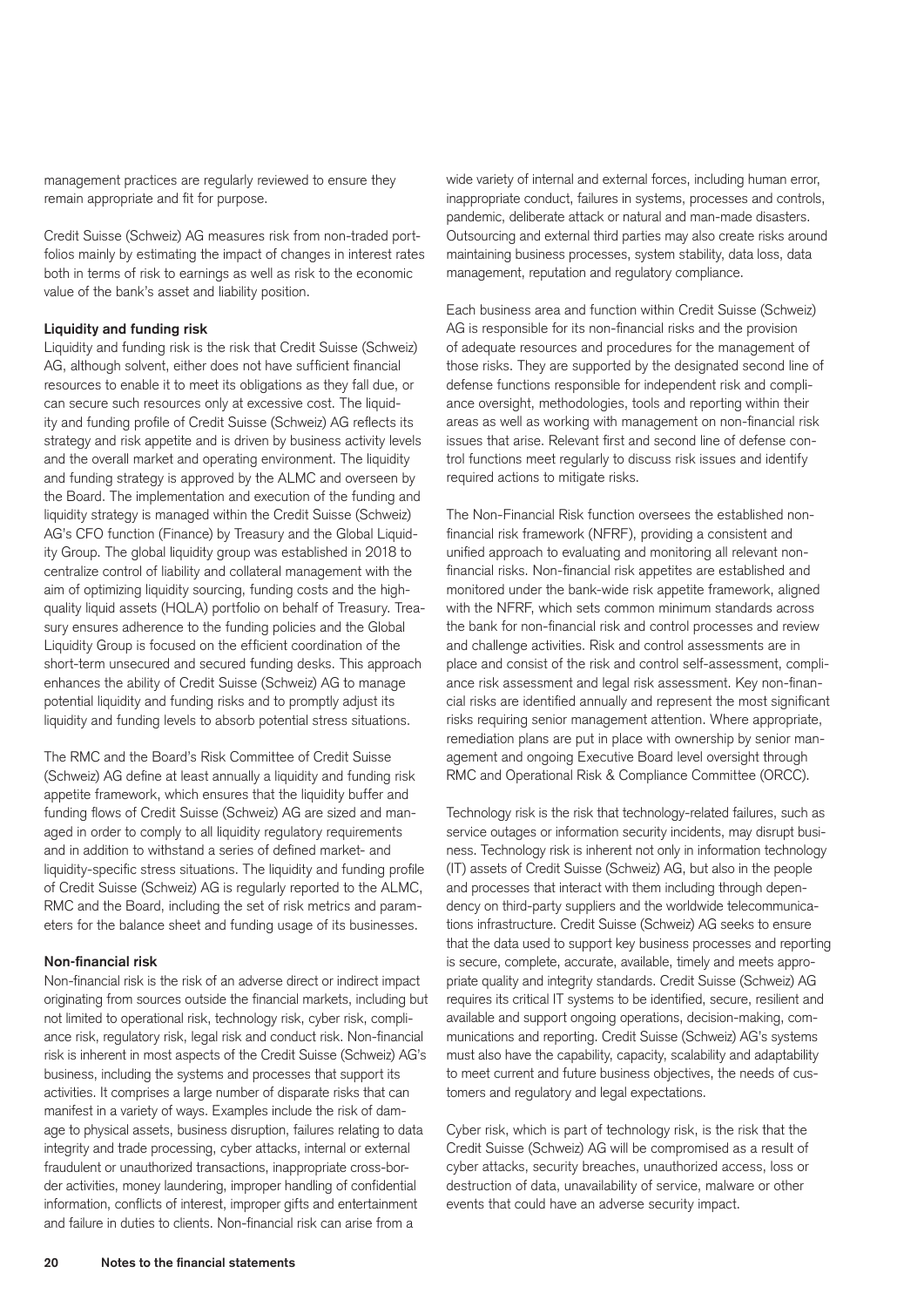management practices are regularly reviewed to ensure they remain appropriate and fit for purpose.

Credit Suisse (Schweiz) AG measures risk from non-traded portfolios mainly by estimating the impact of changes in interest rates both in terms of risk to earnings as well as risk to the economic value of the bank's asset and liability position.

**Liquidity and funding risk**

Liquidity and funding risk is the risk that Credit Suisse (Schweiz) AG, although solvent, either does not have sufficient financial resources to enable it to meet its obligations as they fall due, or can secure such resources only at excessive cost. The liquidity and funding profile of Credit Suisse (Schweiz) AG reflects its strategy and risk appetite and is driven by business activity levels and the overall market and operating environment. The liquidity and funding strategy is approved by the ALMC and overseen by the Board. The implementation and execution of the funding and liquidity strategy is managed within the Credit Suisse (Schweiz) AG's CFO function (Finance) by Treasury and the Global Liquidity Group. The global liquidity group was established in 2018 to centralize control of liability and collateral management with the aim of optimizing liquidity sourcing, funding costs and the high-quality liquid assets (HQLA) portfolio on behalf of Treasury. Treasury ensures adherence to the funding policies and the Global Liquidity Group is focused on the efficient coordination of the short-term unsecured and secured funding desks. This approach enhances the ability of Credit Suisse (Schweiz) AG to manage potential liquidity and funding risks and to promptly adjust its liquidity and funding levels to absorb potential stress situations.

The RMC and the Board's Risk Committee of Credit Suisse (Schweiz) AG define at least annually a liquidity and funding risk appetite framework, which ensures that the liquidity buffer and funding flows of Credit Suisse (Schweiz) AG are sized and managed in order to comply to all liquidity regulatory requirements and in addition to withstand a series of defined market- and liquidity-specific stress situations. The liquidity and funding profile of Credit Suisse (Schweiz) AG is regularly reported to the ALMC, RMC and the Board, including the set of risk metrics and parameters for the balance sheet and funding usage of its businesses.

**Non-financial risk**

Non-financial risk is the risk of an adverse direct or indirect impact originating from sources outside the financial markets, including but not limited to operational risk, technology risk, cyber risk, compliance risk, regulatory risk, legal risk and conduct risk. Non-financial risk is inherent in most aspects of the Credit Suisse (Schweiz) AG's business, including the systems and processes that support its activities. It comprises a large number of disparate risks that can manifest in a variety of ways. Examples include the risk of damage to physical assets, business disruption, failures relating to data integrity and trade processing, cyber attacks, internal or external fraudulent or unauthorized transactions, inappropriate cross-border activities, money laundering, improper handling of confidential information, conflicts of interest, improper gifts and entertainment and failure in duties to clients. Non-financial risk can arise from a wide variety of internal and external forces, including human error, inappropriate conduct, failures in systems, processes and controls, pandemic, deliberate attack or natural and man-made disasters. Outsourcing and external third parties may also create risks around maintaining business processes, system stability, data loss, data management, reputation and regulatory compliance.

Each business area and function within Credit Suisse (Schweiz) AG is responsible for its non-financial risks and the provision of adequate resources and procedures for the management of those risks. They are supported by the designated second line of defense functions responsible for independent risk and compliance oversight, methodologies, tools and reporting within their areas as well as working with management on non-financial risk issues that arise. Relevant first and second line of defense control functions meet regularly to discuss risk issues and identify required actions to mitigate risks.

The Non-Financial Risk function oversees the established non-financial risk framework (NFRF), providing a consistent and unified approach to evaluating and monitoring all relevant non-financial risks. Non-financial risk appetites are established and monitored under the bank-wide risk appetite framework, aligned with the NFRF, which sets common minimum standards across the bank for non-financial risk and control processes and review and challenge activities. Risk and control assessments are in place and consist of the risk and control self-assessment, compliance risk assessment and legal risk assessment. Key non-financial risks are identified annually and represent the most significant risks requiring senior management attention. Where appropriate, remediation plans are put in place with ownership by senior management and ongoing Executive Board level oversight through RMC and Operational Risk & Compliance Committee (ORCC).

Technology risk is the risk that technology-related failures, such as service outages or information security incidents, may disrupt business. Technology risk is inherent not only in information technology (IT) assets of Credit Suisse (Schweiz) AG, but also in the people and processes that interact with them including through dependency on third-party suppliers and the worldwide telecommunications infrastructure. Credit Suisse (Schweiz) AG seeks to ensure that the data used to support key business processes and reporting is secure, complete, accurate, available, timely and meets appropriate quality and integrity standards. Credit Suisse (Schweiz) AG requires its critical IT systems to be identified, secure, resilient and available and support ongoing operations, decision-making, communications and reporting. Credit Suisse (Schweiz) AG's systems must also have the capability, capacity, scalability and adaptability to meet current and future business objectives, the needs of customers and regulatory and legal expectations.

Cyber risk, which is part of technology risk, is the risk that the Credit Suisse (Schweiz) AG will be compromised as a result of cyber attacks, security breaches, unauthorized access, loss or destruction of data, unavailability of service, malware or other events that could have an adverse security impact.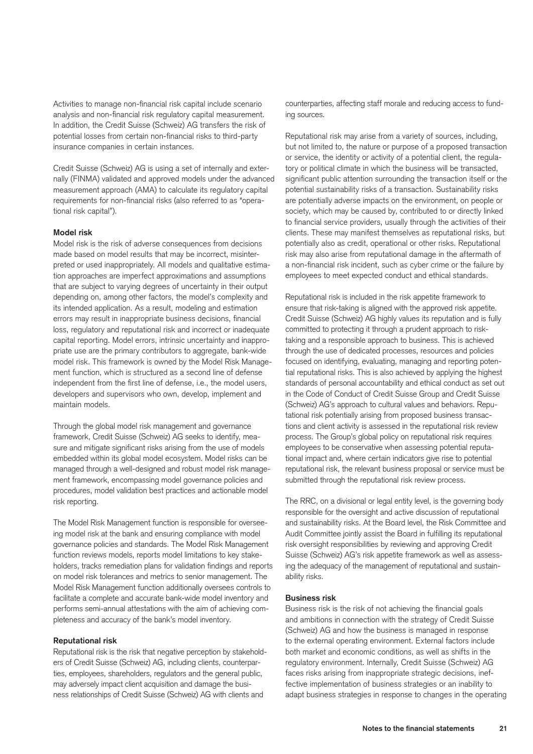Activities to manage non-financial risk capital include scenario analysis and non-financial risk regulatory capital measurement. In addition, the Credit Suisse (Schweiz) AG transfers the risk of potential losses from certain non-financial risks to third-party insurance companies in certain instances.

Credit Suisse (Schweiz) AG is using a set of internally and externally (FINMA) validated and approved models under the advanced measurement approach (AMA) to calculate its regulatory capital requirements for non-financial risks (also referred to as "operational risk capital").

#### Model risk

Model risk is the risk of adverse consequences from decisions made based on model results that may be incorrect, misinterpreted or used inappropriately. All models and qualitative estimation approaches are imperfect approximations and assumptions that are subject to varying degrees of uncertainty in their output depending on, among other factors, the model's complexity and its intended application. As a result, modeling and estimation errors may result in inappropriate business decisions, financial loss, regulatory and reputational risk and incorrect or inadequate capital reporting. Model errors, intrinsic uncertainty and inappropriate use are the primary contributors to aggregate, bank-wide model risk. This framework is owned by the Model Risk Management function, which is structured as a second line of defense independent from the first line of defense, i.e., the model users, developers and supervisors who own, develop, implement and maintain models.

Through the global model risk management and governance framework, Credit Suisse (Schweiz) AG seeks to identify, measure and mitigate significant risks arising from the use of models embedded within its global model ecosystem. Model risks can be managed through a well-designed and robust model risk management framework, encompassing model governance policies and procedures, model validation best practices and actionable model risk reporting.

The Model Risk Management function is responsible for overseeing model risk at the bank and ensuring compliance with model governance policies and standards. The Model Risk Management function reviews models, reports model limitations to key stakeholders, tracks remediation plans for validation findings and reports on model risk tolerances and metrics to senior management. The Model Risk Management function additionally oversees controls to facilitate a complete and accurate bank-wide model inventory and performs semi-annual attestations with the aim of achieving completeness and accuracy of the bank's model inventory.

#### Reputational risk

Reputational risk is the risk that negative perception by stakeholders of Credit Suisse (Schweiz) AG, including clients, counterparties, employees, shareholders, regulators and the general public, may adversely impact client acquisition and damage the business relationships of Credit Suisse (Schweiz) AG with clients and counterparties, affecting staff morale and reducing access to funding sources.

Reputational risk may arise from a variety of sources, including, but not limited to, the nature or purpose of a proposed transaction or service, the identity or activity of a potential client, the regulatory or political climate in which the business will be transacted, significant public attention surrounding the transaction itself or the potential sustainability risks of a transaction. Sustainability risks are potentially adverse impacts on the environment, on people or society, which may be caused by, contributed to or directly linked to financial service providers, usually through the activities of their clients. These may manifest themselves as reputational risks, but potentially also as credit, operational or other risks. Reputational risk may also arise from reputational damage in the aftermath of a non-financial risk incident, such as cyber crime or the failure by employees to meet expected conduct and ethical standards.

Reputational risk is included in the risk appetite framework to ensure that risk-taking is aligned with the approved risk appetite. Credit Suisse (Schweiz) AG highly values its reputation and is fully committed to protecting it through a prudent approach to risk-taking and a responsible approach to business. This is achieved through the use of dedicated processes, resources and policies focused on identifying, evaluating, managing and reporting potential reputational risks. This is also achieved by applying the highest standards of personal accountability and ethical conduct as set out in the Code of Conduct of Credit Suisse Group and Credit Suisse (Schweiz) AG's approach to cultural values and behaviors. Reputational risk potentially arising from proposed business transactions and client activity is assessed in the reputational risk review process. The Group's global policy on reputational risk requires employees to be conservative when assessing potential reputational impact and, where certain indicators give rise to potential reputational risk, the relevant business proposal or service must be submitted through the reputational risk review process.

The RRC, on a divisional or legal entity level, is the governing body responsible for the oversight and active discussion of reputational and sustainability risks. At the Board level, the Risk Committee and Audit Committee jointly assist the Board in fulfilling its reputational risk oversight responsibilities by reviewing and approving Credit Suisse (Schweiz) AG's risk appetite framework as well as assessing the adequacy of the management of reputational and sustainability risks.

#### Business risk

Business risk is the risk of not achieving the financial goals and ambitions in connection with the strategy of Credit Suisse (Schweiz) AG and how the business is managed in response to the external operating environment. External factors include both market and economic conditions, as well as shifts in the regulatory environment. Internally, Credit Suisse (Schweiz) AG faces risks arising from inappropriate strategic decisions, ineffective implementation of business strategies or an inability to adapt business strategies in response to changes in the operating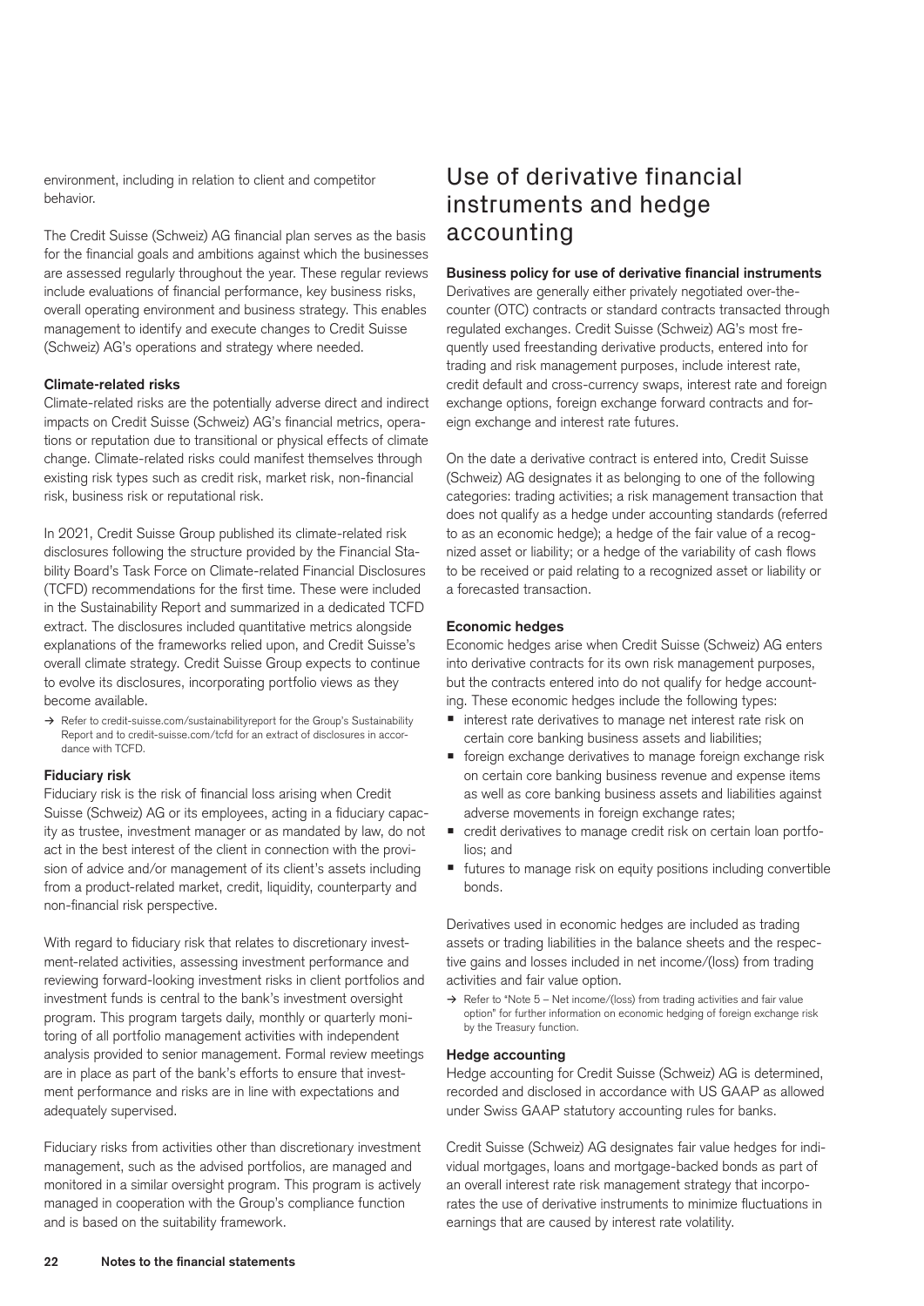environment, including in relation to client and competitor behavior.

The Credit Suisse (Schweiz) AG financial plan serves as the basis for the financial goals and ambitions against which the businesses are assessed regularly throughout the year. These regular reviews include evaluations of financial performance, key business risks, overall operating environment and business strategy. This enables management to identify and execute changes to Credit Suisse (Schweiz) AG's operations and strategy where needed.

### Climate-related risks

Climate-related risks are the potentially adverse direct and indirect impacts on Credit Suisse (Schweiz) AG's financial metrics, operations or reputation due to transitional or physical effects of climate change. Climate-related risks could manifest themselves through existing risk types such as credit risk, market risk, non-financial risk, business risk or reputational risk.

In 2021, Credit Suisse Group published its climate-related risk disclosures following the structure provided by the Financial Stability Board's Task Force on Climate-related Financial Disclosures (TCFD) recommendations for the first time. These were included in the Sustainability Report and summarized in a dedicated TCFD extract. The disclosures included quantitative metrics alongside explanations of the frameworks relied upon, and Credit Suisse's overall climate strategy. Credit Suisse Group expects to continue to evolve its disclosures, incorporating portfolio views as they become available.

→ Refer to credit-suisse.com/sustainabilityreport for the Group's Sustainability Report and to credit-suisse.com/tcfd for an extract of disclosures in accordance with TCFD.

### Fiduciary risk

Fiduciary risk is the risk of financial loss arising when Credit Suisse (Schweiz) AG or its employees, acting in a fiduciary capacity as trustee, investment manager or as mandated by law, do not act in the best interest of the client in connection with the provision of advice and/or management of its client's assets including from a product-related market, credit, liquidity, counterparty and non-financial risk perspective.

With regard to fiduciary risk that relates to discretionary investment-related activities, assessing investment performance and reviewing forward-looking investment risks in client portfolios and investment funds is central to the bank's investment oversight program. This program targets daily, monthly or quarterly monitoring of all portfolio management activities with independent analysis provided to senior management. Formal review meetings are in place as part of the bank's efforts to ensure that investment performance and risks are in line with expectations and adequately supervised.

Fiduciary risks from activities other than discretionary investment management, such as the advised portfolios, are managed and monitored in a similar oversight program. This program is actively managed in cooperation with the Group's compliance function and is based on the suitability framework.

## Use of derivative financial instruments and hedge accounting

### Business policy for use of derivative financial instruments

Derivatives are generally either privately negotiated over-the-counter (OTC) contracts or standard contracts transacted through regulated exchanges. Credit Suisse (Schweiz) AG's most frequently used freestanding derivative products, entered into for trading and risk management purposes, include interest rate, credit default and cross-currency swaps, interest rate and foreign exchange options, foreign exchange forward contracts and foreign exchange and interest rate futures.

On the date a derivative contract is entered into, Credit Suisse (Schweiz) AG designates it as belonging to one of the following categories: trading activities; a risk management transaction that does not qualify as a hedge under accounting standards (referred to as an economic hedge); a hedge of the fair value of a recognized asset or liability; or a hedge of the variability of cash flows to be received or paid relating to a recognized asset or liability or a forecasted transaction.

### Economic hedges

Economic hedges arise when Credit Suisse (Schweiz) AG enters into derivative contracts for its own risk management purposes, but the contracts entered into do not qualify for hedge accounting. These economic hedges include the following types:

- interest rate derivatives to manage net interest rate risk on certain core banking business assets and liabilities;
- foreign exchange derivatives to manage foreign exchange risk on certain core banking business revenue and expense items as well as core banking business assets and liabilities against adverse movements in foreign exchange rates;
- credit derivatives to manage credit risk on certain loan portfolios; and
- futures to manage risk on equity positions including convertible bonds.

Derivatives used in economic hedges are included as trading assets or trading liabilities in the balance sheets and the respective gains and losses included in net income/(loss) from trading activities and fair value option.

→ Refer to "Note 5 – Net income/(loss) from trading activities and fair value option" for further information on economic hedging of foreign exchange risk by the Treasury function.

### Hedge accounting

Hedge accounting for Credit Suisse (Schweiz) AG is determined, recorded and disclosed in accordance with US GAAP as allowed under Swiss GAAP statutory accounting rules for banks.

Credit Suisse (Schweiz) AG designates fair value hedges for individual mortgages, loans and mortgage-backed bonds as part of an overall interest rate risk management strategy that incorporates the use of derivative instruments to minimize fluctuations in earnings that are caused by interest rate volatility.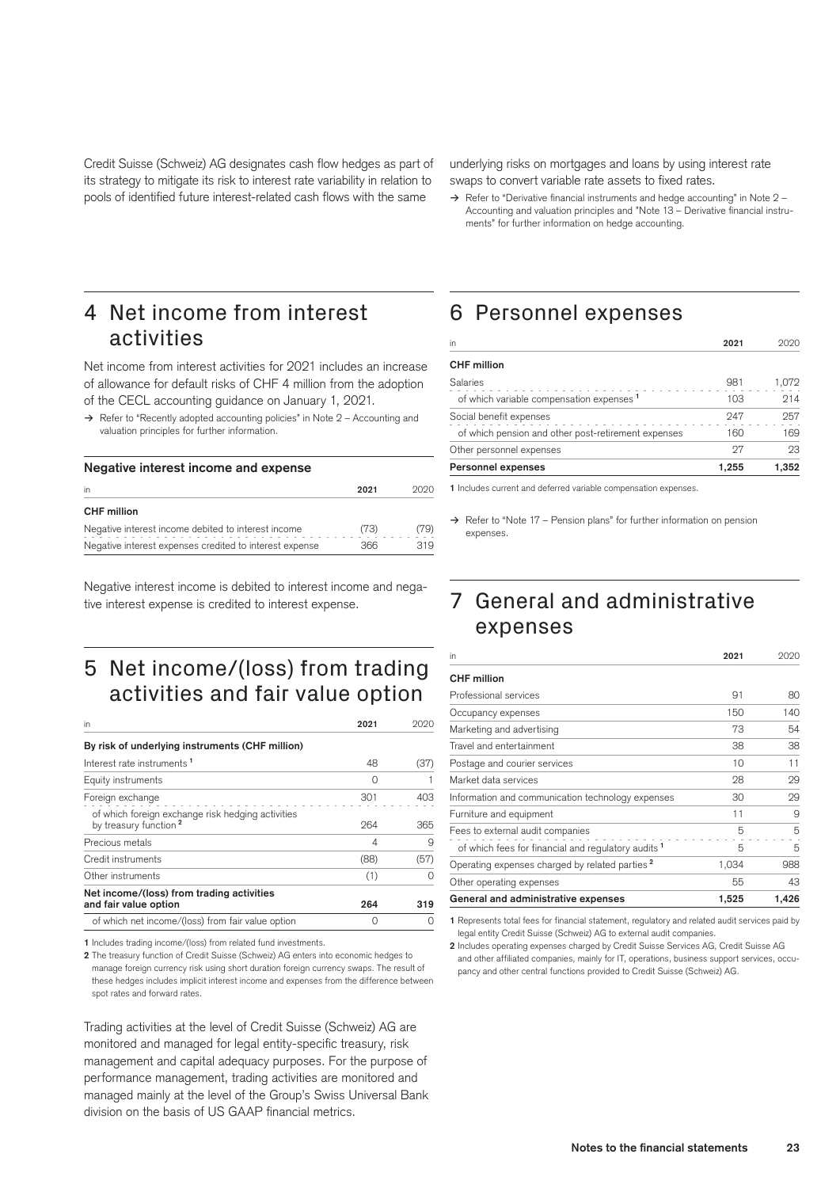Credit Suisse (Schweiz) AG designates cash flow hedges as part of its strategy to mitigate its risk to interest rate variability in relation to pools of identified future interest-related cash flows with the same underlying risks on mortgages and loans by using interest rate swaps to convert variable rate assets to fixed rates.

→ Refer to "Derivative financial instruments and hedge accounting" in Note 2 – Accounting and valuation principles and "Note 13 – Derivative financial instruments" for further information on hedge accounting.

# 4 Net income from interest activities

Net income from interest activities for 2021 includes an increase of allowance for default risks of CHF 4 million from the adoption of the CECL accounting guidance on January 1, 2021.

→ Refer to "Recently adopted accounting policies" in Note 2 – Accounting and valuation principles for further information.

### Negative interest income and expense

| in | 2021 | 2020 |
|---|---|---|
| **CHF million** | | |
| Negative interest income debited to interest income | (73) | (79) |
| Negative interest expenses credited to interest expense | 366 | 319 |

Negative interest income is debited to interest income and negative interest expense is credited to interest expense.

# 5 Net income/(loss) from trading activities and fair value option

| in | 2021 | 2020 |
|---|---|---|
| **By risk of underlying instruments (CHF million)** | | |
| Interest rate instruments [1] | 48 | (37) |
| Equity instruments | 0 | 1 |
| Foreign exchange | 301 | 403 |
| of which foreign exchange risk hedging activities by treasury function [2] | 264 | 365 |
| Precious metals | 4 | 9 |
| Credit instruments | (88) | (57) |
| Other instruments | (1) | 0 |
| **Net income/(loss) from trading activities and fair value option** | **264** | **319** |
| of which net income/(loss) from fair value option | 0 | 0 |

1 Includes trading income/(loss) from related fund investments.

2 The treasury function of Credit Suisse (Schweiz) AG enters into economic hedges to manage foreign currency risk using short duration foreign currency swaps. The result of these hedges includes implicit interest income and expenses from the difference between spot rates and forward rates.

Trading activities at the level of Credit Suisse (Schweiz) AG are monitored and managed for legal entity-specific treasury, risk management and capital adequacy purposes. For the purpose of performance management, trading activities are monitored and managed mainly at the level of the Group's Swiss Universal Bank division on the basis of US GAAP financial metrics.

# 6 Personnel expenses

| in | 2021 | 2020 |
|---|---|---|
| **CHF million** | | |
| Salaries | 981 | 1,072 |
| of which variable compensation expenses [1] | 103 | 214 |
| Social benefit expenses | 247 | 257 |
| of which pension and other post-retirement expenses | 160 | 169 |
| Other personnel expenses | 27 | 23 |
| **Personnel expenses** | **1,255** | **1,352** |

1 Includes current and deferred variable compensation expenses.

→ Refer to "Note 17 – Pension plans" for further information on pension expenses.

# 7 General and administrative expenses

| in | 2021 | 2020 |
|---|---|---|
| **CHF million** | | |
| Professional services | 91 | 80 |
| Occupancy expenses | 150 | 140 |
| Marketing and advertising | 73 | 54 |
| Travel and entertainment | 38 | 38 |
| Postage and courier services | 10 | 11 |
| Market data services | 28 | 29 |
| Information and communication technology expenses | 30 | 29 |
| Furniture and equipment | 11 | 9 |
| Fees to external audit companies | 5 | 5 |
| of which fees for financial and regulatory audits [1] | 5 | 5 |
| Operating expenses charged by related parties [2] | 1,034 | 988 |
| Other operating expenses | 55 | 43 |
| **General and administrative expenses** | **1,525** | **1,426** |

1 Represents total fees for financial statement, regulatory and related audit services paid by legal entity Credit Suisse (Schweiz) AG to external audit companies.

2 Includes operating expenses charged by Credit Suisse Services AG, Credit Suisse AG and other affiliated companies, mainly for IT, operations, business support services, occupancy and other central functions provided to Credit Suisse (Schweiz) AG.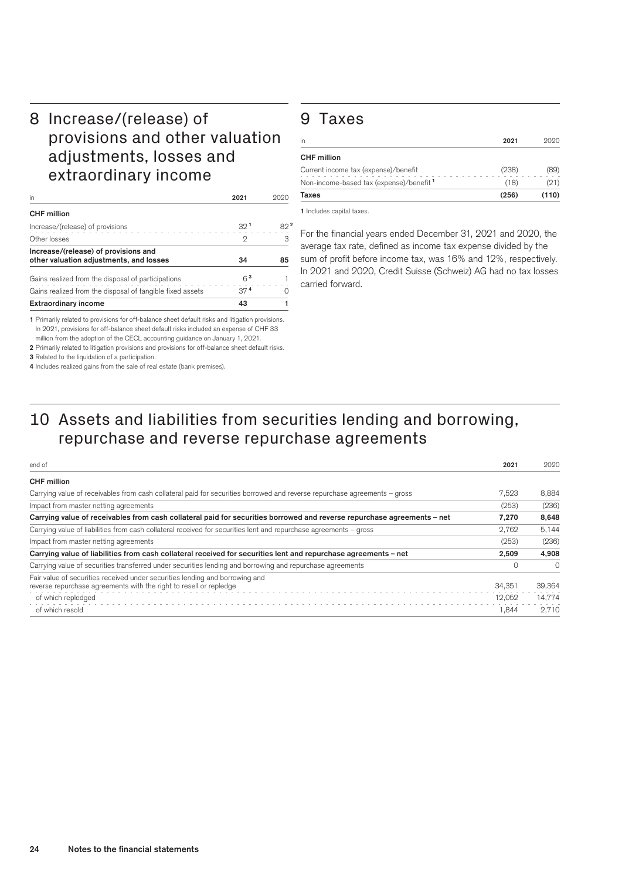# 8 Increase/(release) of provisions and other valuation adjustments, losses and extraordinary income

| in | 2021 | 2020 |
|---|---|---|
| **CHF million** | | |
| Increase/(release) of provisions | 32 [1] | 82 [2] |
| Other losses | 2 | 3 |
| **Increase/(release) of provisions and other valuation adjustments, and losses** | **34** | **85** |
| Gains realized from the disposal of participations | 6 [3] | 1 |
| Gains realized from the disposal of tangible fixed assets | 37 [4] | 0 |
| **Extraordinary income** | **43** | **1** |

1 Primarily related to provisions for off-balance sheet default risks and litigation provisions. In 2021, provisions for off-balance sheet default risks included an expense of CHF 33 million from the adoption of the CECL accounting guidance on January 1, 2021.
2 Primarily related to litigation provisions and provisions for off-balance sheet default risks.
3 Related to the liquidation of a participation.
4 Includes realized gains from the sale of real estate (bank premises).

# 9 Taxes

| in | 2021 | 2020 |
|---|---|---|
| **CHF million** | | |
| Current income tax (expense)/benefit | (238) | (89) |
| Non-income-based tax (expense)/benefit [1] | (18) | (21) |
| **Taxes** | **(256)** | **(110)** |

1 Includes capital taxes.

For the financial years ended December 31, 2021 and 2020, the average tax rate, defined as income tax expense divided by the sum of profit before income tax, was 16% and 12%, respectively. In 2021 and 2020, Credit Suisse (Schweiz) AG had no tax losses carried forward.

# 10 Assets and liabilities from securities lending and borrowing, repurchase and reverse repurchase agreements

| end of | 2021 | 2020 |
|---|---|---|
| **CHF million** | | |
| Carrying value of receivables from cash collateral paid for securities borrowed and reverse repurchase agreements – gross | 7,523 | 8,884 |
| Impact from master netting agreements | (253) | (236) |
| **Carrying value of receivables from cash collateral paid for securities borrowed and reverse repurchase agreements – net** | **7,270** | **8,648** |
| Carrying value of liabilities from cash collateral received for securities lent and repurchase agreements – gross | 2,762 | 5,144 |
| Impact from master netting agreements | (253) | (236) |
| **Carrying value of liabilities from cash collateral received for securities lent and repurchase agreements – net** | **2,509** | **4,908** |
| Carrying value of securities transferred under securities lending and borrowing and repurchase agreements | 0 | 0 |
| Fair value of securities received under securities lending and borrowing and reverse repurchase agreements with the right to resell or repledge | 34,351 | 39,364 |
| of which repledged | 12,052 | 14,774 |
| of which resold | 1,844 | 2,710 |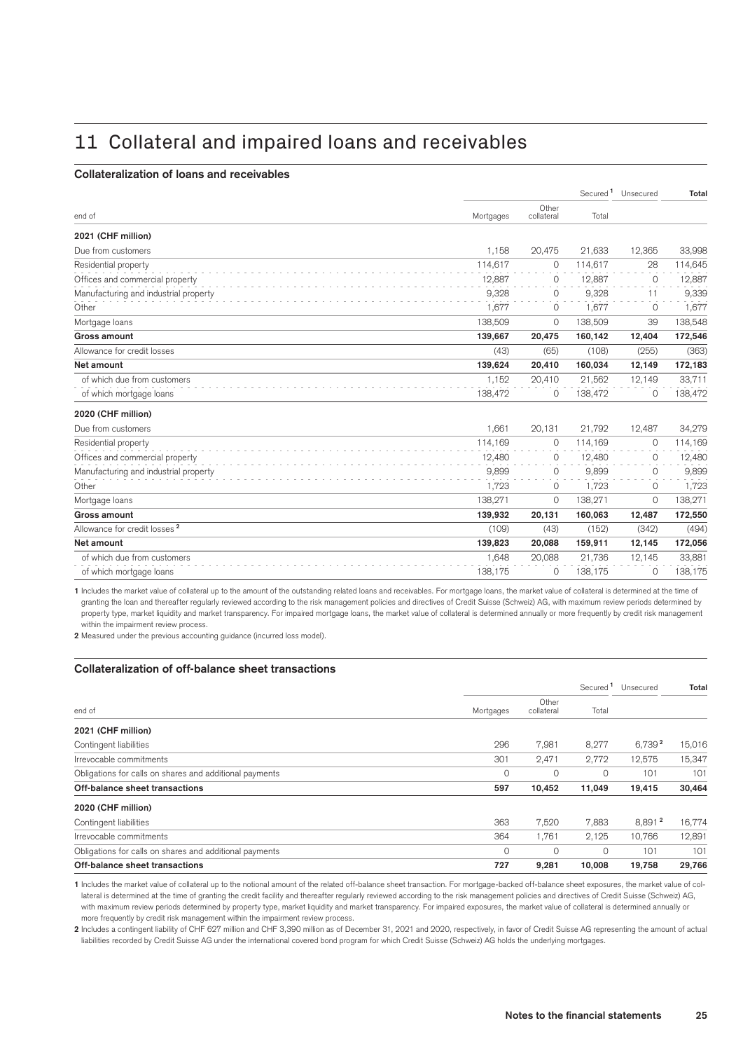# 11 Collateral and impaired loans and receivables

### Collateralization of loans and receivables

| | | | Secured[1] | Unsecured | Total |
|---|---|---|---|---|---|
| end of | Mortgages | Other collateral | Total | | |
| **2021 (CHF million)** | | | | | |
| Due from customers | 1,158 | 20,475 | 21,633 | 12,365 | 33,998 |
| Residential property | 114,617 | 0 | 114,617 | 28 | 114,645 |
| Offices and commercial property | 12,887 | 0 | 12,887 | 0 | 12,887 |
| Manufacturing and industrial property | 9,328 | 0 | 9,328 | 11 | 9,339 |
| Other | 1,677 | 0 | 1,677 | 0 | 1,677 |
| Mortgage loans | 138,509 | 0 | 138,509 | 39 | 138,548 |
| **Gross amount** | **139,667** | **20,475** | **160,142** | **12,404** | **172,546** |
| Allowance for credit losses | (43) | (65) | (108) | (255) | (363) |
| **Net amount** | **139,624** | **20,410** | **160,034** | **12,149** | **172,183** |
| of which due from customers | 1,152 | 20,410 | 21,562 | 12,149 | 33,711 |
| of which mortgage loans | 138,472 | 0 | 138,472 | 0 | 138,472 |
| **2020 (CHF million)** | | | | | |
| Due from customers | 1,661 | 20,131 | 21,792 | 12,487 | 34,279 |
| Residential property | 114,169 | 0 | 114,169 | 0 | 114,169 |
| Offices and commercial property | 12,480 | 0 | 12,480 | 0 | 12,480 |
| Manufacturing and industrial property | 9,899 | 0 | 9,899 | 0 | 9,899 |
| Other | 1,723 | 0 | 1,723 | 0 | 1,723 |
| Mortgage loans | 138,271 | 0 | 138,271 | 0 | 138,271 |
| **Gross amount** | **139,932** | **20,131** | **160,063** | **12,487** | **172,550** |
| Allowance for credit losses[2] | (109) | (43) | (152) | (342) | (494) |
| **Net amount** | **139,823** | **20,088** | **159,911** | **12,145** | **172,056** |
| of which due from customers | 1,648 | 20,088 | 21,736 | 12,145 | 33,881 |
| of which mortgage loans | 138,175 | 0 | 138,175 | 0 | 138,175 |

**1** Includes the market value of collateral up to the amount of the outstanding related loans and receivables. For mortgage loans, the market value of collateral is determined at the time of granting the loan and thereafter regularly reviewed according to the risk management policies and directives of Credit Suisse (Schweiz) AG, with maximum review periods determined by property type, market liquidity and market transparency. For impaired mortgage loans, the market value of collateral is determined annually or more frequently by credit risk management within the impairment review process.

**2** Measured under the previous accounting guidance (incurred loss model).

### Collateralization of off-balance sheet transactions

| | | | Secured[1] | Unsecured | Total |
|---|---|---|---|---|---|
| end of | Mortgages | Other collateral | Total | | |
| **2021 (CHF million)** | | | | | |
| Contingent liabilities | 296 | 7,981 | 8,277 | 6,739[2] | 15,016 |
| Irrevocable commitments | 301 | 2,471 | 2,772 | 12,575 | 15,347 |
| Obligations for calls on shares and additional payments | 0 | 0 | 0 | 101 | 101 |
| **Off-balance sheet transactions** | **597** | **10,452** | **11,049** | **19,415** | **30,464** |
| **2020 (CHF million)** | | | | | |
| Contingent liabilities | 363 | 7,520 | 7,883 | 8,891[2] | 16,774 |
| Irrevocable commitments | 364 | 1,761 | 2,125 | 10,766 | 12,891 |
| Obligations for calls on shares and additional payments | 0 | 0 | 0 | 101 | 101 |
| **Off-balance sheet transactions** | **727** | **9,281** | **10,008** | **19,758** | **29,766** |

**1** Includes the market value of collateral up to the notional amount of the related off-balance sheet transaction. For mortgage-backed off-balance sheet exposures, the market value of collateral is determined at the time of granting the credit facility and thereafter regularly reviewed according to the risk management policies and directives of Credit Suisse (Schweiz) AG, with maximum review periods determined by property type, market liquidity and market transparency. For impaired exposures, the market value of collateral is determined annually or more frequently by credit risk management within the impairment review process.

**2** Includes a contingent liability of CHF 627 million and CHF 3,390 million as of December 31, 2021 and 2020, respectively, in favor of Credit Suisse AG representing the amount of actual liabilities recorded by Credit Suisse AG under the international covered bond program for which Credit Suisse (Schweiz) AG holds the underlying mortgages.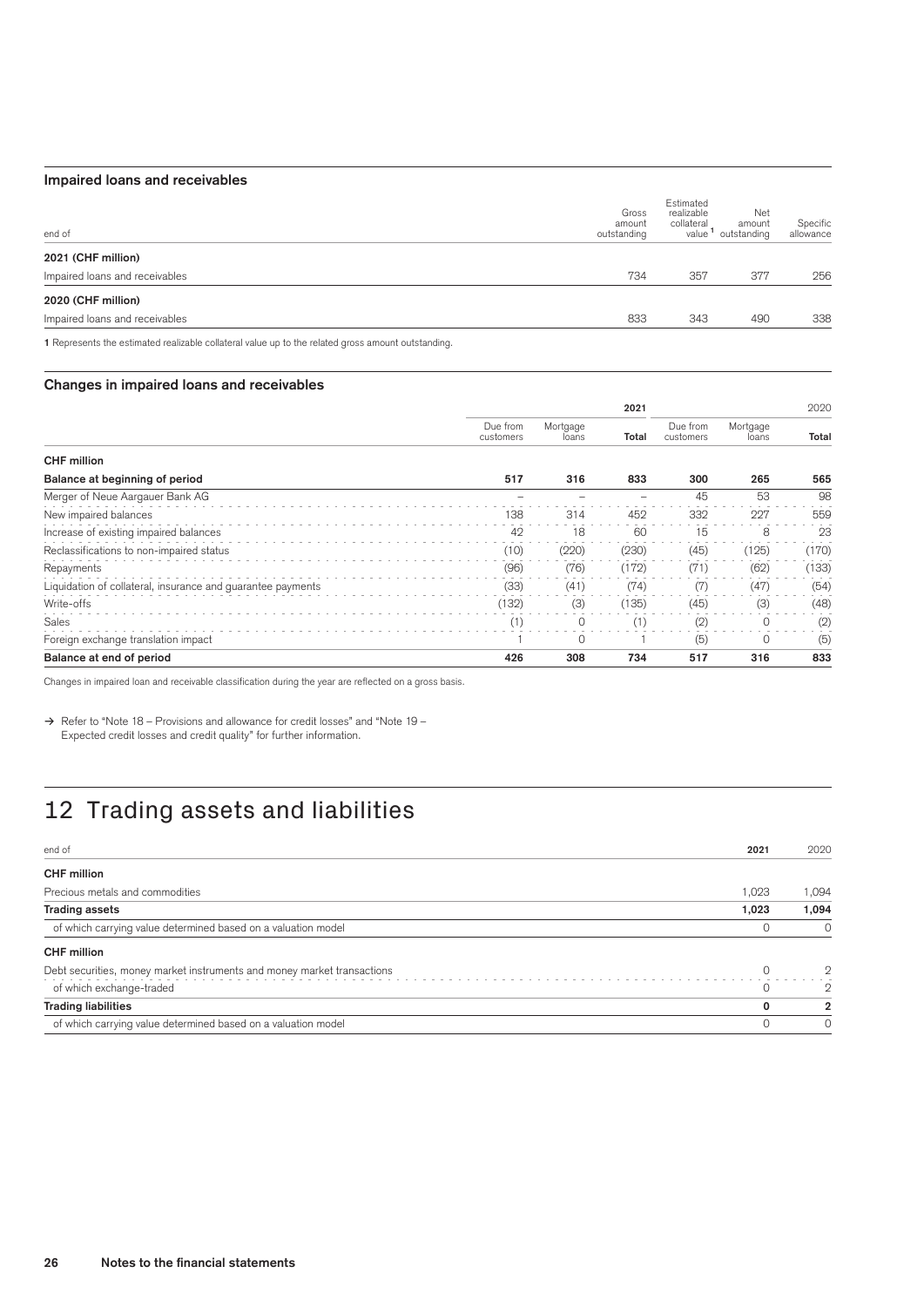### Impaired loans and receivables

| end of | Gross amount outstanding | Estimated realizable collateral value [1] | Net amount outstanding | Specific allowance |
|---|---|---|---|---|
| **2021 (CHF million)** | | | | |
| Impaired loans and receivables | 734 | 357 | 377 | 256 |
| **2020 (CHF million)** | | | | |
| Impaired loans and receivables | 833 | 343 | 490 | 338 |

**1** Represents the estimated realizable collateral value up to the related gross amount outstanding.

### Changes in impaired loans and receivables

| | | | 2021 | | | 2020 |
|---|---|---|---|---|---|---|
| | Due from customers | Mortgage loans | Total | Due from customers | Mortgage loans | Total |
| **CHF million** | | | | | | |
| **Balance at beginning of period** | **517** | **316** | **833** | **300** | **265** | **565** |
| Merger of Neue Aargauer Bank AG | – | – | – | 45 | 53 | 98 |
| New impaired balances | 138 | 314 | 452 | 332 | 227 | 559 |
| Increase of existing impaired balances | 42 | 18 | 60 | 15 | 8 | 23 |
| Reclassifications to non-impaired status | (10) | (220) | (230) | (45) | (125) | (170) |
| Repayments | (96) | (76) | (172) | (71) | (62) | (133) |
| Liquidation of collateral, insurance and guarantee payments | (33) | (41) | (74) | (7) | (47) | (54) |
| Write-offs | (132) | (3) | (135) | (45) | (3) | (48) |
| Sales | (1) | 0 | (1) | (2) | 0 | (2) |
| Foreign exchange translation impact | 1 | 0 | 1 | (5) | 0 | (5) |
| **Balance at end of period** | **426** | **308** | **734** | **517** | **316** | **833** |

Changes in impaired loan and receivable classification during the year are reflected on a gross basis.

→ Refer to "Note 18 – Provisions and allowance for credit losses" and "Note 19 – Expected credit losses and credit quality" for further information.

# 12 Trading assets and liabilities

| end of | 2021 | 2020 |
|---|---|---|
| **CHF million** | | |
| Precious metals and commodities | 1,023 | 1,094 |
| **Trading assets** | **1,023** | **1,094** |
| of which carrying value determined based on a valuation model | 0 | 0 |
| **CHF million** | | |
| Debt securities, money market instruments and money market transactions | 0 | 2 |
| of which exchange-traded | 0 | 2 |
| **Trading liabilities** | **0** | **2** |
| of which carrying value determined based on a valuation model | 0 | 0 |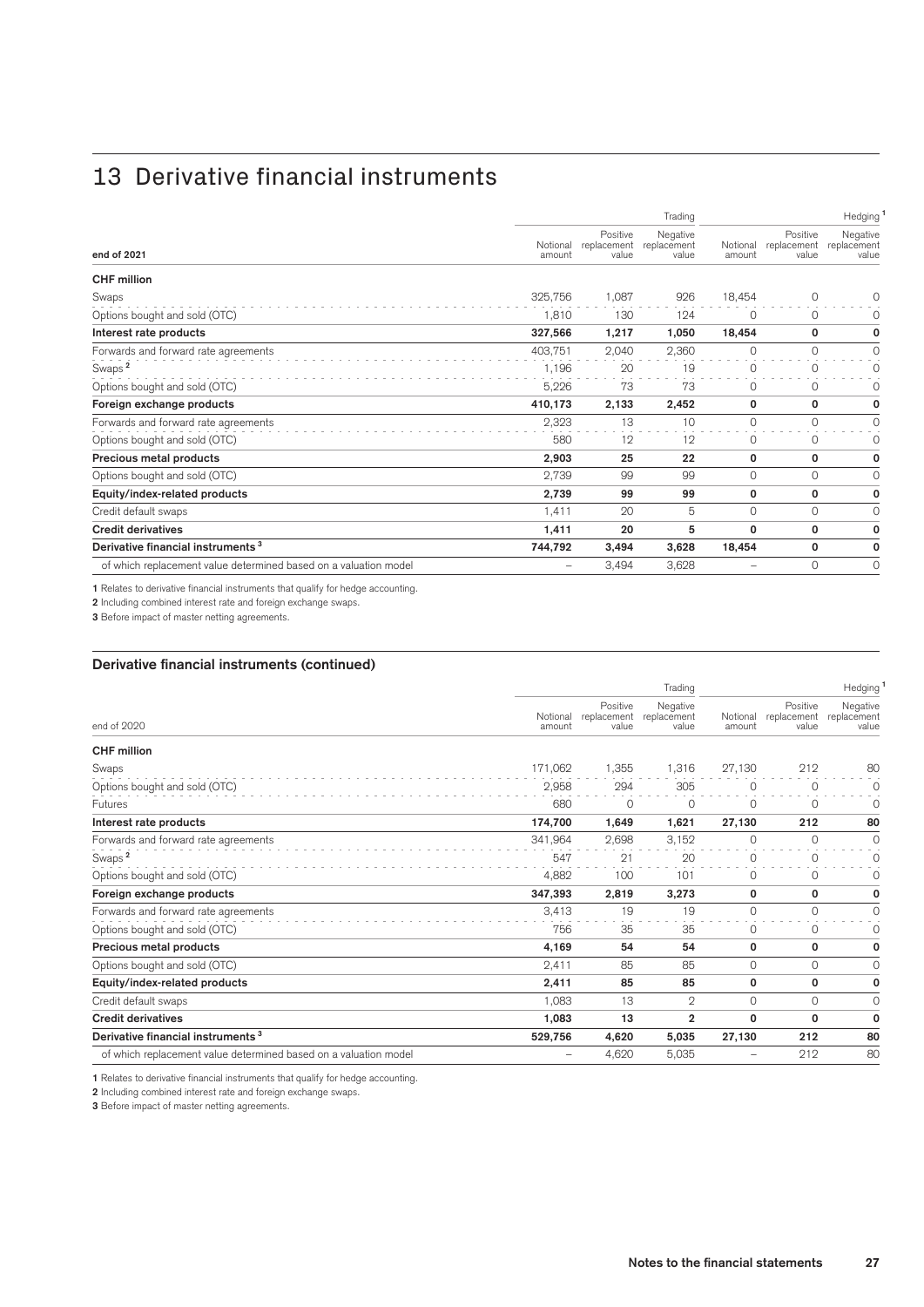# 13 Derivative financial instruments

| end of 2021 | Trading | | | Hedging [1] | | |
|---|---|---|---|---|---|---|
| | Notional amount | Positive replacement value | Negative replacement value | Notional amount | Positive replacement value | Negative replacement value |
| **CHF million** | | | | | | |
| Swaps | 325,756 | 1,087 | 926 | 18,454 | 0 | 0 |
| Options bought and sold (OTC) | 1,810 | 130 | 124 | 0 | 0 | 0 |
| **Interest rate products** | **327,566** | **1,217** | **1,050** | **18,454** | **0** | **0** |
| Forwards and forward rate agreements | 403,751 | 2,040 | 2,360 | 0 | 0 | 0 |
| Swaps [2] | 1,196 | 20 | 19 | 0 | 0 | 0 |
| Options bought and sold (OTC) | 5,226 | 73 | 73 | 0 | 0 | 0 |
| **Foreign exchange products** | **410,173** | **2,133** | **2,452** | **0** | **0** | **0** |
| Forwards and forward rate agreements | 2,323 | 13 | 10 | 0 | 0 | 0 |
| Options bought and sold (OTC) | 580 | 12 | 12 | 0 | 0 | 0 |
| **Precious metal products** | **2,903** | **25** | **22** | **0** | **0** | **0** |
| Options bought and sold (OTC) | 2,739 | 99 | 99 | 0 | 0 | 0 |
| **Equity/index-related products** | **2,739** | **99** | **99** | **0** | **0** | **0** |
| Credit default swaps | 1,411 | 20 | 5 | 0 | 0 | 0 |
| **Credit derivatives** | **1,411** | **20** | **5** | **0** | **0** | **0** |
| **Derivative financial instruments [3]** | **744,792** | **3,494** | **3,628** | **18,454** | **0** | **0** |
| of which replacement value determined based on a valuation model | – | 3,494 | 3,628 | – | 0 | 0 |

**1** Relates to derivative financial instruments that qualify for hedge accounting.
**2** Including combined interest rate and foreign exchange swaps.
**3** Before impact of master netting agreements.

### Derivative financial instruments (continued)

| end of 2020 | Trading | | | Hedging [1] | | |
|---|---|---|---|---|---|---|
| | Notional amount | Positive replacement value | Negative replacement value | Notional amount | Positive replacement value | Negative replacement value |
| **CHF million** | | | | | | |
| Swaps | 171,062 | 1,355 | 1,316 | 27,130 | 212 | 80 |
| Options bought and sold (OTC) | 2,958 | 294 | 305 | 0 | 0 | 0 |
| Futures | 680 | 0 | 0 | 0 | 0 | 0 |
| **Interest rate products** | **174,700** | **1,649** | **1,621** | **27,130** | **212** | **80** |
| Forwards and forward rate agreements | 341,964 | 2,698 | 3,152 | 0 | 0 | 0 |
| Swaps [2] | 547 | 21 | 20 | 0 | 0 | 0 |
| Options bought and sold (OTC) | 4,882 | 100 | 101 | 0 | 0 | 0 |
| **Foreign exchange products** | **347,393** | **2,819** | **3,273** | **0** | **0** | **0** |
| Forwards and forward rate agreements | 3,413 | 19 | 19 | 0 | 0 | 0 |
| Options bought and sold (OTC) | 756 | 35 | 35 | 0 | 0 | 0 |
| **Precious metal products** | **4,169** | **54** | **54** | **0** | **0** | **0** |
| Options bought and sold (OTC) | 2,411 | 85 | 85 | 0 | 0 | 0 |
| **Equity/index-related products** | **2,411** | **85** | **85** | **0** | **0** | **0** |
| Credit default swaps | 1,083 | 13 | 2 | 0 | 0 | 0 |
| **Credit derivatives** | **1,083** | **13** | **2** | **0** | **0** | **0** |
| **Derivative financial instruments [3]** | **529,756** | **4,620** | **5,035** | **27,130** | **212** | **80** |
| of which replacement value determined based on a valuation model | – | 4,620 | 5,035 | – | 212 | 80 |

**1** Relates to derivative financial instruments that qualify for hedge accounting.
**2** Including combined interest rate and foreign exchange swaps.
**3** Before impact of master netting agreements.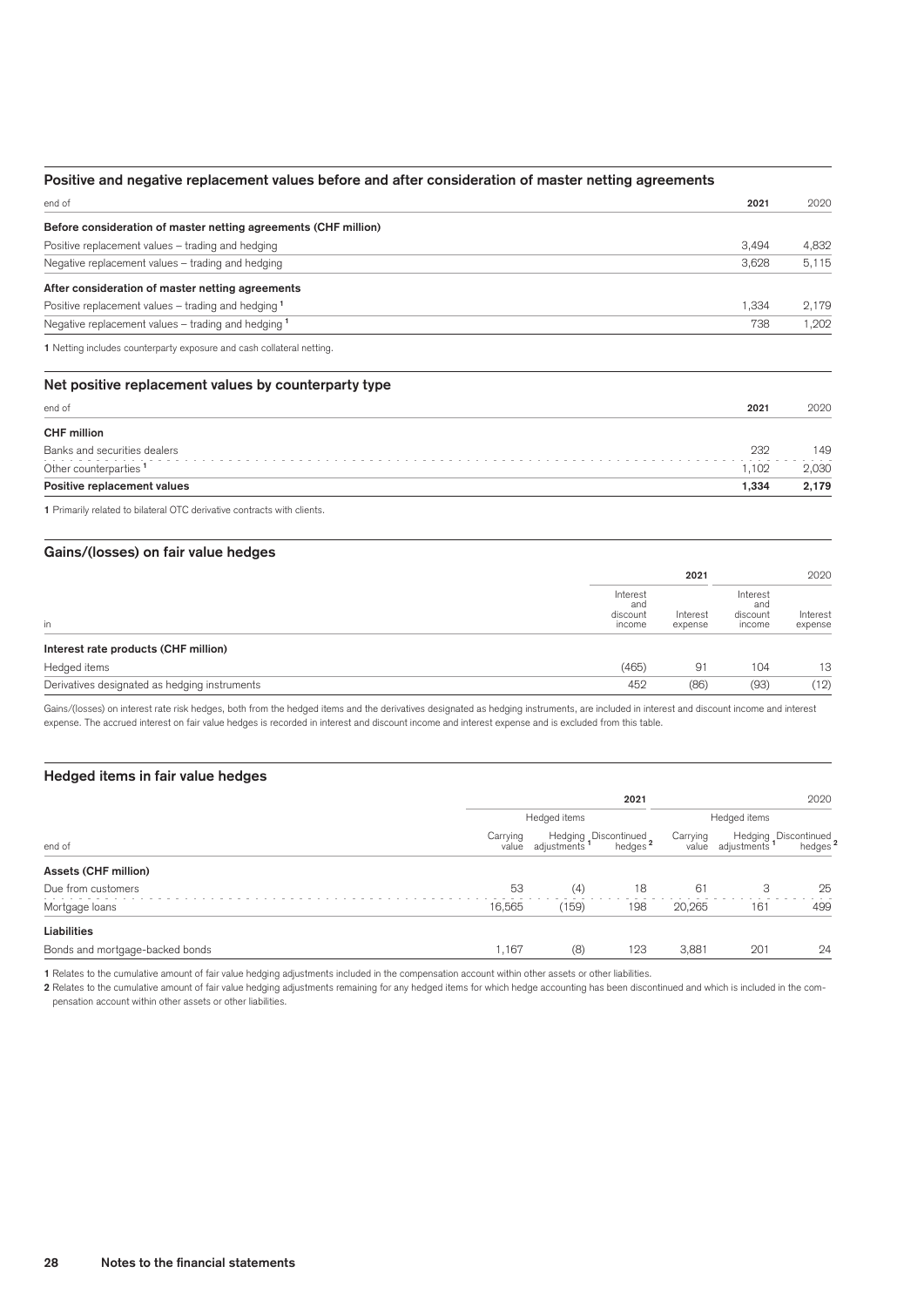### Positive and negative replacement values before and after consideration of master netting agreements

| end of | 2021 | 2020 |
|---|---|---|
| **Before consideration of master netting agreements (CHF million)** | | |
| Positive replacement values – trading and hedging | 3,494 | 4,832 |
| Negative replacement values – trading and hedging | 3,628 | 5,115 |
| **After consideration of master netting agreements** | | |
| Positive replacement values – trading and hedging [1] | 1,334 | 2,179 |
| Negative replacement values – trading and hedging [1] | 738 | 1,202 |

1 Netting includes counterparty exposure and cash collateral netting.

### Net positive replacement values by counterparty type

| end of | 2021 | 2020 |
|---|---|---|
| **CHF million** | | |
| Banks and securities dealers | 232 | 149 |
| Other counterparties [1] | 1,102 | 2,030 |
| **Positive replacement values** | **1,334** | **2,179** |

1 Primarily related to bilateral OTC derivative contracts with clients.

### Gains/(losses) on fair value hedges

| | 2021 | | 2020 | |
|---|---|---|---|---|
| in | Interest and discount income | Interest expense | Interest and discount income | Interest expense |
| **Interest rate products (CHF million)** | | | | |
| Hedged items | (465) | 91 | 104 | 13 |
| Derivatives designated as hedging instruments | 452 | (86) | (93) | (12) |

Gains/(losses) on interest rate risk hedges, both from the hedged items and the derivatives designated as hedging instruments, are included in interest and discount income and interest expense. The accrued interest on fair value hedges is recorded in interest and discount income and interest expense and is excluded from this table.

### Hedged items in fair value hedges

| | 2021 | | | 2020 | | |
|---|---|---|---|---|---|---|
| | Hedged items | | | Hedged items | | |
| end of | Carrying value | Hedging adjustments [1] | Discontinued hedges [2] | Carrying value | Hedging adjustments [1] | Discontinued hedges [2] |
| **Assets (CHF million)** | | | | | | |
| Due from customers | 53 | (4) | 18 | 61 | 3 | 25 |
| Mortgage loans | 16,565 | (159) | 198 | 20,265 | 161 | 499 |
| **Liabilities** | | | | | | |
| Bonds and mortgage-backed bonds | 1,167 | (8) | 123 | 3,881 | 201 | 24 |

1 Relates to the cumulative amount of fair value hedging adjustments included in the compensation account within other assets or other liabilities.

2 Relates to the cumulative amount of fair value hedging adjustments remaining for any hedged items for which hedge accounting has been discontinued and which is included in the compensation account within other assets or other liabilities.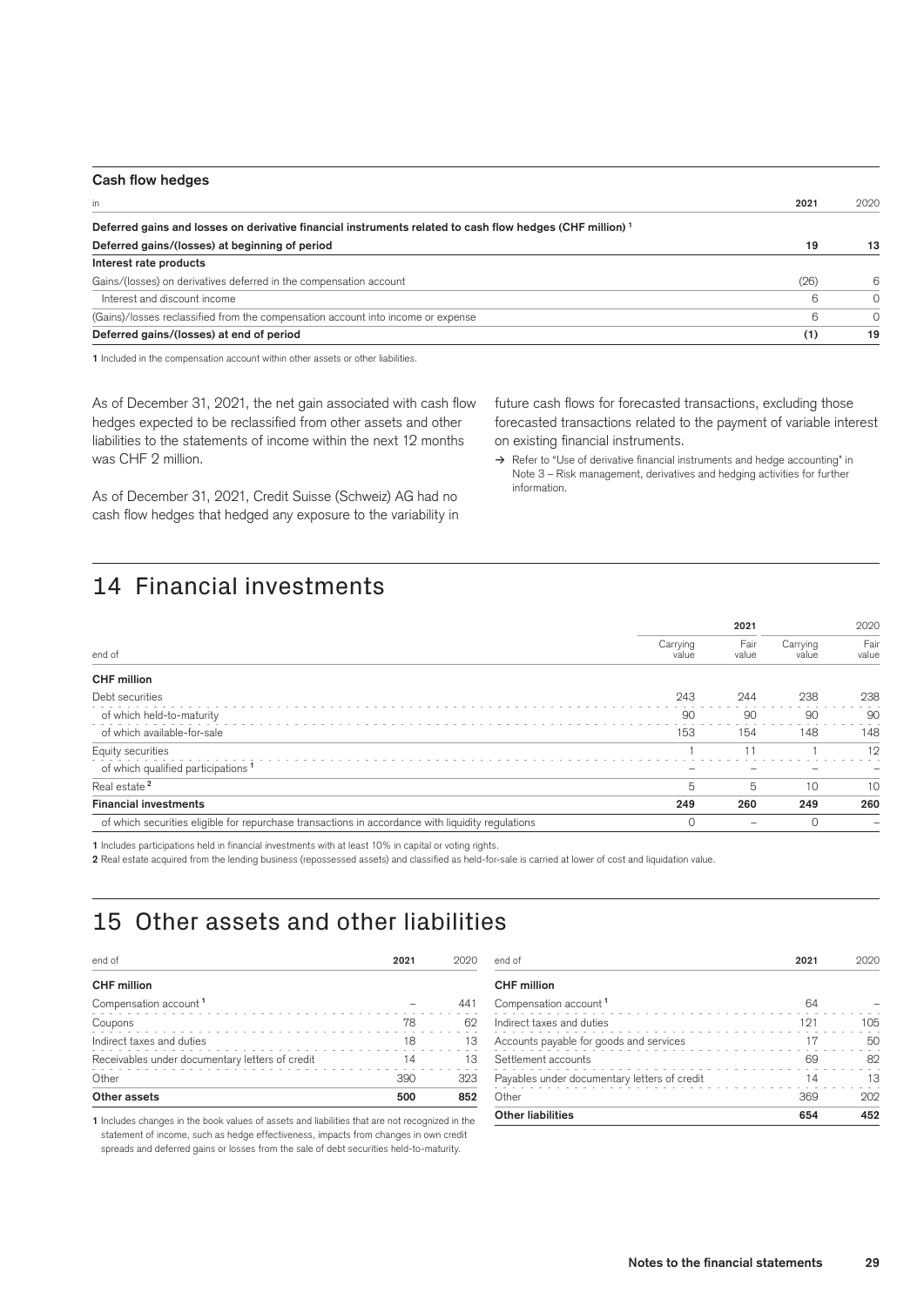**Cash flow hedges**

| in | 2021 | 2020 |
|---|---|---|
| **Deferred gains and losses on derivative financial instruments related to cash flow hedges (CHF million)** [1] | | |
| **Deferred gains/(losses) at beginning of period** | **19** | **13** |
| **Interest rate products** | | |
| Gains/(losses) on derivatives deferred in the compensation account | (26) | 6 |
| Interest and discount income | 6 | 0 |
| (Gains)/losses reclassified from the compensation account into income or expense | 6 | 0 |
| **Deferred gains/(losses) at end of period** | **(1)** | **19** |

1 Included in the compensation account within other assets or other liabilities.

As of December 31, 2021, the net gain associated with cash flow hedges expected to be reclassified from other assets and other liabilities to the statements of income within the next 12 months was CHF 2 million.

As of December 31, 2021, Credit Suisse (Schweiz) AG had no cash flow hedges that hedged any exposure to the variability in future cash flows for forecasted transactions, excluding those forecasted transactions related to the payment of variable interest on existing financial instruments.

→ Refer to "Use of derivative financial instruments and hedge accounting" in Note 3 – Risk management, derivatives and hedging activities for further information.

# 14 Financial investments

| | 2021 | | 2020 | |
|---|---|---|---|---|
| end of | Carrying value | Fair value | Carrying value | Fair value |
| **CHF million** | | | | |
| Debt securities | 243 | 244 | 238 | 238 |
| of which held-to-maturity | 90 | 90 | 90 | 90 |
| of which available-for-sale | 153 | 154 | 148 | 148 |
| Equity securities | 1 | 11 | 1 | 12 |
| of which qualified participations [1] | – | – | – | – |
| Real estate [2] | 5 | 5 | 10 | 10 |
| **Financial investments** | **249** | **260** | **249** | **260** |
| of which securities eligible for repurchase transactions in accordance with liquidity regulations | 0 | – | 0 | – |

1 Includes participations held in financial investments with at least 10% in capital or voting rights.

2 Real estate acquired from the lending business (repossessed assets) and classified as held-for-sale is carried at lower of cost and liquidation value.

# 15 Other assets and other liabilities

| end of | 2021 | 2020 |
|---|---|---|
| **CHF million** | | |
| Compensation account [1] | – | 441 |
| Coupons | 78 | 62 |
| Indirect taxes and duties | 18 | 13 |
| Receivables under documentary letters of credit | 14 | 13 |
| Other | 390 | 323 |
| **Other assets** | **500** | **852** |

1 Includes changes in the book values of assets and liabilities that are not recognized in the statement of income, such as hedge effectiveness, impacts from changes in own credit spreads and deferred gains or losses from the sale of debt securities held-to-maturity.

| end of | 2021 | 2020 |
|---|---|---|
| **CHF million** | | |
| Compensation account [1] | 64 | – |
| Indirect taxes and duties | 121 | 105 |
| Accounts payable for goods and services | 17 | 50 |
| Settlement accounts | 69 | 82 |
| Payables under documentary letters of credit | 14 | 13 |
| Other | 369 | 202 |
| **Other liabilities** | **654** | **452** |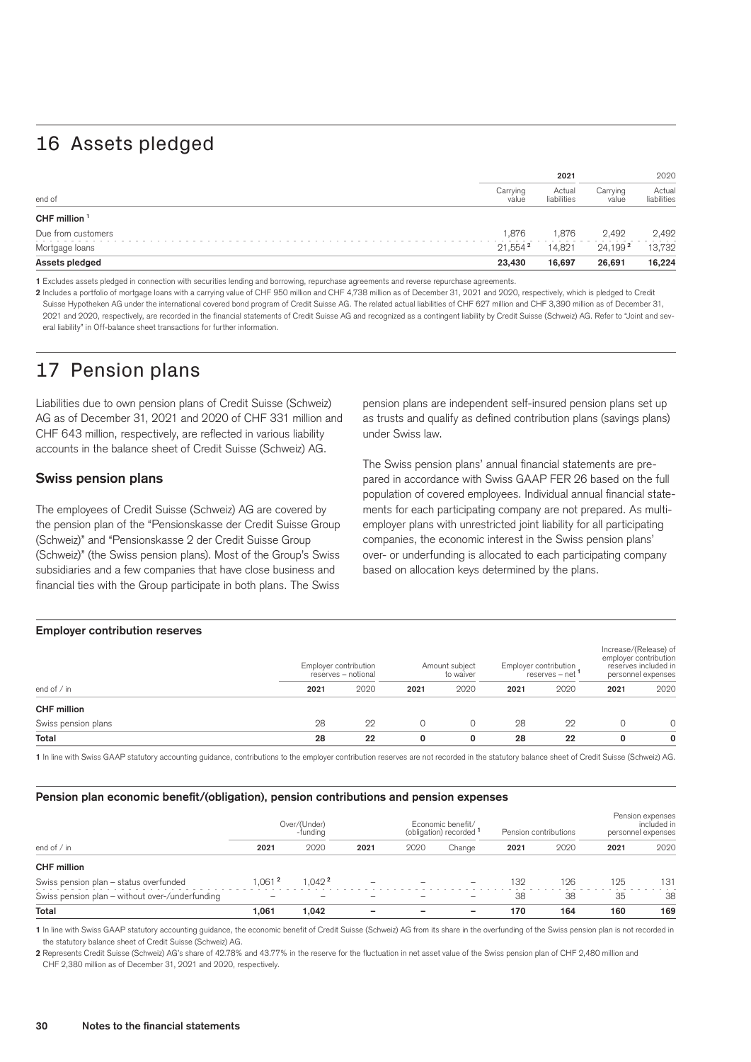# 16 Assets pledged

| end of | 2021 Carrying value | 2021 Actual liabilities | 2020 Carrying value | 2020 Actual liabilities |
|---|---|---|---|---|
| **CHF million** [1] | | | | |
| Due from customers | 1,876 | 1,876 | 2,492 | 2,492 |
| Mortgage loans | 21,554 [2] | 14,821 | 24,199 [2] | 13,732 |
| **Assets pledged** | **23,430** | **16,697** | **26,691** | **16,224** |

1 Excludes assets pledged in connection with securities lending and borrowing, repurchase agreements and reverse repurchase agreements.

2 Includes a portfolio of mortgage loans with a carrying value of CHF 950 million and CHF 4,738 million as of December 31, 2021 and 2020, respectively, which is pledged to Credit Suisse Hypotheken AG under the international covered bond program of Credit Suisse AG. The related actual liabilities of CHF 627 million and CHF 3,390 million as of December 31, 2021 and 2020, respectively, are recorded in the financial statements of Credit Suisse AG and recognized as a contingent liability by Credit Suisse (Schweiz) AG. Refer to "Joint and several liability" in Off-balance sheet transactions for further information.

# 17 Pension plans

Liabilities due to own pension plans of Credit Suisse (Schweiz) AG as of December 31, 2021 and 2020 of CHF 331 million and CHF 643 million, respectively, are reflected in various liability accounts in the balance sheet of Credit Suisse (Schweiz) AG.

## Swiss pension plans

The employees of Credit Suisse (Schweiz) AG are covered by the pension plan of the "Pensionskasse der Credit Suisse Group (Schweiz)" and "Pensionskasse 2 der Credit Suisse Group (Schweiz)" (the Swiss pension plans). Most of the Group's Swiss subsidiaries and a few companies that have close business and financial ties with the Group participate in both plans. The Swiss pension plans are independent self-insured pension plans set up as trusts and qualify as defined contribution plans (savings plans) under Swiss law.

The Swiss pension plans' annual financial statements are prepared in accordance with Swiss GAAP FER 26 based on the full population of covered employees. Individual annual financial statements for each participating company are not prepared. As multi-employer plans with unrestricted joint liability for all participating companies, the economic interest in the Swiss pension plans' over- or underfunding is allocated to each participating company based on allocation keys determined by the plans.

**Employer contribution reserves**

| | Employer contribution reserves – notional | | Amount subject to waiver | | Employer contribution reserves – net [1] | | Increase/(Release) of employer contribution reserves included in personnel expenses | |
|---|---|---|---|---|---|---|---|---|
| end of / in | 2021 | 2020 | 2021 | 2020 | 2021 | 2020 | 2021 | 2020 |
| **CHF million** | | | | | | | | |
| Swiss pension plans | 28 | 22 | 0 | 0 | 28 | 22 | 0 | 0 |
| **Total** | **28** | **22** | **0** | **0** | **28** | **22** | **0** | **0** |

1 In line with Swiss GAAP statutory accounting guidance, contributions to the employer contribution reserves are not recorded in the statutory balance sheet of Credit Suisse (Schweiz) AG.

**Pension plan economic benefit/(obligation), pension contributions and pension expenses**

| | Over/(Under) -funding | | Economic benefit/ (obligation) recorded [1] | | | Pension contributions | | Pension expenses included in personnel expenses | |
|---|---|---|---|---|---|---|---|---|---|
| end of / in | 2021 | 2020 | 2021 | 2020 | Change | 2021 | 2020 | 2021 | 2020 |
| **CHF million** | | | | | | | | | |
| Swiss pension plan – status overfunded | 1,061 [2] | 1,042 [2] | – | – | – | 132 | 126 | 125 | 131 |
| Swiss pension plan – without over-/underfunding | – | – | – | – | – | 38 | 38 | 35 | 38 |
| **Total** | **1,061** | **1,042** | **–** | **–** | **–** | **170** | **164** | **160** | **169** |

1 In line with Swiss GAAP statutory accounting guidance, the economic benefit of Credit Suisse (Schweiz) AG from its share in the overfunding of the Swiss pension plan is not recorded in the statutory balance sheet of Credit Suisse (Schweiz) AG.

2 Represents Credit Suisse (Schweiz) AG's share of 42.78% and 43.77% in the reserve for the fluctuation in net asset value of the Swiss pension plan of CHF 2,480 million and CHF 2,380 million as of December 31, 2021 and 2020, respectively.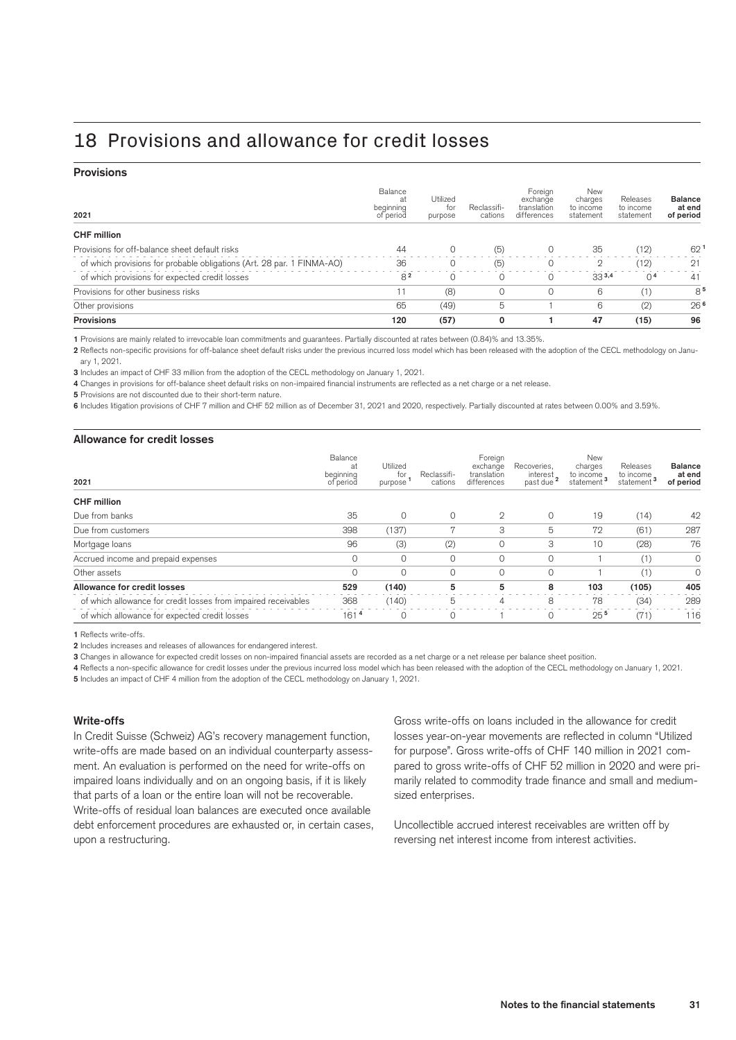# 18 Provisions and allowance for credit losses

## Provisions

| 2021 | Balance at beginning of period | Utilized for purpose | Reclassifi-cations | Foreign exchange translation differences | New charges to income statement | Releases to income statement | **Balance at end of period** |
|---|---|---|---|---|---|---|---|
| **CHF million** | | | | | | | |
| Provisions for off-balance sheet default risks | 44 | 0 | (5) | 0 | 35 | (12) | 62 [1] |
| of which provisions for probable obligations (Art. 28 par. 1 FINMA-AO) | 36 | 0 | (5) | 0 | 2 | (12) | 21 |
| of which provisions for expected credit losses | 8 [2] | 0 | 0 | 0 | 33 [3,4] | 0 [4] | 41 |
| Provisions for other business risks | 11 | (8) | 0 | 0 | 6 | (1) | 8 [5] |
| Other provisions | 65 | (49) | 5 | 1 | 6 | (2) | 26 [6] |
| **Provisions** | **120** | **(57)** | **0** | **1** | **47** | **(15)** | **96** |

**1** Provisions are mainly related to irrevocable loan commitments and guarantees. Partially discounted at rates between (0.84)% and 13.35%.

**2** Reflects non-specific provisions for off-balance sheet default risks under the previous incurred loss model which has been released with the adoption of the CECL methodology on January 1, 2021.

**3** Includes an impact of CHF 33 million from the adoption of the CECL methodology on January 1, 2021.

**4** Changes in provisions for off-balance sheet default risks on non-impaired financial instruments are reflected as a net charge or a net release.

**5** Provisions are not discounted due to their short-term nature.

**6** Includes litigation provisions of CHF 7 million and CHF 52 million as of December 31, 2021 and 2020, respectively. Partially discounted at rates between 0.00% and 3.59%.

## Allowance for credit losses

| 2021 | Balance at beginning of period | Utilized for purpose [1] | Reclassifi-cations | Foreign exchange translation differences | Recoveries, interest past due [2] | New charges to income statement [3] | Releases to income statement [3] | **Balance at end of period** |
|---|---|---|---|---|---|---|---|---|
| **CHF million** | | | | | | | | |
| Due from banks | 35 | 0 | 0 | 2 | 0 | 19 | (14) | 42 |
| Due from customers | 398 | (137) | 7 | 3 | 5 | 72 | (61) | 287 |
| Mortgage loans | 96 | (3) | (2) | 0 | 3 | 10 | (28) | 76 |
| Accrued income and prepaid expenses | 0 | 0 | 0 | 0 | 0 | 1 | (1) | 0 |
| Other assets | 0 | 0 | 0 | 0 | 0 | 1 | (1) | 0 |
| **Allowance for credit losses** | **529** | **(140)** | **5** | **5** | **8** | **103** | **(105)** | **405** |
| of which allowance for credit losses from impaired receivables | 368 | (140) | 5 | 4 | 8 | 78 | (34) | 289 |
| of which allowance for expected credit losses | 161 [4] | 0 | 0 | 1 | 0 | 25 [5] | (71) | 116 |

**1** Reflects write-offs.

**2** Includes increases and releases of allowances for endangered interest.

**3** Changes in allowance for expected credit losses on non-impaired financial assets are recorded as a net charge or a net release per balance sheet position.

**4** Reflects a non-specific allowance for credit losses under the previous incurred loss model which has been released with the adoption of the CECL methodology on January 1, 2021.

**5** Includes an impact of CHF 4 million from the adoption of the CECL methodology on January 1, 2021.

### Write-offs

In Credit Suisse (Schweiz) AG's recovery management function, write-offs are made based on an individual counterparty assessment. An evaluation is performed on the need for write-offs on impaired loans individually and on an ongoing basis, if it is likely that parts of a loan or the entire loan will not be recoverable. Write-offs of residual loan balances are executed once available debt enforcement procedures are exhausted or, in certain cases, upon a restructuring.

Gross write-offs on loans included in the allowance for credit losses year-on-year movements are reflected in column "Utilized for purpose". Gross write-offs of CHF 140 million in 2021 compared to gross write-offs of CHF 52 million in 2020 and were primarily related to commodity trade finance and small and medium-sized enterprises.

Uncollectible accrued interest receivables are written off by reversing net interest income from interest activities.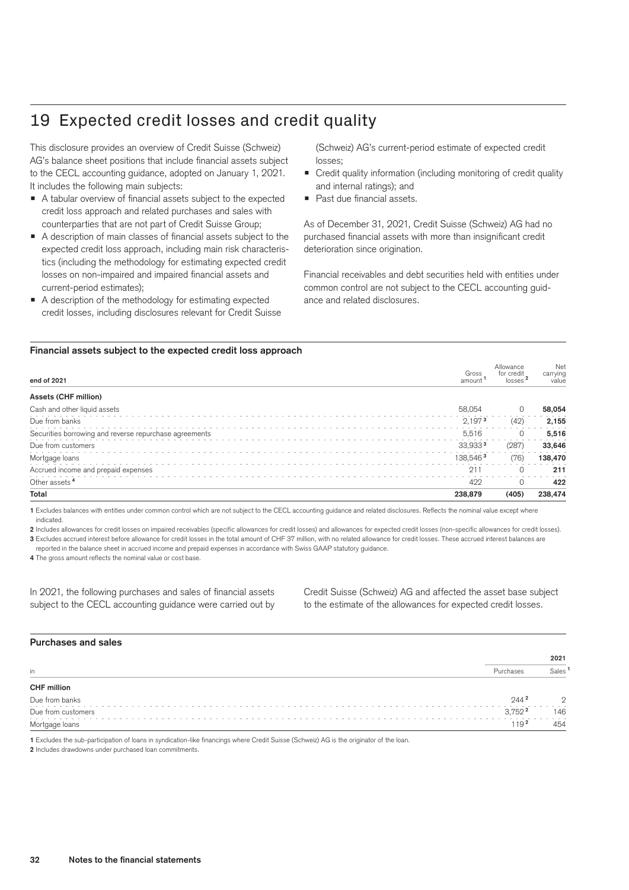# 19 Expected credit losses and credit quality

This disclosure provides an overview of Credit Suisse (Schweiz) AG's balance sheet positions that include financial assets subject to the CECL accounting guidance, adopted on January 1, 2021. It includes the following main subjects:

- A tabular overview of financial assets subject to the expected credit loss approach and related purchases and sales with counterparties that are not part of Credit Suisse Group;
- A description of main classes of financial assets subject to the expected credit loss approach, including main risk characteristics (including the methodology for estimating expected credit losses on non-impaired and impaired financial assets and current-period estimates);
- A description of the methodology for estimating expected credit losses, including disclosures relevant for Credit Suisse (Schweiz) AG's current-period estimate of expected credit losses;
- Credit quality information (including monitoring of credit quality and internal ratings); and
- Past due financial assets.

As of December 31, 2021, Credit Suisse (Schweiz) AG had no purchased financial assets with more than insignificant credit deterioration since origination.

Financial receivables and debt securities held with entities under common control are not subject to the CECL accounting guidance and related disclosures.

### Financial assets subject to the expected credit loss approach

| end of 2021 | Gross amount [1] | Allowance for credit losses [2] | Net carrying value |
|---|---|---|---|
| **Assets (CHF million)** | | | |
| Cash and other liquid assets | 58,054 | 0 | **58,054** |
| Due from banks | 2,197 [3] | (42) | **2,155** |
| Securities borrowing and reverse repurchase agreements | 5,516 | 0 | **5,516** |
| Due from customers | 33,933 [3] | (287) | **33,646** |
| Mortgage loans | 138,546 [3] | (76) | **138,470** |
| Accrued income and prepaid expenses | 211 | 0 | **211** |
| Other assets [4] | 422 | 0 | **422** |
| **Total** | **238,879** | **(405)** | **238,474** |

1 Excludes balances with entities under common control which are not subject to the CECL accounting guidance and related disclosures. Reflects the nominal value except where indicated.

2 Includes allowances for credit losses on impaired receivables (specific allowances for credit losses) and allowances for expected credit losses (non-specific allowances for credit losses).

3 Excludes accrued interest before allowance for credit losses in the total amount of CHF 37 million, with no related allowance for credit losses. These accrued interest balances are reported in the balance sheet in accrued income and prepaid expenses in accordance with Swiss GAAP statutory guidance.

4 The gross amount reflects the nominal value or cost base.

In 2021, the following purchases and sales of financial assets subject to the CECL accounting guidance were carried out by Credit Suisse (Schweiz) AG and affected the asset base subject to the estimate of the allowances for expected credit losses.

### Purchases and sales

| | | 2021 |
|---|---|---|
| in | Purchases | Sales [1] |
| **CHF million** | | |
| Due from banks | 244 [2] | 2 |
| Due from customers | 3,752 [2] | 146 |
| Mortgage loans | 119 [2] | 454 |

1 Excludes the sub-participation of loans in syndication-like financings where Credit Suisse (Schweiz) AG is the originator of the loan.

2 Includes drawdowns under purchased loan commitments.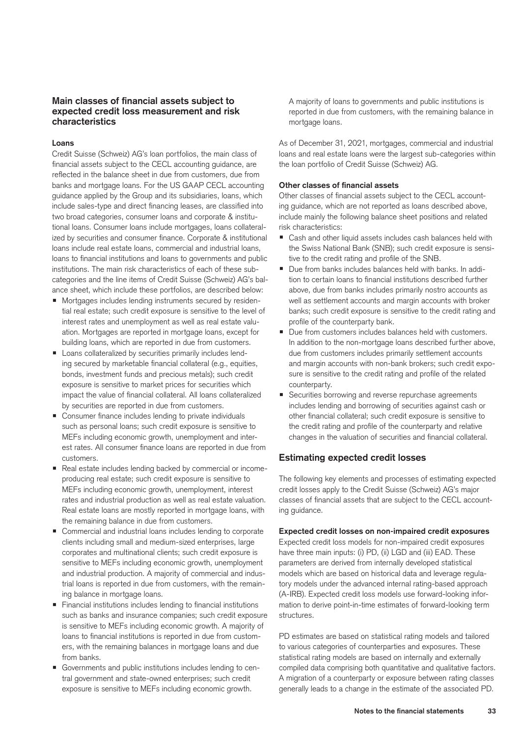## Main classes of financial assets subject to expected credit loss measurement and risk characteristics

### Loans

Credit Suisse (Schweiz) AG's loan portfolios, the main class of financial assets subject to the CECL accounting guidance, are reflected in the balance sheet in due from customers, due from banks and mortgage loans. For the US GAAP CECL accounting guidance applied by the Group and its subsidiaries, loans, which include sales-type and direct financing leases, are classified into two broad categories, consumer loans and corporate & institutional loans. Consumer loans include mortgages, loans collateralized by securities and consumer finance. Corporate & institutional loans include real estate loans, commercial and industrial loans, loans to financial institutions and loans to governments and public institutions. The main risk characteristics of each of these sub-categories and the line items of Credit Suisse (Schweiz) AG's balance sheet, which include these portfolios, are described below:

- Mortgages includes lending instruments secured by residential real estate; such credit exposure is sensitive to the level of interest rates and unemployment as well as real estate valuation. Mortgages are reported in mortgage loans, except for building loans, which are reported in due from customers.
- Loans collateralized by securities primarily includes lending secured by marketable financial collateral (e.g., equities, bonds, investment funds and precious metals); such credit exposure is sensitive to market prices for securities which impact the value of financial collateral. All loans collateralized by securities are reported in due from customers.
- Consumer finance includes lending to private individuals such as personal loans; such credit exposure is sensitive to MEFs including economic growth, unemployment and interest rates. All consumer finance loans are reported in due from customers.
- Real estate includes lending backed by commercial or income-producing real estate; such credit exposure is sensitive to MEFs including economic growth, unemployment, interest rates and industrial production as well as real estate valuation. Real estate loans are mostly reported in mortgage loans, with the remaining balance in due from customers.
- Commercial and industrial loans includes lending to corporate clients including small and medium-sized enterprises, large corporates and multinational clients; such credit exposure is sensitive to MEFs including economic growth, unemployment and industrial production. A majority of commercial and industrial loans is reported in due from customers, with the remaining balance in mortgage loans.
- Financial institutions includes lending to financial institutions such as banks and insurance companies; such credit exposure is sensitive to MEFs including economic growth. A majority of loans to financial institutions is reported in due from customers, with the remaining balances in mortgage loans and due from banks.
- Governments and public institutions includes lending to central government and state-owned enterprises; such credit exposure is sensitive to MEFs including economic growth. A majority of loans to governments and public institutions is reported in due from customers, with the remaining balance in mortgage loans.

As of December 31, 2021, mortgages, commercial and industrial loans and real estate loans were the largest sub-categories within the loan portfolio of Credit Suisse (Schweiz) AG.

### Other classes of financial assets

Other classes of financial assets subject to the CECL accounting guidance, which are not reported as loans described above, include mainly the following balance sheet positions and related risk characteristics:

- Cash and other liquid assets includes cash balances held with the Swiss National Bank (SNB); such credit exposure is sensitive to the credit rating and profile of the SNB.
- Due from banks includes balances held with banks. In addition to certain loans to financial institutions described further above, due from banks includes primarily nostro accounts as well as settlement accounts and margin accounts with broker banks; such credit exposure is sensitive to the credit rating and profile of the counterparty bank.
- Due from customers includes balances held with customers. In addition to the non-mortgage loans described further above, due from customers includes primarily settlement accounts and margin accounts with non-bank brokers; such credit exposure is sensitive to the credit rating and profile of the related counterparty.
- Securities borrowing and reverse repurchase agreements includes lending and borrowing of securities against cash or other financial collateral; such credit exposure is sensitive to the credit rating and profile of the counterparty and relative changes in the valuation of securities and financial collateral.

## Estimating expected credit losses

The following key elements and processes of estimating expected credit losses apply to the Credit Suisse (Schweiz) AG's major classes of financial assets that are subject to the CECL accounting guidance.

### Expected credit losses on non-impaired credit exposures

Expected credit loss models for non-impaired credit exposures have three main inputs: (i) PD, (ii) LGD and (iii) EAD. These parameters are derived from internally developed statistical models which are based on historical data and leverage regulatory models under the advanced internal rating-based approach (A-IRB). Expected credit loss models use forward-looking information to derive point-in-time estimates of forward-looking term structures.

PD estimates are based on statistical rating models and tailored to various categories of counterparties and exposures. These statistical rating models are based on internally and externally compiled data comprising both quantitative and qualitative factors. A migration of a counterparty or exposure between rating classes generally leads to a change in the estimate of the associated PD.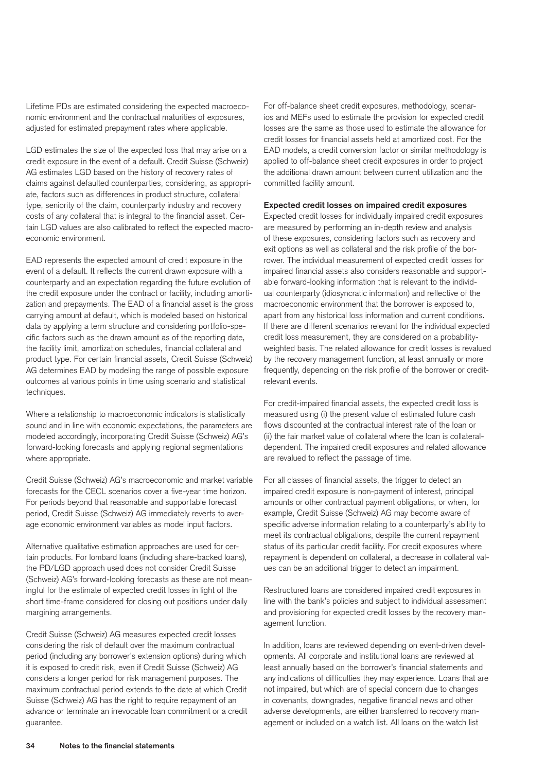Lifetime PDs are estimated considering the expected macroeconomic environment and the contractual maturities of exposures, adjusted for estimated prepayment rates where applicable.

LGD estimates the size of the expected loss that may arise on a credit exposure in the event of a default. Credit Suisse (Schweiz) AG estimates LGD based on the history of recovery rates of claims against defaulted counterparties, considering, as appropriate, factors such as differences in product structure, collateral type, seniority of the claim, counterparty industry and recovery costs of any collateral that is integral to the financial asset. Certain LGD values are also calibrated to reflect the expected macroeconomic environment.

EAD represents the expected amount of credit exposure in the event of a default. It reflects the current drawn exposure with a counterparty and an expectation regarding the future evolution of the credit exposure under the contract or facility, including amortization and prepayments. The EAD of a financial asset is the gross carrying amount at default, which is modeled based on historical data by applying a term structure and considering portfolio-specific factors such as the drawn amount as of the reporting date, the facility limit, amortization schedules, financial collateral and product type. For certain financial assets, Credit Suisse (Schweiz) AG determines EAD by modeling the range of possible exposure outcomes at various points in time using scenario and statistical techniques.

Where a relationship to macroeconomic indicators is statistically sound and in line with economic expectations, the parameters are modeled accordingly, incorporating Credit Suisse (Schweiz) AG's forward-looking forecasts and applying regional segmentations where appropriate.

Credit Suisse (Schweiz) AG's macroeconomic and market variable forecasts for the CECL scenarios cover a five-year time horizon. For periods beyond that reasonable and supportable forecast period, Credit Suisse (Schweiz) AG immediately reverts to average economic environment variables as model input factors.

Alternative qualitative estimation approaches are used for certain products. For lombard loans (including share-backed loans), the PD/LGD approach used does not consider Credit Suisse (Schweiz) AG's forward-looking forecasts as these are not meaningful for the estimate of expected credit losses in light of the short time-frame considered for closing out positions under daily margining arrangements.

Credit Suisse (Schweiz) AG measures expected credit losses considering the risk of default over the maximum contractual period (including any borrower's extension options) during which it is exposed to credit risk, even if Credit Suisse (Schweiz) AG considers a longer period for risk management purposes. The maximum contractual period extends to the date at which Credit Suisse (Schweiz) AG has the right to require repayment of an advance or terminate an irrevocable loan commitment or a credit guarantee.

For off-balance sheet credit exposures, methodology, scenarios and MEFs used to estimate the provision for expected credit losses are the same as those used to estimate the allowance for credit losses for financial assets held at amortized cost. For the EAD models, a credit conversion factor or similar methodology is applied to off-balance sheet credit exposures in order to project the additional drawn amount between current utilization and the committed facility amount.

**Expected credit losses on impaired credit exposures**

Expected credit losses for individually impaired credit exposures are measured by performing an in-depth review and analysis of these exposures, considering factors such as recovery and exit options as well as collateral and the risk profile of the borrower. The individual measurement of expected credit losses for impaired financial assets also considers reasonable and supportable forward-looking information that is relevant to the individual counterparty (idiosyncratic information) and reflective of the macroeconomic environment that the borrower is exposed to, apart from any historical loss information and current conditions. If there are different scenarios relevant for the individual expected credit loss measurement, they are considered on a probability-weighted basis. The related allowance for credit losses is revalued by the recovery management function, at least annually or more frequently, depending on the risk profile of the borrower or credit-relevant events.

For credit-impaired financial assets, the expected credit loss is measured using (i) the present value of estimated future cash flows discounted at the contractual interest rate of the loan or (ii) the fair market value of collateral where the loan is collateral-dependent. The impaired credit exposures and related allowance are revalued to reflect the passage of time.

For all classes of financial assets, the trigger to detect an impaired credit exposure is non-payment of interest, principal amounts or other contractual payment obligations, or when, for example, Credit Suisse (Schweiz) AG may become aware of specific adverse information relating to a counterparty's ability to meet its contractual obligations, despite the current repayment status of its particular credit facility. For credit exposures where repayment is dependent on collateral, a decrease in collateral values can be an additional trigger to detect an impairment.

Restructured loans are considered impaired credit exposures in line with the bank's policies and subject to individual assessment and provisioning for expected credit losses by the recovery management function.

In addition, loans are reviewed depending on event-driven developments. All corporate and institutional loans are reviewed at least annually based on the borrower's financial statements and any indications of difficulties they may experience. Loans that are not impaired, but which are of special concern due to changes in covenants, downgrades, negative financial news and other adverse developments, are either transferred to recovery management or included on a watch list. All loans on the watch list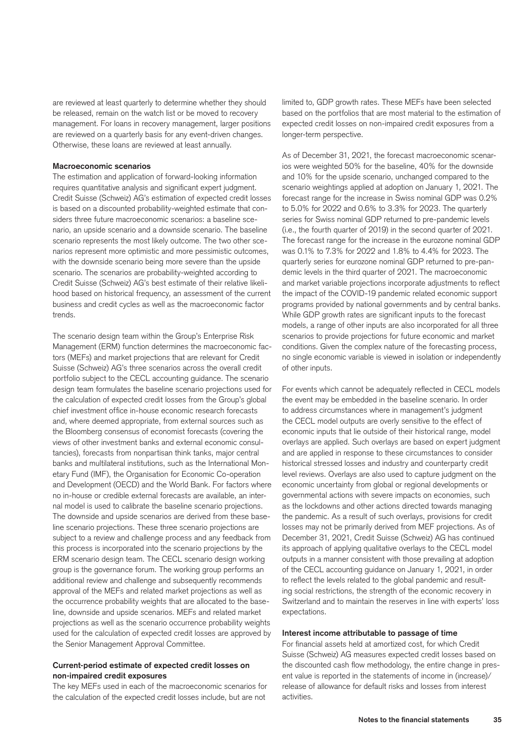are reviewed at least quarterly to determine whether they should be released, remain on the watch list or be moved to recovery management. For loans in recovery management, larger positions are reviewed on a quarterly basis for any event-driven changes. Otherwise, these loans are reviewed at least annually.

#### Macroeconomic scenarios

The estimation and application of forward-looking information requires quantitative analysis and significant expert judgment. Credit Suisse (Schweiz) AG's estimation of expected credit losses is based on a discounted probability-weighted estimate that considers three future macroeconomic scenarios: a baseline scenario, an upside scenario and a downside scenario. The baseline scenario represents the most likely outcome. The two other scenarios represent more optimistic and more pessimistic outcomes, with the downside scenario being more severe than the upside scenario. The scenarios are probability-weighted according to Credit Suisse (Schweiz) AG's best estimate of their relative likelihood based on historical frequency, an assessment of the current business and credit cycles as well as the macroeconomic factor trends.

The scenario design team within the Group's Enterprise Risk Management (ERM) function determines the macroeconomic factors (MEFs) and market projections that are relevant for Credit Suisse (Schweiz) AG's three scenarios across the overall credit portfolio subject to the CECL accounting guidance. The scenario design team formulates the baseline scenario projections used for the calculation of expected credit losses from the Group's global chief investment office in-house economic research forecasts and, where deemed appropriate, from external sources such as the Bloomberg consensus of economist forecasts (covering the views of other investment banks and external economic consultancies), forecasts from nonpartisan think tanks, major central banks and multilateral institutions, such as the International Monetary Fund (IMF), the Organisation for Economic Co-operation and Development (OECD) and the World Bank. For factors where no in-house or credible external forecasts are available, an internal model is used to calibrate the baseline scenario projections. The downside and upside scenarios are derived from these baseline scenario projections. These three scenario projections are subject to a review and challenge process and any feedback from this process is incorporated into the scenario projections by the ERM scenario design team. The CECL scenario design working group is the governance forum. The working group performs an additional review and challenge and subsequently recommends approval of the MEFs and related market projections as well as the occurrence probability weights that are allocated to the baseline, downside and upside scenarios. MEFs and related market projections as well as the scenario occurrence probability weights used for the calculation of expected credit losses are approved by the Senior Management Approval Committee.

#### Current-period estimate of expected credit losses on non-impaired credit exposures

The key MEFs used in each of the macroeconomic scenarios for the calculation of the expected credit losses include, but are not limited to, GDP growth rates. These MEFs have been selected based on the portfolios that are most material to the estimation of expected credit losses on non-impaired exposures from a longer-term perspective.

As of December 31, 2021, the forecast macroeconomic scenarios were weighted 50% for the baseline, 40% for the downside and 10% for the upside scenario, unchanged compared to the scenario weightings applied at adoption on January 1, 2021. The forecast range for the increase in Swiss nominal GDP was 0.2% to 5.0% for 2022 and 0.6% to 3.3% for 2023. The quarterly series for Swiss nominal GDP returned to pre-pandemic levels (i.e., the fourth quarter of 2019) in the second quarter of 2021. The forecast range for the increase in the eurozone nominal GDP was 0.1% to 7.3% for 2022 and 1.8% to 4.4% for 2023. The quarterly series for eurozone nominal GDP returned to pre-pandemic levels in the third quarter of 2021. The macroeconomic and market variable projections incorporate adjustments to reflect the impact of the COVID-19 pandemic related economic support programs provided by national governments and by central banks. While GDP growth rates are significant inputs to the forecast models, a range of other inputs are also incorporated for all three scenarios to provide projections for future economic and market conditions. Given the complex nature of the forecasting process, no single economic variable is viewed in isolation or independently of other inputs.

For events which cannot be adequately reflected in CECL models the event may be embedded in the baseline scenario. In order to address circumstances where in management's judgment the CECL model outputs are overly sensitive to the effect of economic inputs that lie outside of their historical range, model overlays are applied. Such overlays are based on expert judgment and are applied in response to these circumstances to consider historical stressed losses and industry and counterparty credit level reviews. Overlays are also used to capture judgment on the economic uncertainty from global or regional developments or governmental actions with severe impacts on economies, such as the lockdowns and other actions directed towards managing the pandemic. As a result of such overlays, provisions for credit losses may not be primarily derived from MEF projections. As of December 31, 2021, Credit Suisse (Schweiz) AG has continued its approach of applying qualitative overlays to the CECL model outputs in a manner consistent with those prevailing at adoption of the CECL accounting guidance on January 1, 2021, in order to reflect the levels related to the global pandemic and resulting social restrictions, the strength of the economic recovery in Switzerland and to maintain the reserves in line with experts' loss expectations.

#### Interest income attributable to passage of time

For financial assets held at amortized cost, for which Credit Suisse (Schweiz) AG measures expected credit losses based on the discounted cash flow methodology, the entire change in present value is reported in the statements of income in (increase)/release of allowance for default risks and losses from interest activities.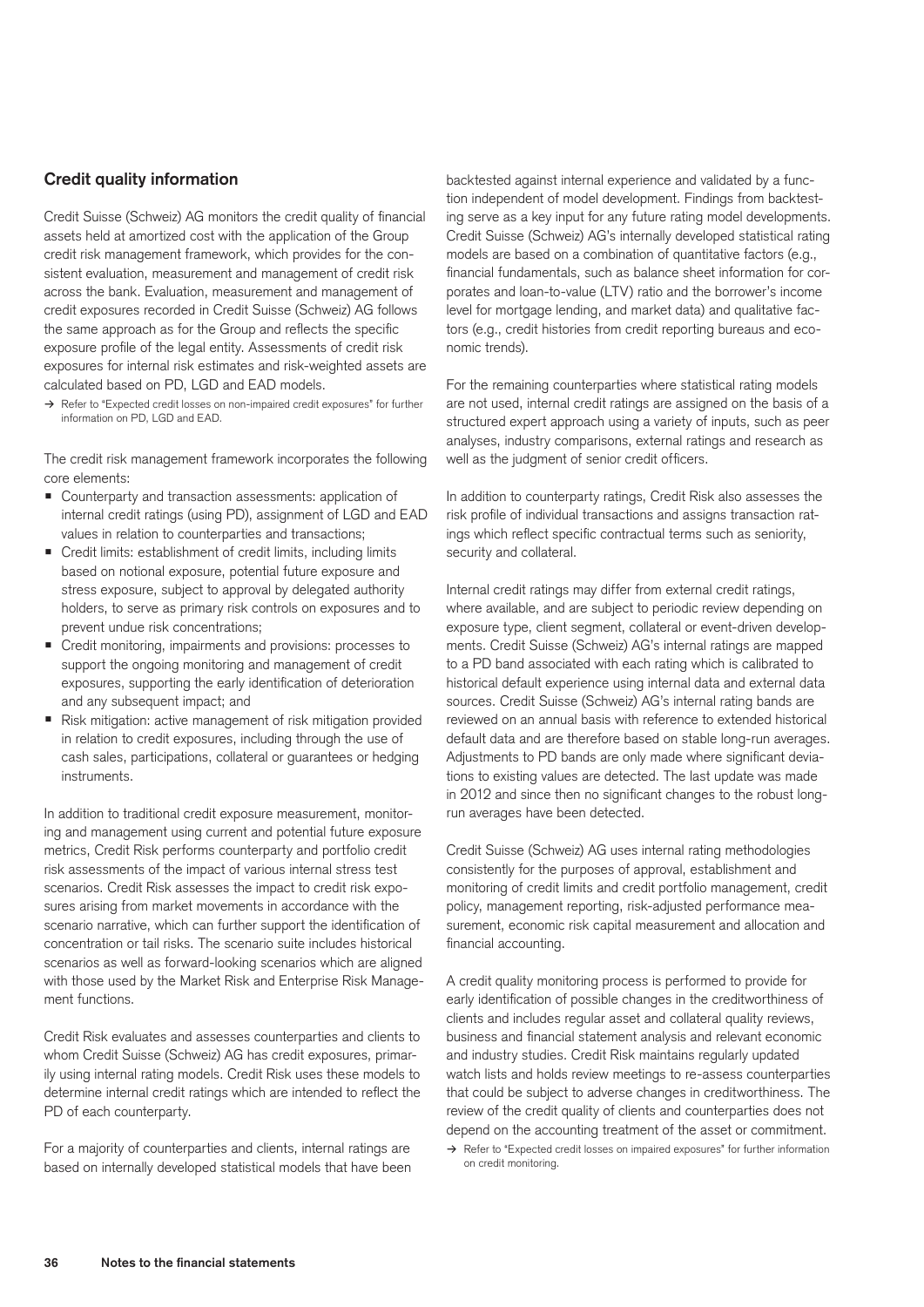## Credit quality information

Credit Suisse (Schweiz) AG monitors the credit quality of financial assets held at amortized cost with the application of the Group credit risk management framework, which provides for the consistent evaluation, measurement and management of credit risk across the bank. Evaluation, measurement and management of credit exposures recorded in Credit Suisse (Schweiz) AG follows the same approach as for the Group and reflects the specific exposure profile of the legal entity. Assessments of credit risk exposures for internal risk estimates and risk-weighted assets are calculated based on PD, LGD and EAD models.

→ Refer to "Expected credit losses on non-impaired credit exposures" for further information on PD, LGD and EAD.

The credit risk management framework incorporates the following core elements:

- Counterparty and transaction assessments: application of internal credit ratings (using PD), assignment of LGD and EAD values in relation to counterparties and transactions;
- Credit limits: establishment of credit limits, including limits based on notional exposure, potential future exposure and stress exposure, subject to approval by delegated authority holders, to serve as primary risk controls on exposures and to prevent undue risk concentrations;
- Credit monitoring, impairments and provisions: processes to support the ongoing monitoring and management of credit exposures, supporting the early identification of deterioration and any subsequent impact; and
- Risk mitigation: active management of risk mitigation provided in relation to credit exposures, including through the use of cash sales, participations, collateral or guarantees or hedging instruments.

In addition to traditional credit exposure measurement, monitoring and management using current and potential future exposure metrics, Credit Risk performs counterparty and portfolio credit risk assessments of the impact of various internal stress test scenarios. Credit Risk assesses the impact to credit risk exposures arising from market movements in accordance with the scenario narrative, which can further support the identification of concentration or tail risks. The scenario suite includes historical scenarios as well as forward-looking scenarios which are aligned with those used by the Market Risk and Enterprise Risk Management functions.

Credit Risk evaluates and assesses counterparties and clients to whom Credit Suisse (Schweiz) AG has credit exposures, primarily using internal rating models. Credit Risk uses these models to determine internal credit ratings which are intended to reflect the PD of each counterparty.

For a majority of counterparties and clients, internal ratings are based on internally developed statistical models that have been backtested against internal experience and validated by a function independent of model development. Findings from backtesting serve as a key input for any future rating model developments. Credit Suisse (Schweiz) AG's internally developed statistical rating models are based on a combination of quantitative factors (e.g., financial fundamentals, such as balance sheet information for corporates and loan-to-value (LTV) ratio and the borrower's income level for mortgage lending, and market data) and qualitative factors (e.g., credit histories from credit reporting bureaus and economic trends).

For the remaining counterparties where statistical rating models are not used, internal credit ratings are assigned on the basis of a structured expert approach using a variety of inputs, such as peer analyses, industry comparisons, external ratings and research as well as the judgment of senior credit officers.

In addition to counterparty ratings, Credit Risk also assesses the risk profile of individual transactions and assigns transaction ratings which reflect specific contractual terms such as seniority, security and collateral.

Internal credit ratings may differ from external credit ratings, where available, and are subject to periodic review depending on exposure type, client segment, collateral or event-driven developments. Credit Suisse (Schweiz) AG's internal ratings are mapped to a PD band associated with each rating which is calibrated to historical default experience using internal data and external data sources. Credit Suisse (Schweiz) AG's internal rating bands are reviewed on an annual basis with reference to extended historical default data and are therefore based on stable long-run averages. Adjustments to PD bands are only made where significant deviations to existing values are detected. The last update was made in 2012 and since then no significant changes to the robust long-run averages have been detected.

Credit Suisse (Schweiz) AG uses internal rating methodologies consistently for the purposes of approval, establishment and monitoring of credit limits and credit portfolio management, credit policy, management reporting, risk-adjusted performance measurement, economic risk capital measurement and allocation and financial accounting.

A credit quality monitoring process is performed to provide for early identification of possible changes in the creditworthiness of clients and includes regular asset and collateral quality reviews, business and financial statement analysis and relevant economic and industry studies. Credit Risk maintains regularly updated watch lists and holds review meetings to re-assess counterparties that could be subject to adverse changes in creditworthiness. The review of the credit quality of clients and counterparties does not depend on the accounting treatment of the asset or commitment.

→ Refer to "Expected credit losses on impaired exposures" for further information on credit monitoring.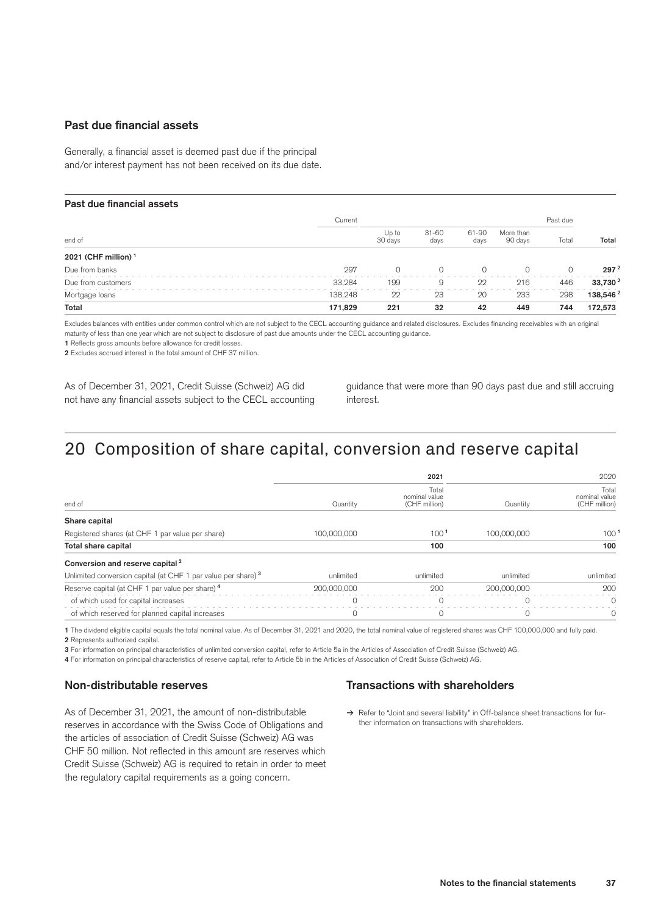### Past due financial assets

Generally, a financial asset is deemed past due if the principal and/or interest payment has not been received on its due date.

#### Past due financial assets

| | Current | | | | | Past due | |
|---|---|---|---|---|---|---|---|
| end of | | Up to 30 days | 31-60 days | 61-90 days | More than 90 days | Total | Total |
| **2021 (CHF million)** [1] | | | | | | | |
| Due from banks | 297 | 0 | 0 | 0 | 0 | 0 | **297** [2] |
| Due from customers | 33,284 | 199 | 9 | 22 | 216 | 446 | **33,730** [2] |
| Mortgage loans | 138,248 | 22 | 23 | 20 | 233 | 298 | **138,546** [2] |
| **Total** | **171,829** | **221** | **32** | **42** | **449** | **744** | **172,573** |

Excludes balances with entities under common control which are not subject to the CECL accounting guidance and related disclosures. Excludes financing receivables with an original maturity of less than one year which are not subject to disclosure of past due amounts under the CECL accounting guidance.

**1** Reflects gross amounts before allowance for credit losses.

**2** Excludes accrued interest in the total amount of CHF 37 million.

As of December 31, 2021, Credit Suisse (Schweiz) AG did not have any financial assets subject to the CECL accounting guidance that were more than 90 days past due and still accruing interest.

## 20 Composition of share capital, conversion and reserve capital

| | | **2021** | | 2020 |
|---|---|---|---|---|
| end of | Quantity | Total nominal value (CHF million) | Quantity | Total nominal value (CHF million) |
| **Share capital** | | | | |
| Registered shares (at CHF 1 par value per share) | 100,000,000 | 100 [1] | 100,000,000 | 100 [1] |
| **Total share capital** | | **100** | | **100** |
| **Conversion and reserve capital** [2] | | | | |
| Unlimited conversion capital (at CHF 1 par value per share) [3] | unlimited | unlimited | unlimited | unlimited |
| Reserve capital (at CHF 1 par value per share) [4] | 200,000,000 | 200 | 200,000,000 | 200 |
| of which used for capital increases | 0 | 0 | 0 | 0 |
| of which reserved for planned capital increases | 0 | 0 | 0 | 0 |

**1** The dividend eligible capital equals the total nominal value. As of December 31, 2021 and 2020, the total nominal value of registered shares was CHF 100,000,000 and fully paid.

**2** Represents authorized capital.

**3** For information on principal characteristics of unlimited conversion capital, refer to Article 5a in the Articles of Association of Credit Suisse (Schweiz) AG.

**4** For information on principal characteristics of reserve capital, refer to Article 5b in the Articles of Association of Credit Suisse (Schweiz) AG.

### Non-distributable reserves

As of December 31, 2021, the amount of non-distributable reserves in accordance with the Swiss Code of Obligations and the articles of association of Credit Suisse (Schweiz) AG was CHF 50 million. Not reflected in this amount are reserves which Credit Suisse (Schweiz) AG is required to retain in order to meet the regulatory capital requirements as a going concern.

### Transactions with shareholders

→ Refer to "Joint and several liability" in Off-balance sheet transactions for further information on transactions with shareholders.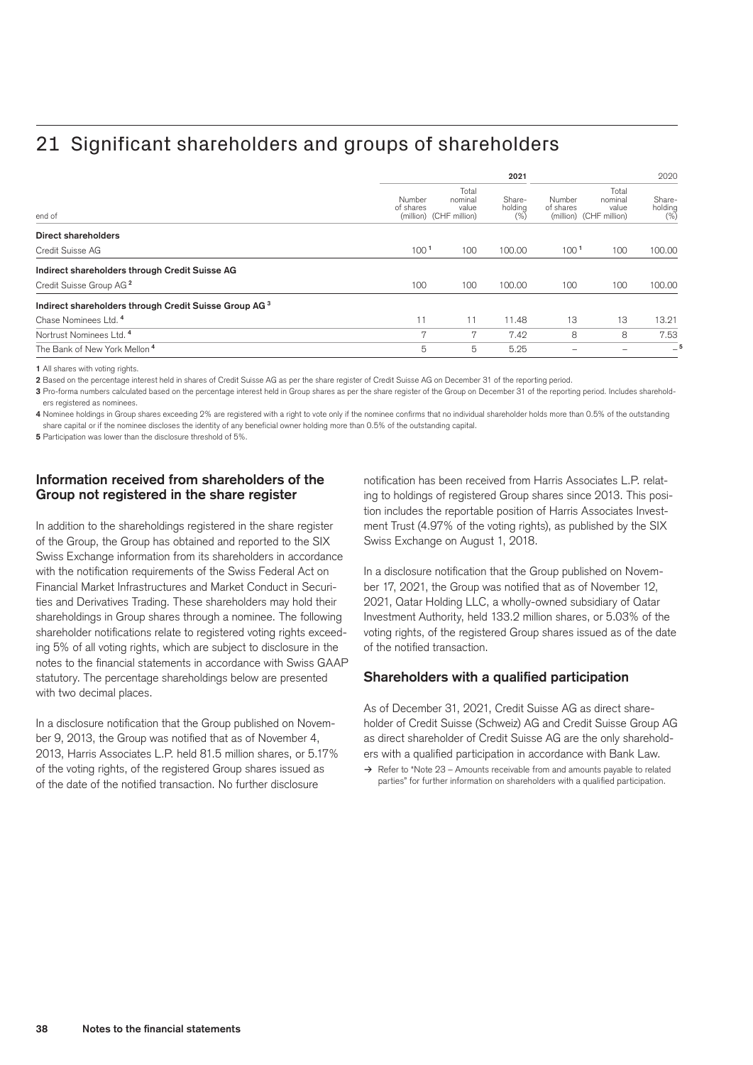# 21 Significant shareholders and groups of shareholders

| | | | 2021 | | | 2020 |
|---|---|---|---|---|---|---|
| end of | Number of shares (million) | Total nominal value (CHF million) | Share-holding (%) | Number of shares (million) | Total nominal value (CHF million) | Share-holding (%) |
| **Direct shareholders** | | | | | | |
| Credit Suisse AG | 100 [1] | 100 | 100.00 | 100 [1] | 100 | 100.00 |
| **Indirect shareholders through Credit Suisse AG** | | | | | | |
| Credit Suisse Group AG [2] | 100 | 100 | 100.00 | 100 | 100 | 100.00 |
| **Indirect shareholders through Credit Suisse Group AG [3]** | | | | | | |
| Chase Nominees Ltd. [4] | 11 | 11 | 11.48 | 13 | 13 | 13.21 |
| Nortrust Nominees Ltd. [4] | 7 | 7 | 7.42 | 8 | 8 | 7.53 |
| The Bank of New York Mellon [4] | 5 | 5 | 5.25 | – | – | – [5] |

1 All shares with voting rights.

2 Based on the percentage interest held in shares of Credit Suisse AG as per the share register of Credit Suisse AG on December 31 of the reporting period.

3 Pro-forma numbers calculated based on the percentage interest held in Group shares as per the share register of the Group on December 31 of the reporting period. Includes shareholders registered as nominees.

4 Nominee holdings in Group shares exceeding 2% are registered with a right to vote only if the nominee confirms that no individual shareholder holds more than 0.5% of the outstanding share capital or if the nominee discloses the identity of any beneficial owner holding more than 0.5% of the outstanding capital.

5 Participation was lower than the disclosure threshold of 5%.

### Information received from shareholders of the Group not registered in the share register

In addition to the shareholdings registered in the share register of the Group, the Group has obtained and reported to the SIX Swiss Exchange information from its shareholders in accordance with the notification requirements of the Swiss Federal Act on Financial Market Infrastructures and Market Conduct in Securities and Derivatives Trading. These shareholders may hold their shareholdings in Group shares through a nominee. The following shareholder notifications relate to registered voting rights exceeding 5% of all voting rights, which are subject to disclosure in the notes to the financial statements in accordance with Swiss GAAP statutory. The percentage shareholdings below are presented with two decimal places.

In a disclosure notification that the Group published on November 9, 2013, the Group was notified that as of November 4, 2013, Harris Associates L.P. held 81.5 million shares, or 5.17% of the voting rights, of the registered Group shares issued as of the date of the notified transaction. No further disclosure notification has been received from Harris Associates L.P. relating to holdings of registered Group shares since 2013. This position includes the reportable position of Harris Associates Investment Trust (4.97% of the voting rights), as published by the SIX Swiss Exchange on August 1, 2018.

In a disclosure notification that the Group published on November 17, 2021, the Group was notified that as of November 12, 2021, Qatar Holding LLC, a wholly-owned subsidiary of Qatar Investment Authority, held 133.2 million shares, or 5.03% of the voting rights, of the registered Group shares issued as of the date of the notified transaction.

### Shareholders with a qualified participation

As of December 31, 2021, Credit Suisse AG as direct shareholder of Credit Suisse (Schweiz) AG and Credit Suisse Group AG as direct shareholder of Credit Suisse AG are the only shareholders with a qualified participation in accordance with Bank Law.

→ Refer to "Note 23 – Amounts receivable from and amounts payable to related parties" for further information on shareholders with a qualified participation.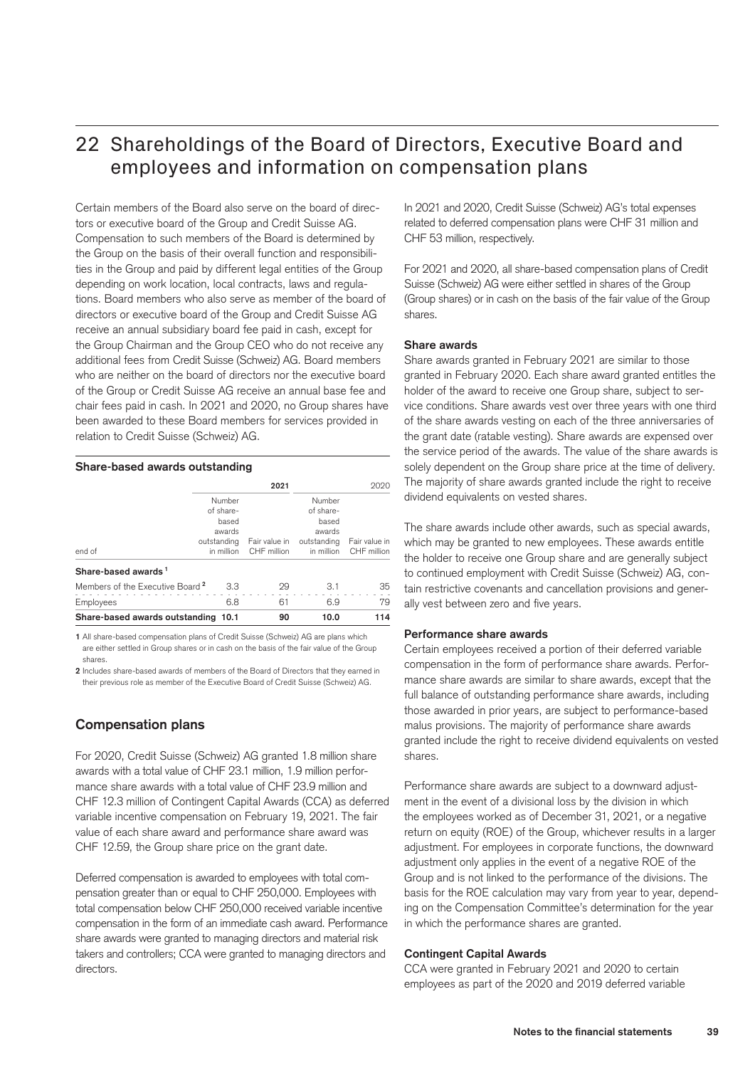# 22 Shareholdings of the Board of Directors, Executive Board and employees and information on compensation plans

Certain members of the Board also serve on the board of directors or executive board of the Group and Credit Suisse AG. Compensation to such members of the Board is determined by the Group on the basis of their overall function and responsibilities in the Group and paid by different legal entities of the Group depending on work location, local contracts, laws and regulations. Board members who also serve as member of the board of directors or executive board of the Group and Credit Suisse AG receive an annual subsidiary board fee paid in cash, except for the Group Chairman and the Group CEO who do not receive any additional fees from Credit Suisse (Schweiz) AG. Board members who are neither on the board of directors nor the executive board of the Group or Credit Suisse AG receive an annual base fee and chair fees paid in cash. In 2021 and 2020, no Group shares have been awarded to these Board members for services provided in relation to Credit Suisse (Schweiz) AG.

**Share-based awards outstanding**

| | 2021 | | 2020 | |
|---|---|---|---|---|
| end of | Number of share-based awards outstanding in million | Fair value in CHF million | Number of share-based awards outstanding in million | Fair value in CHF million |
| **Share-based awards** [1] | | | | |
| Members of the Executive Board [2] | 3.3 | 29 | 3.1 | 35 |
| Employees | 6.8 | 61 | 6.9 | 79 |
| **Share-based awards outstanding** | **10.1** | **90** | **10.0** | **114** |

1 All share-based compensation plans of Credit Suisse (Schweiz) AG are plans which are either settled in Group shares or in cash on the basis of the fair value of the Group shares.

2 Includes share-based awards of members of the Board of Directors that they earned in their previous role as member of the Executive Board of Credit Suisse (Schweiz) AG.

## Compensation plans

For 2020, Credit Suisse (Schweiz) AG granted 1.8 million share awards with a total value of CHF 23.1 million, 1.9 million performance share awards with a total value of CHF 23.9 million and CHF 12.3 million of Contingent Capital Awards (CCA) as deferred variable incentive compensation on February 19, 2021. The fair value of each share award and performance share award was CHF 12.59, the Group share price on the grant date.

Deferred compensation is awarded to employees with total compensation greater than or equal to CHF 250,000. Employees with total compensation below CHF 250,000 received variable incentive compensation in the form of an immediate cash award. Performance share awards were granted to managing directors and material risk takers and controllers; CCA were granted to managing directors and directors.

In 2021 and 2020, Credit Suisse (Schweiz) AG's total expenses related to deferred compensation plans were CHF 31 million and CHF 53 million, respectively.

For 2021 and 2020, all share-based compensation plans of Credit Suisse (Schweiz) AG were either settled in shares of the Group (Group shares) or in cash on the basis of the fair value of the Group shares.

**Share awards**

Share awards granted in February 2021 are similar to those granted in February 2020. Each share award granted entitles the holder of the award to receive one Group share, subject to service conditions. Share awards vest over three years with one third of the share awards vesting on each of the three anniversaries of the grant date (ratable vesting). Share awards are expensed over the service period of the awards. The value of the share awards is solely dependent on the Group share price at the time of delivery. The majority of share awards granted include the right to receive dividend equivalents on vested shares.

The share awards include other awards, such as special awards, which may be granted to new employees. These awards entitle the holder to receive one Group share and are generally subject to continued employment with Credit Suisse (Schweiz) AG, contain restrictive covenants and cancellation provisions and generally vest between zero and five years.

**Performance share awards**

Certain employees received a portion of their deferred variable compensation in the form of performance share awards. Performance share awards are similar to share awards, except that the full balance of outstanding performance share awards, including those awarded in prior years, are subject to performance-based malus provisions. The majority of performance share awards granted include the right to receive dividend equivalents on vested shares.

Performance share awards are subject to a downward adjustment in the event of a divisional loss by the division in which the employees worked as of December 31, 2021, or a negative return on equity (ROE) of the Group, whichever results in a larger adjustment. For employees in corporate functions, the downward adjustment only applies in the event of a negative ROE of the Group and is not linked to the performance of the divisions. The basis for the ROE calculation may vary from year to year, depending on the Compensation Committee's determination for the year in which the performance shares are granted.

**Contingent Capital Awards**

CCA were granted in February 2021 and 2020 to certain employees as part of the 2020 and 2019 deferred variable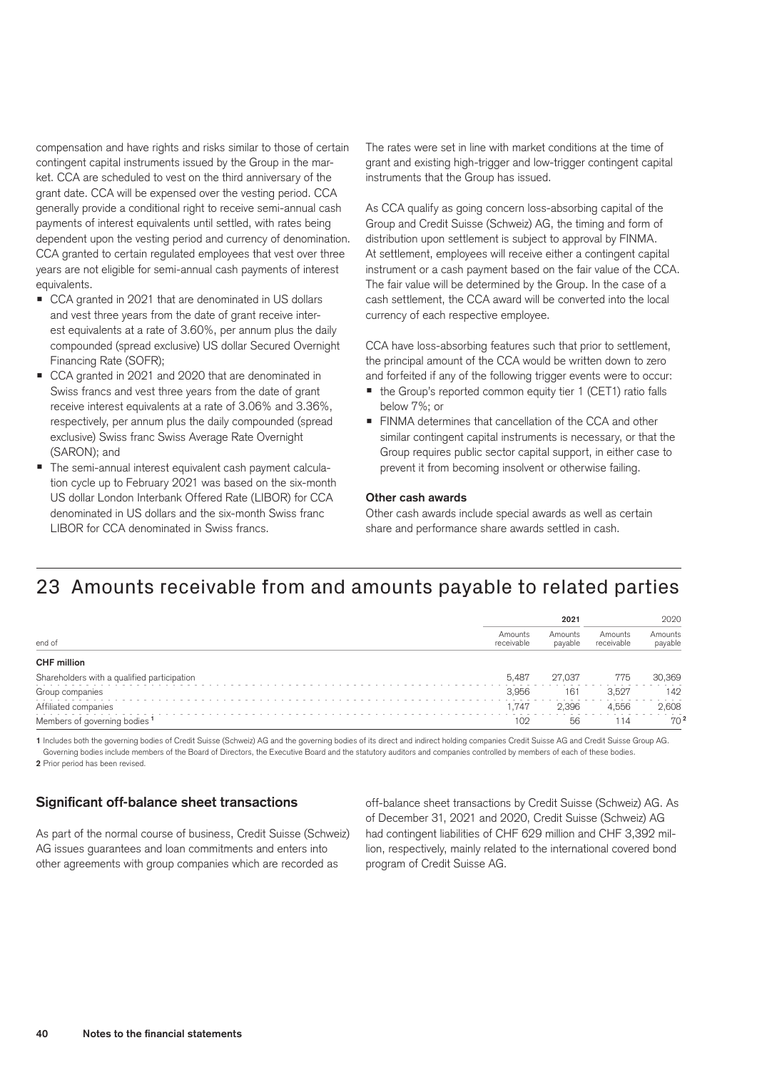compensation and have rights and risks similar to those of certain contingent capital instruments issued by the Group in the market. CCA are scheduled to vest on the third anniversary of the grant date. CCA will be expensed over the vesting period. CCA generally provide a conditional right to receive semi-annual cash payments of interest equivalents until settled, with rates being dependent upon the vesting period and currency of denomination. CCA granted to certain regulated employees that vest over three years are not eligible for semi-annual cash payments of interest equivalents.

- CCA granted in 2021 that are denominated in US dollars and vest three years from the date of grant receive interest equivalents at a rate of 3.60%, per annum plus the daily compounded (spread exclusive) US dollar Secured Overnight Financing Rate (SOFR);
- CCA granted in 2021 and 2020 that are denominated in Swiss francs and vest three years from the date of grant receive interest equivalents at a rate of 3.06% and 3.36%, respectively, per annum plus the daily compounded (spread exclusive) Swiss franc Swiss Average Rate Overnight (SARON); and
- The semi-annual interest equivalent cash payment calculation cycle up to February 2021 was based on the six-month US dollar London Interbank Offered Rate (LIBOR) for CCA denominated in US dollars and the six-month Swiss franc LIBOR for CCA denominated in Swiss francs.

The rates were set in line with market conditions at the time of grant and existing high-trigger and low-trigger contingent capital instruments that the Group has issued.

As CCA qualify as going concern loss-absorbing capital of the Group and Credit Suisse (Schweiz) AG, the timing and form of distribution upon settlement is subject to approval by FINMA. At settlement, employees will receive either a contingent capital instrument or a cash payment based on the fair value of the CCA. The fair value will be determined by the Group. In the case of a cash settlement, the CCA award will be converted into the local currency of each respective employee.

CCA have loss-absorbing features such that prior to settlement, the principal amount of the CCA would be written down to zero and forfeited if any of the following trigger events were to occur:

- the Group's reported common equity tier 1 (CET1) ratio falls below 7%; or
- FINMA determines that cancellation of the CCA and other similar contingent capital instruments is necessary, or that the Group requires public sector capital support, in either case to prevent it from becoming insolvent or otherwise failing.

**Other cash awards**

Other cash awards include special awards as well as certain share and performance share awards settled in cash.

# 23 Amounts receivable from and amounts payable to related parties

| | 2021 | | 2020 | |
|---|---|---|---|---|
| end of | Amounts receivable | Amounts payable | Amounts receivable | Amounts payable |
| **CHF million** | | | | |
| Shareholders with a qualified participation | 5,487 | 27,037 | 775 | 30,369 |
| Group companies | 3,956 | 161 | 3,527 | 142 |
| Affiliated companies | 1,747 | 2,396 | 4,556 | 2,608 |
| Members of governing bodies [1] | 102 | 56 | 114 | 70 [2] |

1 Includes both the governing bodies of Credit Suisse (Schweiz) AG and the governing bodies of its direct and indirect holding companies Credit Suisse AG and Credit Suisse Group AG. Governing bodies include members of the Board of Directors, the Executive Board and the statutory auditors and companies controlled by members of each of these bodies.

2 Prior period has been revised.

## Significant off-balance sheet transactions

As part of the normal course of business, Credit Suisse (Schweiz) AG issues guarantees and loan commitments and enters into other agreements with group companies which are recorded as off-balance sheet transactions by Credit Suisse (Schweiz) AG. As of December 31, 2021 and 2020, Credit Suisse (Schweiz) AG had contingent liabilities of CHF 629 million and CHF 3,392 million, respectively, mainly related to the international covered bond program of Credit Suisse AG.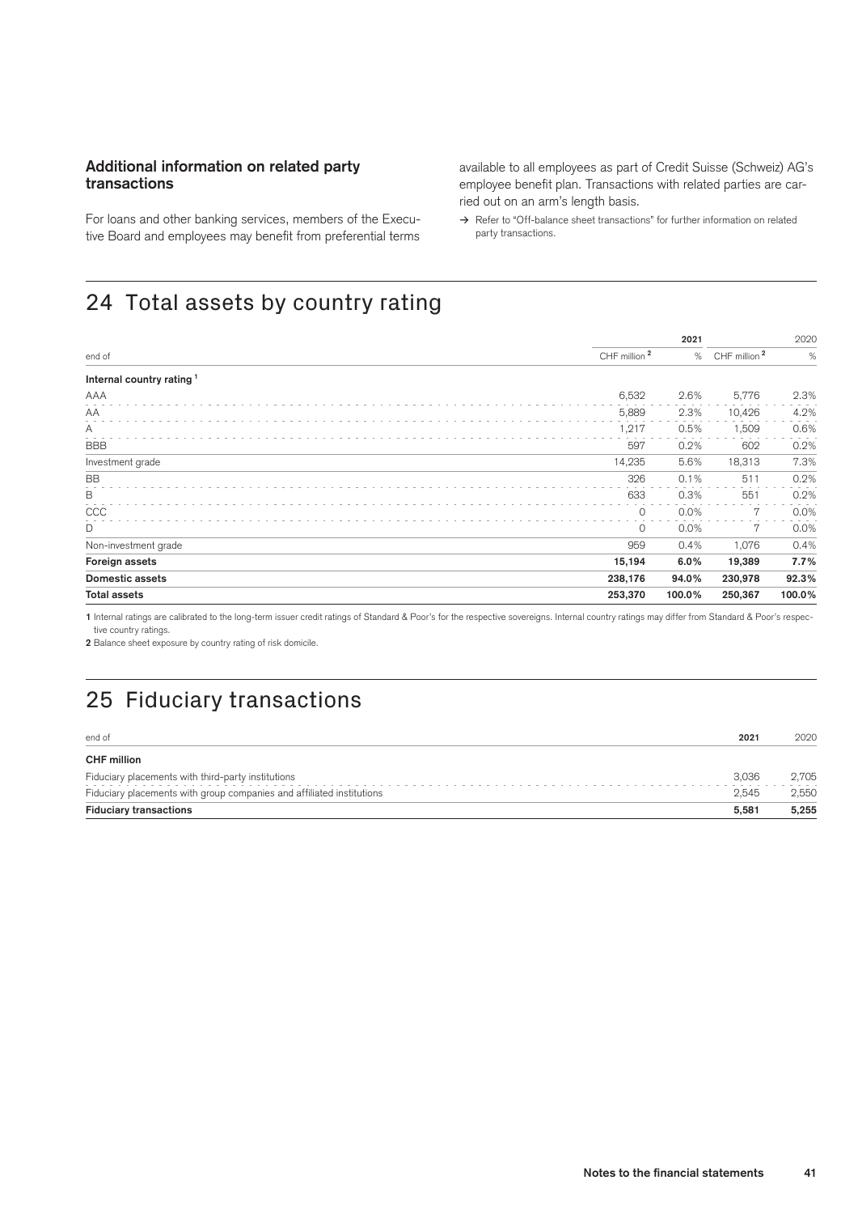### Additional information on related party transactions

For loans and other banking services, members of the Executive Board and employees may benefit from preferential terms available to all employees as part of Credit Suisse (Schweiz) AG's employee benefit plan. Transactions with related parties are carried out on an arm's length basis.

→ Refer to "Off-balance sheet transactions" for further information on related party transactions.

# 24 Total assets by country rating

| | 2021 | | 2020 | |
|---|---|---|---|---|
| end of | CHF million [2] | % | CHF million [2] | % |
| **Internal country rating [1]** | | | | |
| AAA | 6,532 | 2.6% | 5,776 | 2.3% |
| AA | 5,889 | 2.3% | 10,426 | 4.2% |
| A | 1,217 | 0.5% | 1,509 | 0.6% |
| BBB | 597 | 0.2% | 602 | 0.2% |
| Investment grade | 14,235 | 5.6% | 18,313 | 7.3% |
| BB | 326 | 0.1% | 511 | 0.2% |
| B | 633 | 0.3% | 551 | 0.2% |
| CCC | 0 | 0.0% | 7 | 0.0% |
| D | 0 | 0.0% | 7 | 0.0% |
| Non-investment grade | 959 | 0.4% | 1,076 | 0.4% |
| **Foreign assets** | **15,194** | **6.0%** | **19,389** | **7.7%** |
| **Domestic assets** | **238,176** | **94.0%** | **230,978** | **92.3%** |
| **Total assets** | **253,370** | **100.0%** | **250,367** | **100.0%** |

1 Internal ratings are calibrated to the long-term issuer credit ratings of Standard & Poor's for the respective sovereigns. Internal country ratings may differ from Standard & Poor's respective country ratings.
2 Balance sheet exposure by country rating of risk domicile.

# 25 Fiduciary transactions

| end of | 2021 | 2020 |
|---|---|---|
| **CHF million** | | |
| Fiduciary placements with third-party institutions | 3,036 | 2,705 |
| Fiduciary placements with group companies and affiliated institutions | 2,545 | 2,550 |
| **Fiduciary transactions** | **5,581** | **5,255** |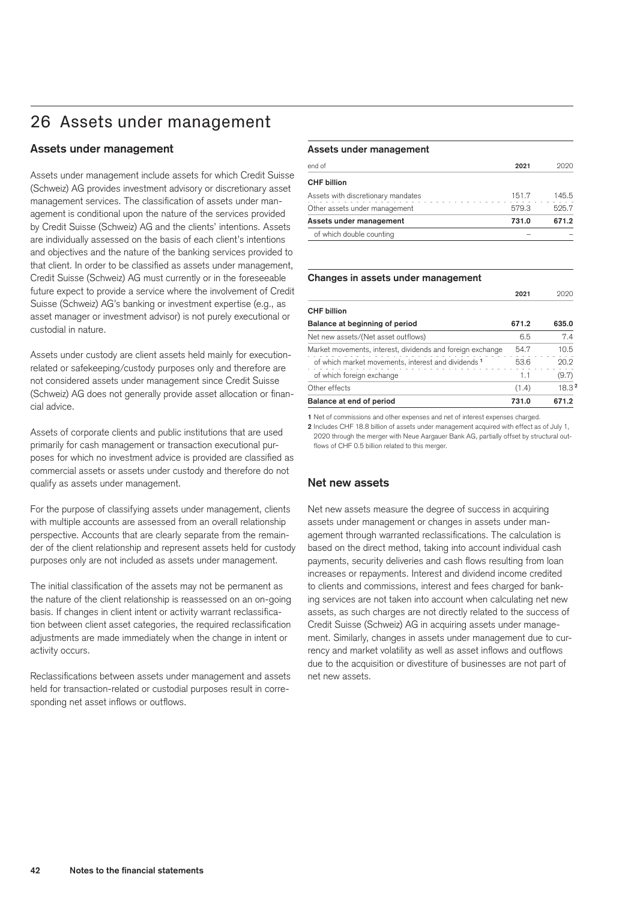# 26 Assets under management

## Assets under management

Assets under management include assets for which Credit Suisse (Schweiz) AG provides investment advisory or discretionary asset management services. The classification of assets under management is conditional upon the nature of the services provided by Credit Suisse (Schweiz) AG and the clients' intentions. Assets are individually assessed on the basis of each client's intentions and objectives and the nature of the banking services provided to that client. In order to be classified as assets under management, Credit Suisse (Schweiz) AG must currently or in the foreseeable future expect to provide a service where the involvement of Credit Suisse (Schweiz) AG's banking or investment expertise (e.g., as asset manager or investment advisor) is not purely executional or custodial in nature.

Assets under custody are client assets held mainly for execution-related or safekeeping/custody purposes only and therefore are not considered assets under management since Credit Suisse (Schweiz) AG does not generally provide asset allocation or financial advice.

Assets of corporate clients and public institutions that are used primarily for cash management or transaction executional purposes for which no investment advice is provided are classified as commercial assets or assets under custody and therefore do not qualify as assets under management.

For the purpose of classifying assets under management, clients with multiple accounts are assessed from an overall relationship perspective. Accounts that are clearly separate from the remainder of the client relationship and represent assets held for custody purposes only are not included as assets under management.

The initial classification of the assets may not be permanent as the nature of the client relationship is reassessed on an on-going basis. If changes in client intent or activity warrant reclassification between client asset categories, the required reclassification adjustments are made immediately when the change in intent or activity occurs.

Reclassifications between assets under management and assets held for transaction-related or custodial purposes result in corresponding net asset inflows or outflows.

### Assets under management

| end of | 2021 | 2020 |
|---|---|---|
| **CHF billion** | | |
| Assets with discretionary mandates | 151.7 | 145.5 |
| Other assets under management | 579.3 | 525.7 |
| **Assets under management** | **731.0** | **671.2** |
| of which double counting | – | – |

### Changes in assets under management

| | 2021 | 2020 |
|---|---|---|
| **CHF billion** | | |
| **Balance at beginning of period** | **671.2** | **635.0** |
| Net new assets/(Net asset outflows) | 6.5 | 7.4 |
| Market movements, interest, dividends and foreign exchange | 54.7 | 10.5 |
| of which market movements, interest and dividends [1] | 53.6 | 20.2 |
| of which foreign exchange | 1.1 | (9.7) |
| Other effects | (1.4) | 18.3 [2] |
| **Balance at end of period** | **731.0** | **671.2** |

1 Net of commissions and other expenses and net of interest expenses charged.

2 Includes CHF 18.8 billion of assets under management acquired with effect as of July 1, 2020 through the merger with Neue Aargauer Bank AG, partially offset by structural outflows of CHF 0.5 billion related to this merger.

## Net new assets

Net new assets measure the degree of success in acquiring assets under management or changes in assets under management through warranted reclassifications. The calculation is based on the direct method, taking into account individual cash payments, security deliveries and cash flows resulting from loan increases or repayments. Interest and dividend income credited to clients and commissions, interest and fees charged for banking services are not taken into account when calculating net new assets, as such charges are not directly related to the success of Credit Suisse (Schweiz) AG in acquiring assets under management. Similarly, changes in assets under management due to currency and market volatility as well as asset inflows and outflows due to the acquisition or divestiture of businesses are not part of net new assets.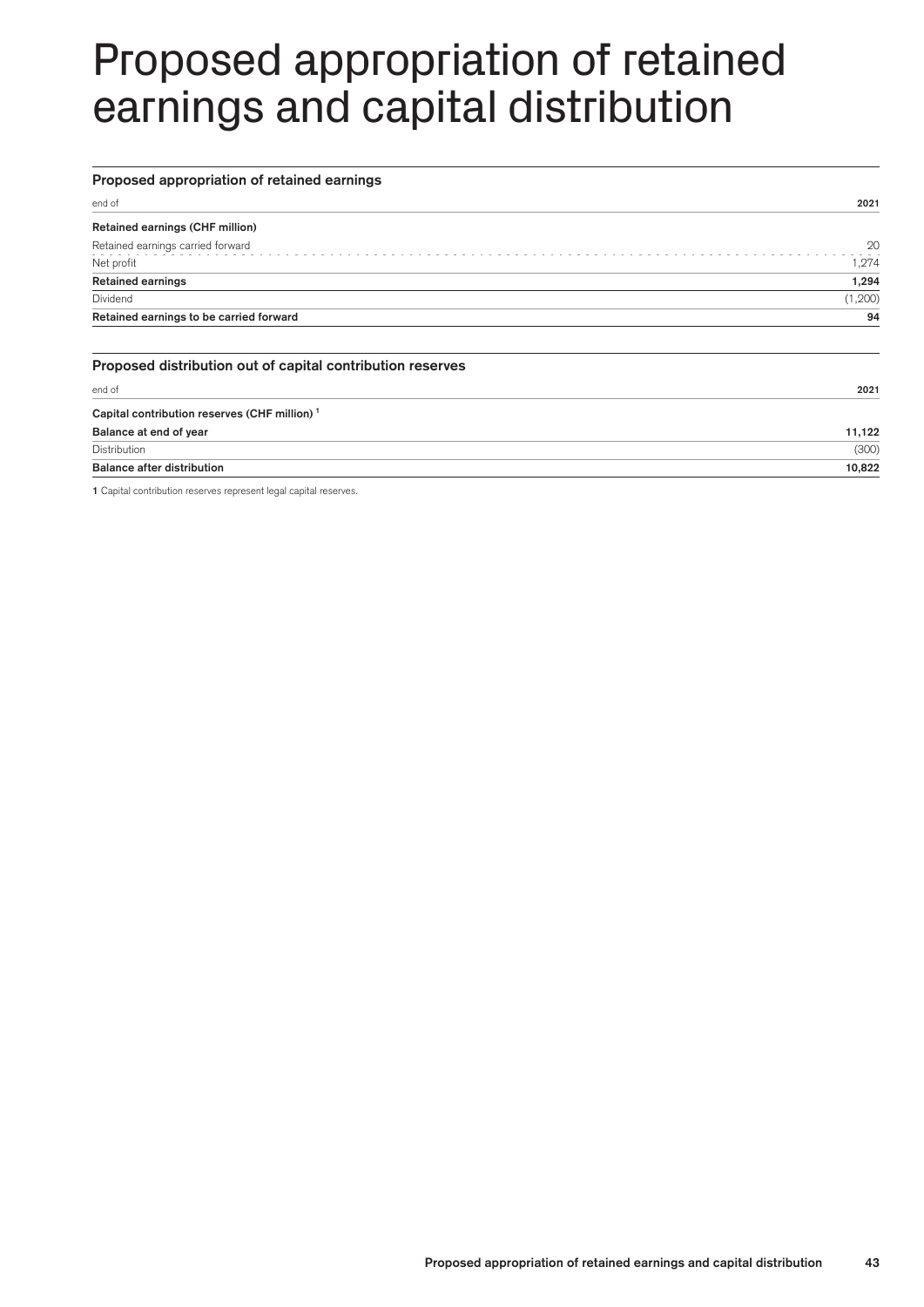# Proposed appropriation of retained earnings and capital distribution

### Proposed appropriation of retained earnings

| end of | 2021 |
|---|---|
| **Retained earnings (CHF million)** | |
| Retained earnings carried forward | 20 |
| Net profit | 1,274 |
| **Retained earnings** | **1,294** |
| Dividend | (1,200) |
| **Retained earnings to be carried forward** | **94** |

### Proposed distribution out of capital contribution reserves

| end of | 2021 |
|---|---|
| **Capital contribution reserves (CHF million)** [1] | |
| **Balance at end of year** | **11,122** |
| Distribution | (300) |
| **Balance after distribution** | **10,822** |

1 Capital contribution reserves represent legal capital reserves.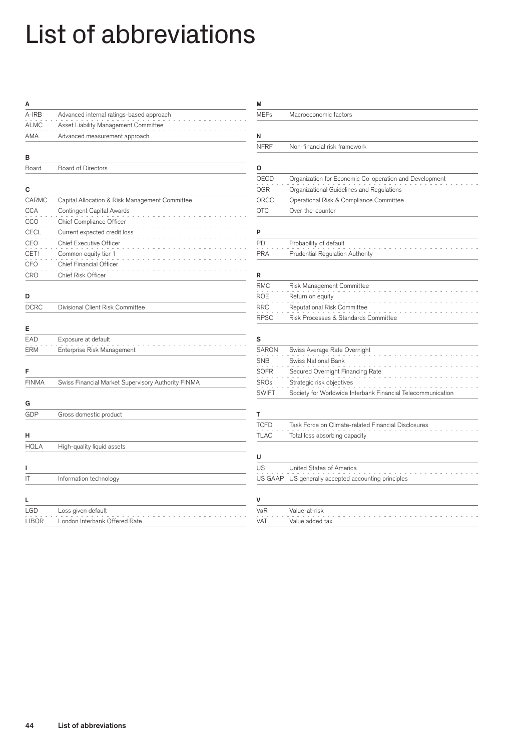# List of abbreviations

| A | |
|---|---|
| A-IRB | Advanced internal ratings-based approach |
| ALMC | Asset Liability Management Committee |
| AMA | Advanced measurement approach |

| B | |
|---|---|
| Board | Board of Directors |

| C | |
|---|---|
| CARMC | Capital Allocation & Risk Management Committee |
| CCA | Contingent Capital Awards |
| CCO | Chief Compliance Officer |
| CECL | Current expected credit loss |
| CEO | Chief Executive Officer |
| CET1 | Common equity tier 1 |
| CFO | Chief Financial Officer |
| CRO | Chief Risk Officer |

| D | |
|---|---|
| DCRC | Divisional Client Risk Committee |

| E | |
|---|---|
| EAD | Exposure at default |
| ERM | Enterprise Risk Management |

| F | |
|---|---|
| FINMA | Swiss Financial Market Supervisory Authority FINMA |

| G | |
|---|---|
| GDP | Gross domestic product |

| H | |
|---|---|
| HQLA | High-quality liquid assets |

| I | |
|---|---|
| IT | Information technology |

| L | |
|---|---|
| LGD | Loss given default |
| LIBOR | London Interbank Offered Rate |

| M | |
|---|---|
| MEFs | Macroeconomic factors |

| N | |
|---|---|
| NFRF | Non-financial risk framework |

| O | |
|---|---|
| OECD | Organization for Economic Co-operation and Development |
| OGR | Organizational Guidelines and Regulations |
| ORCC | Operational Risk & Compliance Committee |
| OTC | Over-the-counter |

| P | |
|---|---|
| PD | Probability of default |
| PRA | Prudential Regulation Authority |

| R | |
|---|---|
| RMC | Risk Management Committee |
| ROE | Return on equity |
| RRC | Reputational Risk Committee |
| RPSC | Risk Processes & Standards Committee |

| S | |
|---|---|
| SARON | Swiss Average Rate Overnight |
| SNB | Swiss National Bank |
| SOFR | Secured Overnight Financing Rate |
| SROs | Strategic risk objectives |
| SWIFT | Society for Worldwide Interbank Financial Telecommunication |

| T | |
|---|---|
| TCFD | Task Force on Climate-related Financial Disclosures |
| TLAC | Total loss absorbing capacity |

| U | |
|---|---|
| US | United States of America |
| US GAAP | US generally accepted accounting principles |

| V | |
|---|---|
| VaR | Value-at-risk |
| VAT | Value added tax |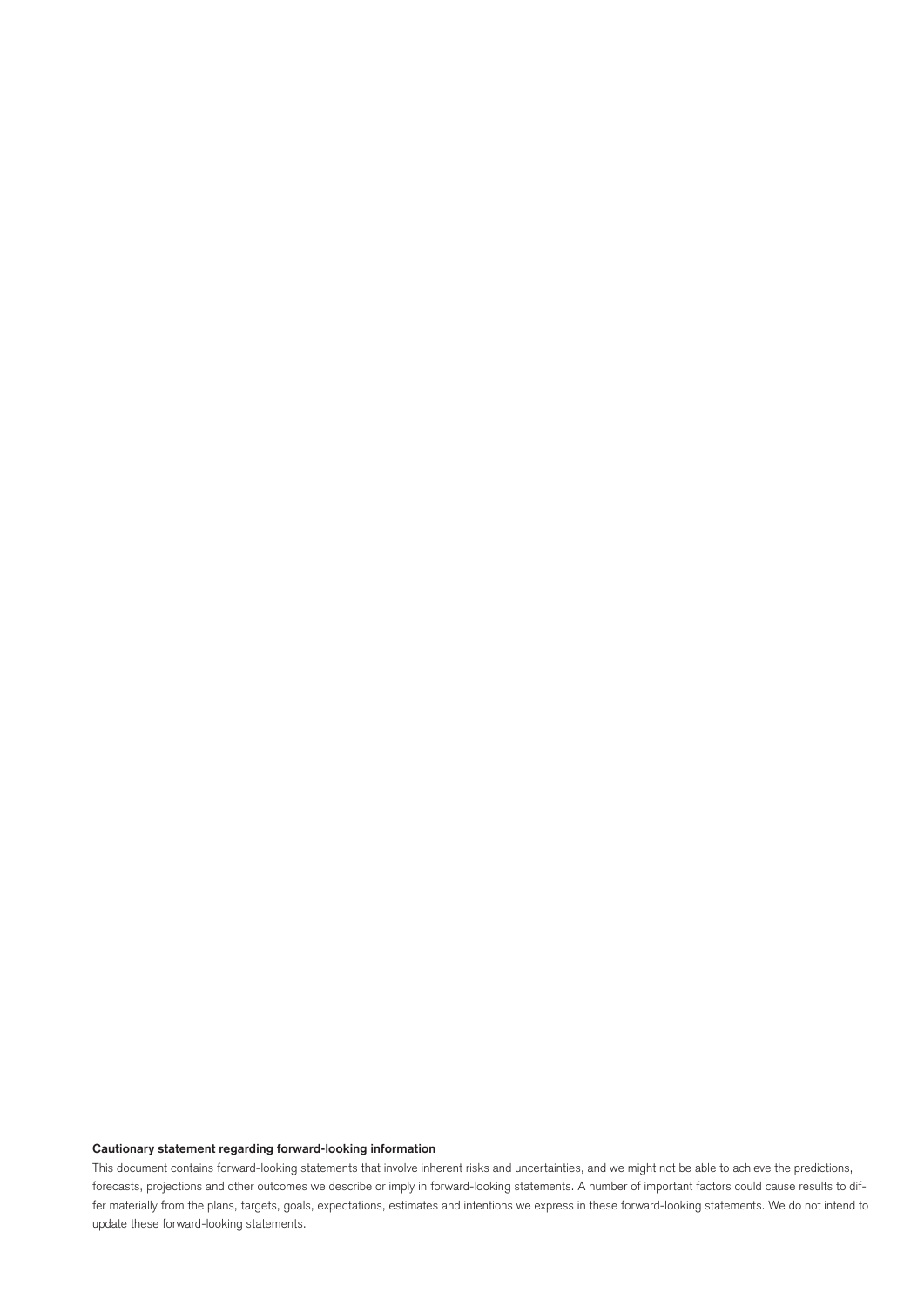**Cautionary statement regarding forward-looking information**

This document contains forward-looking statements that involve inherent risks and uncertainties, and we might not be able to achieve the predictions, forecasts, projections and other outcomes we describe or imply in forward-looking statements. A number of important factors could cause results to differ materially from the plans, targets, goals, expectations, estimates and intentions we express in these forward-looking statements. We do not intend to update these forward-looking statements.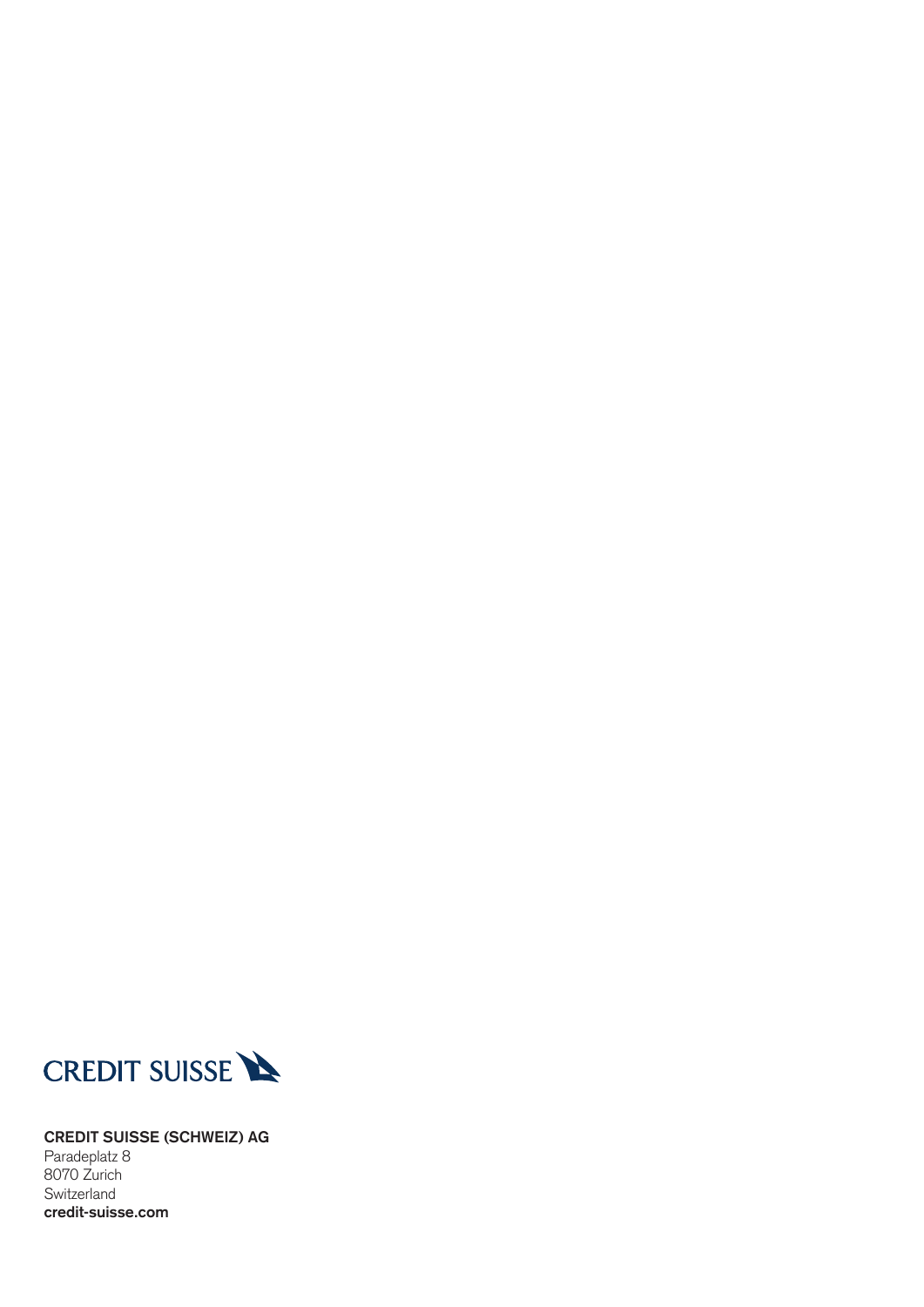CREDIT SUISSE

**CREDIT SUISSE (SCHWEIZ) AG**
Paradeplatz 8
8070 Zurich
Switzerland
**credit-suisse.com**